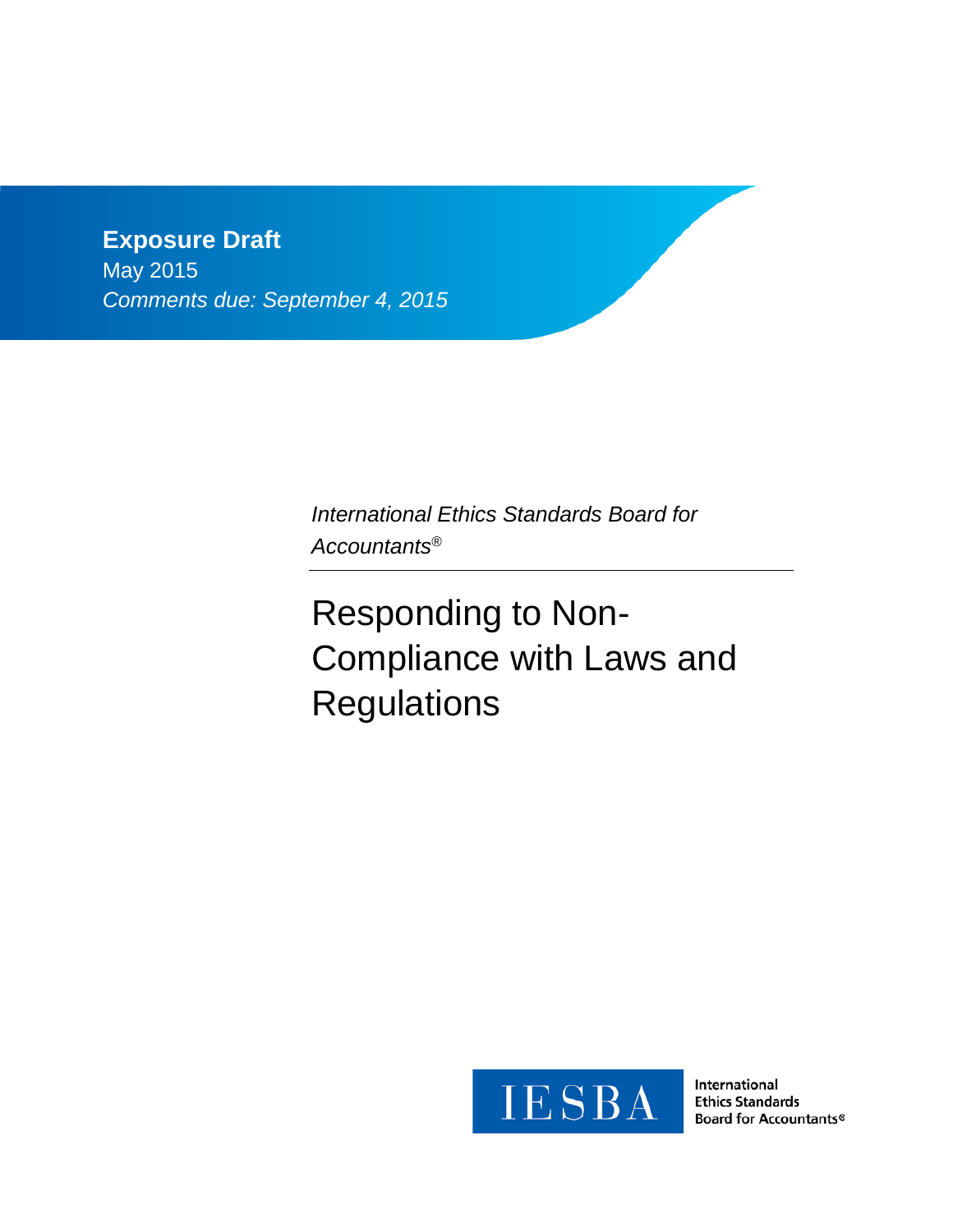**Exposure Draft**
May 2015
*Comments due: September 4, 2015*

*International Ethics Standards Board for Accountants®*

# Responding to Non-Compliance with Laws and Regulations

IESBA International Ethics Standards Board for Accountants®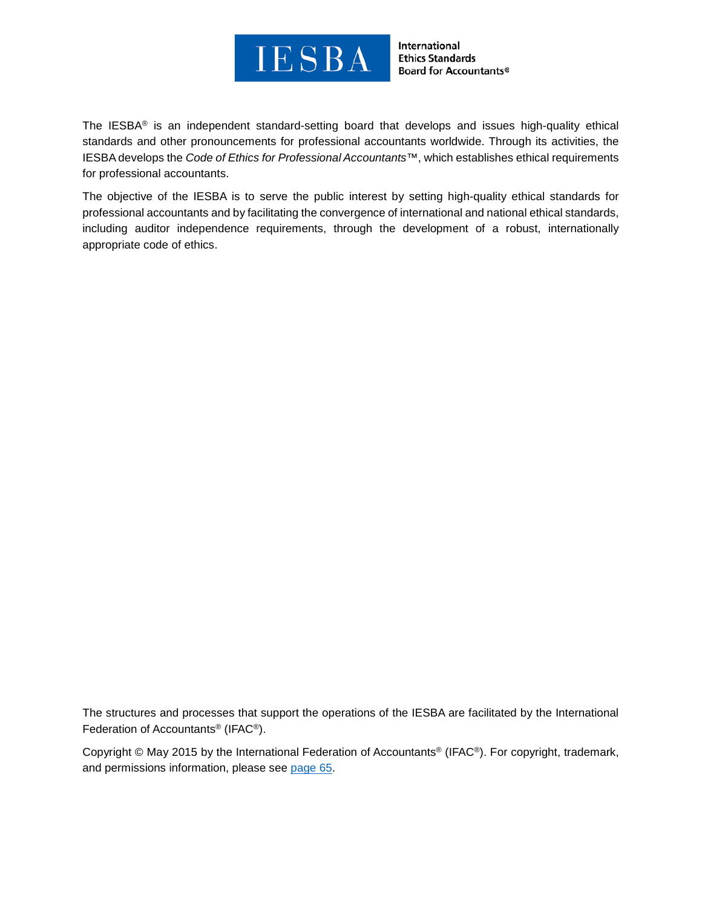International Ethics Standards Board for Accountants®

The IESBA® is an independent standard-setting board that develops and issues high-quality ethical standards and other pronouncements for professional accountants worldwide. Through its activities, the IESBA develops the *Code of Ethics for Professional Accountants*™, which establishes ethical requirements for professional accountants.

The objective of the IESBA is to serve the public interest by setting high-quality ethical standards for professional accountants and by facilitating the convergence of international and national ethical standards, including auditor independence requirements, through the development of a robust, internationally appropriate code of ethics.

The structures and processes that support the operations of the IESBA are facilitated by the International Federation of Accountants® (IFAC®).

Copyright © May 2015 by the International Federation of Accountants® (IFAC®). For copyright, trademark, and permissions information, please see page 65.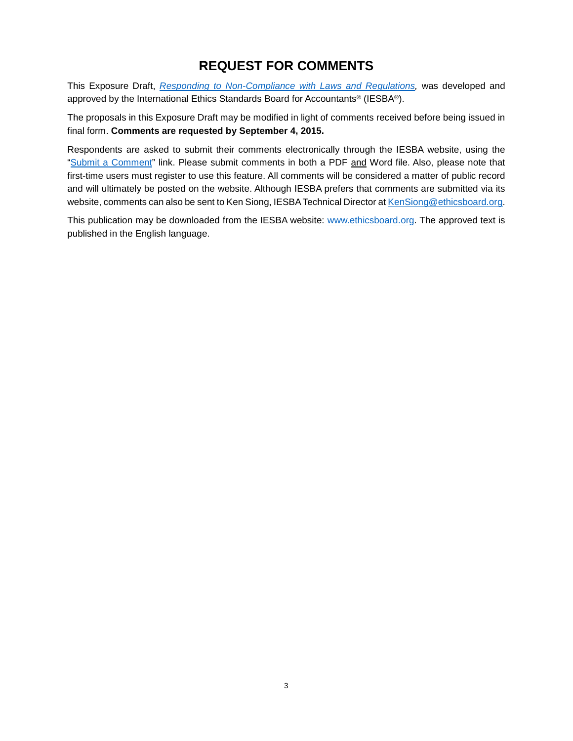# REQUEST FOR COMMENTS

This Exposure Draft, *Responding to Non-Compliance with Laws and Regulations*, was developed and approved by the International Ethics Standards Board for Accountants® (IESBA®).

The proposals in this Exposure Draft may be modified in light of comments received before being issued in final form. **Comments are requested by September 4, 2015.**

Respondents are asked to submit their comments electronically through the IESBA website, using the "Submit a Comment" link. Please submit comments in both a PDF and Word file. Also, please note that first-time users must register to use this feature. All comments will be considered a matter of public record and will ultimately be posted on the website. Although IESBA prefers that comments are submitted via its website, comments can also be sent to Ken Siong, IESBA Technical Director at KenSiong@ethicsboard.org.

This publication may be downloaded from the IESBA website: www.ethicsboard.org. The approved text is published in the English language.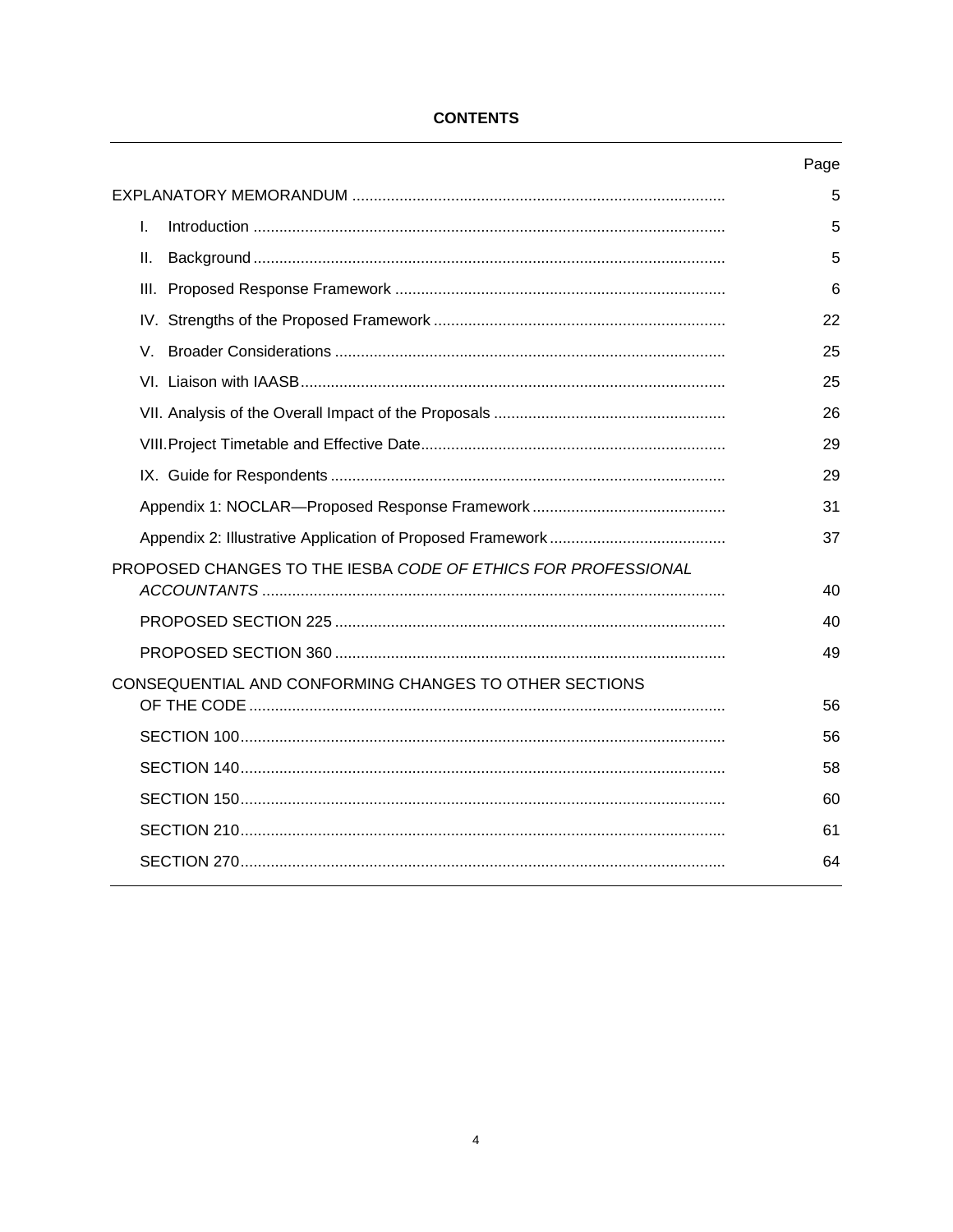**CONTENTS**

| | Page |
|---|---|
| EXPLANATORY MEMORANDUM | 5 |
| I. Introduction | 5 |
| II. Background | 5 |
| III. Proposed Response Framework | 6 |
| IV. Strengths of the Proposed Framework | 22 |
| V. Broader Considerations | 25 |
| VI. Liaison with IAASB | 25 |
| VII. Analysis of the Overall Impact of the Proposals | 26 |
| VIII. Project Timetable and Effective Date | 29 |
| IX. Guide for Respondents | 29 |
| Appendix 1: NOCLAR—Proposed Response Framework | 31 |
| Appendix 2: Illustrative Application of Proposed Framework | 37 |
| PROPOSED CHANGES TO THE IESBA *CODE OF ETHICS FOR PROFESSIONAL ACCOUNTANTS* | 40 |
| PROPOSED SECTION 225 | 40 |
| PROPOSED SECTION 360 | 49 |
| CONSEQUENTIAL AND CONFORMING CHANGES TO OTHER SECTIONS OF THE CODE | 56 |
| SECTION 100 | 56 |
| SECTION 140 | 58 |
| SECTION 150 | 60 |
| SECTION 210 | 61 |
| SECTION 270 | 64 |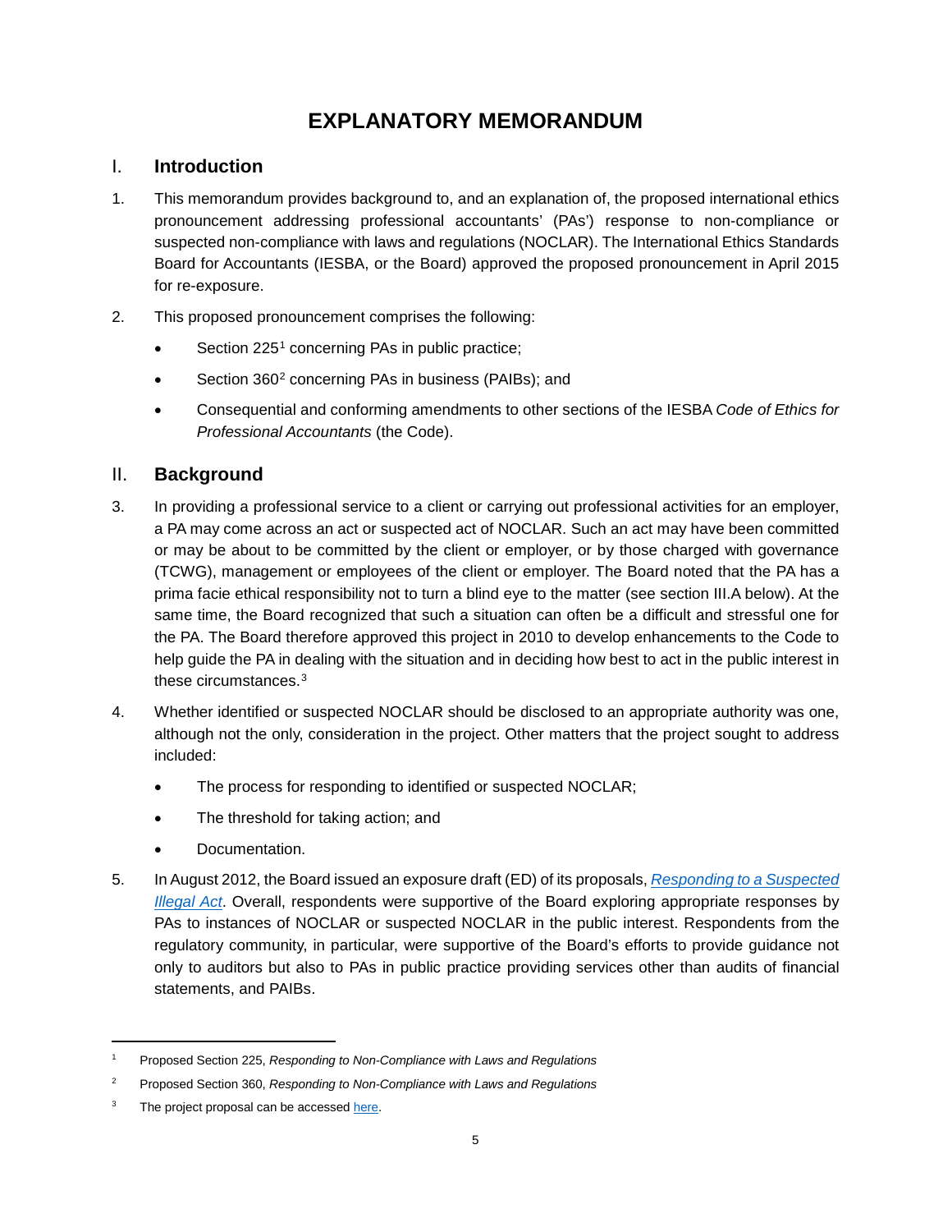# EXPLANATORY MEMORANDUM

## I. Introduction

1. This memorandum provides background to, and an explanation of, the proposed international ethics pronouncement addressing professional accountants' (PAs') response to non-compliance or suspected non-compliance with laws and regulations (NOCLAR). The International Ethics Standards Board for Accountants (IESBA, or the Board) approved the proposed pronouncement in April 2015 for re-exposure.

2. This proposed pronouncement comprises the following:

   - Section 225[1] concerning PAs in public practice;
   - Section 360[2] concerning PAs in business (PAIBs); and
   - Consequential and conforming amendments to other sections of the IESBA *Code of Ethics for Professional Accountants* (the Code).

## II. Background

3. In providing a professional service to a client or carrying out professional activities for an employer, a PA may come across an act or suspected act of NOCLAR. Such an act may have been committed or may be about to be committed by the client or employer, or by those charged with governance (TCWG), management or employees of the client or employer. The Board noted that the PA has a prima facie ethical responsibility not to turn a blind eye to the matter (see section III.A below). At the same time, the Board recognized that such a situation can often be a difficult and stressful one for the PA. The Board therefore approved this project in 2010 to develop enhancements to the Code to help guide the PA in dealing with the situation and in deciding how best to act in the public interest in these circumstances.[3]

4. Whether identified or suspected NOCLAR should be disclosed to an appropriate authority was one, although not the only, consideration in the project. Other matters that the project sought to address included:

   - The process for responding to identified or suspected NOCLAR;
   - The threshold for taking action; and
   - Documentation.

5. In August 2012, the Board issued an exposure draft (ED) of its proposals, *Responding to a Suspected Illegal Act*. Overall, respondents were supportive of the Board exploring appropriate responses by PAs to instances of NOCLAR or suspected NOCLAR in the public interest. Respondents from the regulatory community, in particular, were supportive of the Board's efforts to provide guidance not only to auditors but also to PAs in public practice providing services other than audits of financial statements, and PAIBs.

---

[1] Proposed Section 225, *Responding to Non-Compliance with Laws and Regulations*

[2] Proposed Section 360, *Responding to Non-Compliance with Laws and Regulations*

[3] The project proposal can be accessed here.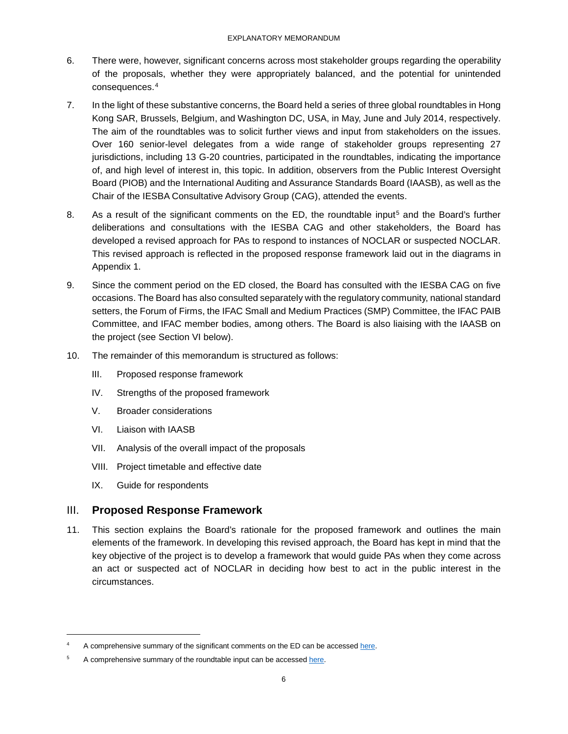6. There were, however, significant concerns across most stakeholder groups regarding the operability of the proposals, whether they were appropriately balanced, and the potential for unintended consequences.[4]

7. In the light of these substantive concerns, the Board held a series of three global roundtables in Hong Kong SAR, Brussels, Belgium, and Washington DC, USA, in May, June and July 2014, respectively. The aim of the roundtables was to solicit further views and input from stakeholders on the issues. Over 160 senior-level delegates from a wide range of stakeholder groups representing 27 jurisdictions, including 13 G-20 countries, participated in the roundtables, indicating the importance of, and high level of interest in, this topic. In addition, observers from the Public Interest Oversight Board (PIOB) and the International Auditing and Assurance Standards Board (IAASB), as well as the Chair of the IESBA Consultative Advisory Group (CAG), attended the events.

8. As a result of the significant comments on the ED, the roundtable input[5] and the Board's further deliberations and consultations with the IESBA CAG and other stakeholders, the Board has developed a revised approach for PAs to respond to instances of NOCLAR or suspected NOCLAR. This revised approach is reflected in the proposed response framework laid out in the diagrams in Appendix 1.

9. Since the comment period on the ED closed, the Board has consulted with the IESBA CAG on five occasions. The Board has also consulted separately with the regulatory community, national standard setters, the Forum of Firms, the IFAC Small and Medium Practices (SMP) Committee, the IFAC PAIB Committee, and IFAC member bodies, among others. The Board is also liaising with the IAASB on the project (see Section VI below).

10. The remainder of this memorandum is structured as follows:

    III. Proposed response framework

    IV. Strengths of the proposed framework

    V. Broader considerations

    VI. Liaison with IAASB

    VII. Analysis of the overall impact of the proposals

    VIII. Project timetable and effective date

    IX. Guide for respondents

## III. Proposed Response Framework

11. This section explains the Board's rationale for the proposed framework and outlines the main elements of the framework. In developing this revised approach, the Board has kept in mind that the key objective of the project is to develop a framework that would guide PAs when they come across an act or suspected act of NOCLAR in deciding how best to act in the public interest in the circumstances.

---

[4] A comprehensive summary of the significant comments on the ED can be accessed here.

[5] A comprehensive summary of the roundtable input can be accessed here.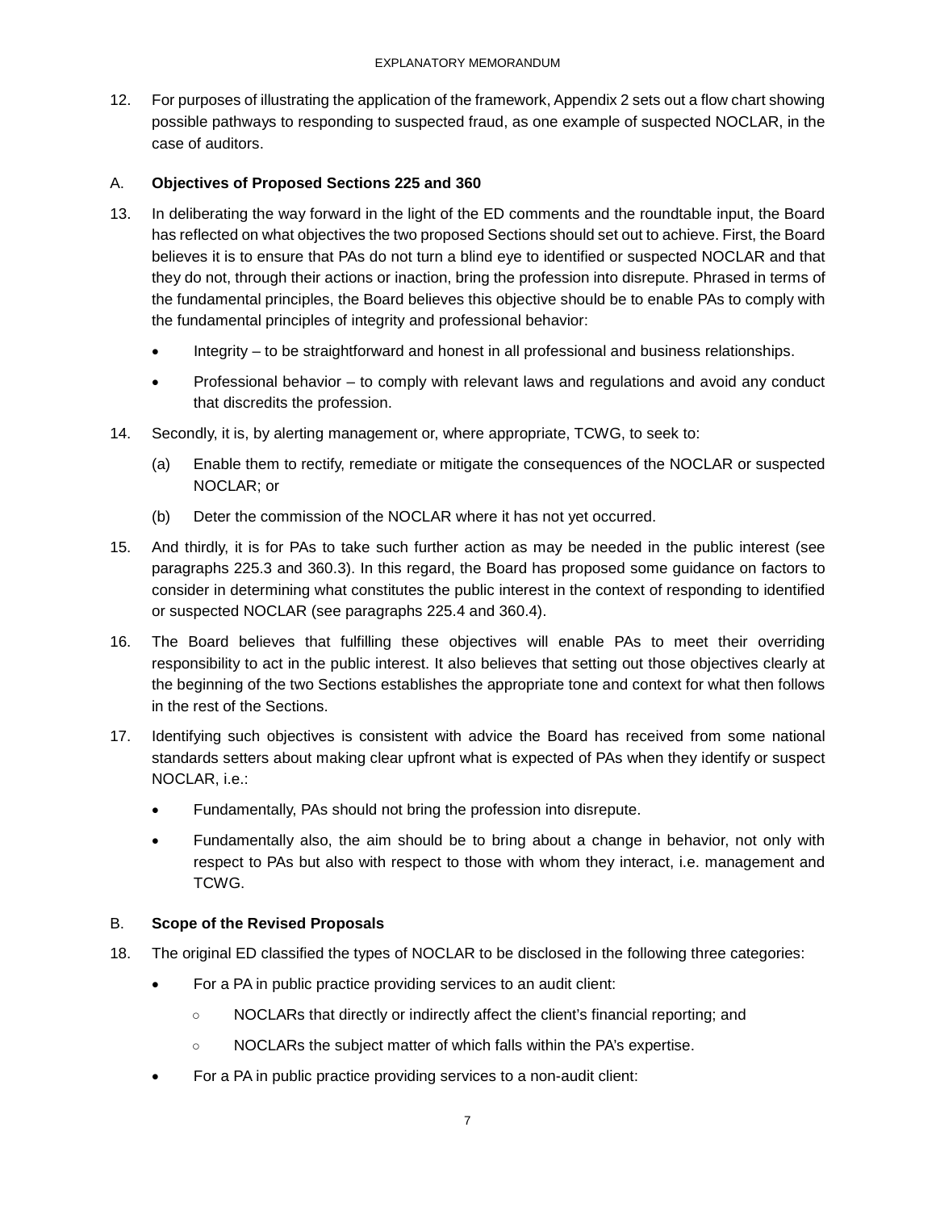12. For purposes of illustrating the application of the framework, Appendix 2 sets out a flow chart showing possible pathways to responding to suspected fraud, as one example of suspected NOCLAR, in the case of auditors.

## A. **Objectives of Proposed Sections 225 and 360**

13. In deliberating the way forward in the light of the ED comments and the roundtable input, the Board has reflected on what objectives the two proposed Sections should set out to achieve. First, the Board believes it is to ensure that PAs do not turn a blind eye to identified or suspected NOCLAR and that they do not, through their actions or inaction, bring the profession into disrepute. Phrased in terms of the fundamental principles, the Board believes this objective should be to enable PAs to comply with the fundamental principles of integrity and professional behavior:

    - Integrity – to be straightforward and honest in all professional and business relationships.
    - Professional behavior – to comply with relevant laws and regulations and avoid any conduct that discredits the profession.

14. Secondly, it is, by alerting management or, where appropriate, TCWG, to seek to:

    (a) Enable them to rectify, remediate or mitigate the consequences of the NOCLAR or suspected NOCLAR; or

    (b) Deter the commission of the NOCLAR where it has not yet occurred.

15. And thirdly, it is for PAs to take such further action as may be needed in the public interest (see paragraphs 225.3 and 360.3). In this regard, the Board has proposed some guidance on factors to consider in determining what constitutes the public interest in the context of responding to identified or suspected NOCLAR (see paragraphs 225.4 and 360.4).

16. The Board believes that fulfilling these objectives will enable PAs to meet their overriding responsibility to act in the public interest. It also believes that setting out those objectives clearly at the beginning of the two Sections establishes the appropriate tone and context for what then follows in the rest of the Sections.

17. Identifying such objectives is consistent with advice the Board has received from some national standards setters about making clear upfront what is expected of PAs when they identify or suspect NOCLAR, i.e.:

    - Fundamentally, PAs should not bring the profession into disrepute.
    - Fundamentally also, the aim should be to bring about a change in behavior, not only with respect to PAs but also with respect to those with whom they interact, i.e. management and TCWG.

## B. **Scope of the Revised Proposals**

18. The original ED classified the types of NOCLAR to be disclosed in the following three categories:

    - For a PA in public practice providing services to an audit client:
        - NOCLARs that directly or indirectly affect the client's financial reporting; and
        - NOCLARs the subject matter of which falls within the PA's expertise.
    - For a PA in public practice providing services to a non-audit client: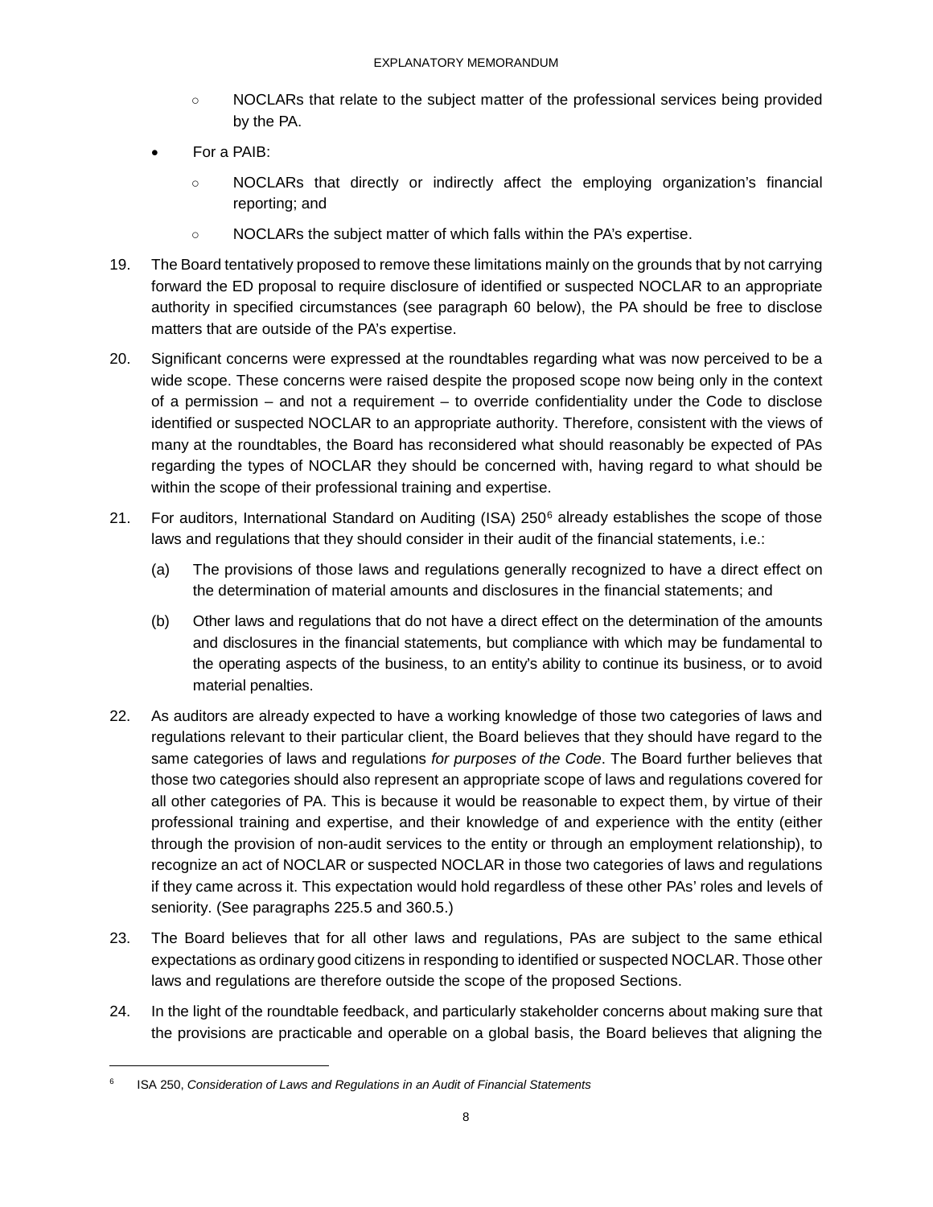- NOCLARs that relate to the subject matter of the professional services being provided by the PA.

- For a PAIB:
  - NOCLARs that directly or indirectly affect the employing organization's financial reporting; and
  - NOCLARs the subject matter of which falls within the PA's expertise.

19. The Board tentatively proposed to remove these limitations mainly on the grounds that by not carrying forward the ED proposal to require disclosure of identified or suspected NOCLAR to an appropriate authority in specified circumstances (see paragraph 60 below), the PA should be free to disclose matters that are outside of the PA's expertise.

20. Significant concerns were expressed at the roundtables regarding what was now perceived to be a wide scope. These concerns were raised despite the proposed scope now being only in the context of a permission – and not a requirement – to override confidentiality under the Code to disclose identified or suspected NOCLAR to an appropriate authority. Therefore, consistent with the views of many at the roundtables, the Board has reconsidered what should reasonably be expected of PAs regarding the types of NOCLAR they should be concerned with, having regard to what should be within the scope of their professional training and expertise.

21. For auditors, International Standard on Auditing (ISA) 250[6] already establishes the scope of those laws and regulations that they should consider in their audit of the financial statements, i.e.:

    (a) The provisions of those laws and regulations generally recognized to have a direct effect on the determination of material amounts and disclosures in the financial statements; and

    (b) Other laws and regulations that do not have a direct effect on the determination of the amounts and disclosures in the financial statements, but compliance with which may be fundamental to the operating aspects of the business, to an entity's ability to continue its business, or to avoid material penalties.

22. As auditors are already expected to have a working knowledge of those two categories of laws and regulations relevant to their particular client, the Board believes that they should have regard to the same categories of laws and regulations *for purposes of the Code*. The Board further believes that those two categories should also represent an appropriate scope of laws and regulations covered for all other categories of PA. This is because it would be reasonable to expect them, by virtue of their professional training and expertise, and their knowledge of and experience with the entity (either through the provision of non-audit services to the entity or through an employment relationship), to recognize an act of NOCLAR or suspected NOCLAR in those two categories of laws and regulations if they came across it. This expectation would hold regardless of these other PAs' roles and levels of seniority. (See paragraphs 225.5 and 360.5.)

23. The Board believes that for all other laws and regulations, PAs are subject to the same ethical expectations as ordinary good citizens in responding to identified or suspected NOCLAR. Those other laws and regulations are therefore outside the scope of the proposed Sections.

24. In the light of the roundtable feedback, and particularly stakeholder concerns about making sure that the provisions are practicable and operable on a global basis, the Board believes that aligning the

---

[6] ISA 250, *Consideration of Laws and Regulations in an Audit of Financial Statements*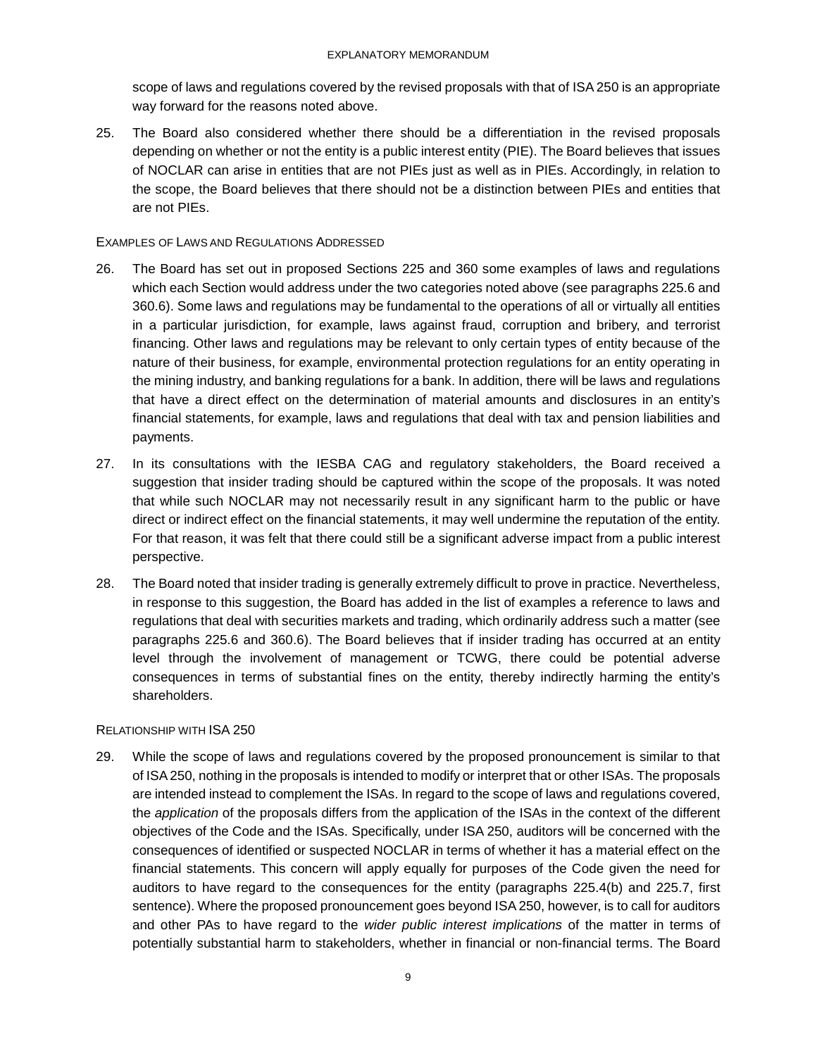scope of laws and regulations covered by the revised proposals with that of ISA 250 is an appropriate way forward for the reasons noted above.

25. The Board also considered whether there should be a differentiation in the revised proposals depending on whether or not the entity is a public interest entity (PIE). The Board believes that issues of NOCLAR can arise in entities that are not PIEs just as well as in PIEs. Accordingly, in relation to the scope, the Board believes that there should not be a distinction between PIEs and entities that are not PIEs.

EXAMPLES OF LAWS AND REGULATIONS ADDRESSED

26. The Board has set out in proposed Sections 225 and 360 some examples of laws and regulations which each Section would address under the two categories noted above (see paragraphs 225.6 and 360.6). Some laws and regulations may be fundamental to the operations of all or virtually all entities in a particular jurisdiction, for example, laws against fraud, corruption and bribery, and terrorist financing. Other laws and regulations may be relevant to only certain types of entity because of the nature of their business, for example, environmental protection regulations for an entity operating in the mining industry, and banking regulations for a bank. In addition, there will be laws and regulations that have a direct effect on the determination of material amounts and disclosures in an entity's financial statements, for example, laws and regulations that deal with tax and pension liabilities and payments.

27. In its consultations with the IESBA CAG and regulatory stakeholders, the Board received a suggestion that insider trading should be captured within the scope of the proposals. It was noted that while such NOCLAR may not necessarily result in any significant harm to the public or have direct or indirect effect on the financial statements, it may well undermine the reputation of the entity. For that reason, it was felt that there could still be a significant adverse impact from a public interest perspective.

28. The Board noted that insider trading is generally extremely difficult to prove in practice. Nevertheless, in response to this suggestion, the Board has added in the list of examples a reference to laws and regulations that deal with securities markets and trading, which ordinarily address such a matter (see paragraphs 225.6 and 360.6). The Board believes that if insider trading has occurred at an entity level through the involvement of management or TCWG, there could be potential adverse consequences in terms of substantial fines on the entity, thereby indirectly harming the entity's shareholders.

RELATIONSHIP WITH ISA 250

29. While the scope of laws and regulations covered by the proposed pronouncement is similar to that of ISA 250, nothing in the proposals is intended to modify or interpret that or other ISAs. The proposals are intended instead to complement the ISAs. In regard to the scope of laws and regulations covered, the *application* of the proposals differs from the application of the ISAs in the context of the different objectives of the Code and the ISAs. Specifically, under ISA 250, auditors will be concerned with the consequences of identified or suspected NOCLAR in terms of whether it has a material effect on the financial statements. This concern will apply equally for purposes of the Code given the need for auditors to have regard to the consequences for the entity (paragraphs 225.4(b) and 225.7, first sentence). Where the proposed pronouncement goes beyond ISA 250, however, is to call for auditors and other PAs to have regard to the *wider public interest implications* of the matter in terms of potentially substantial harm to stakeholders, whether in financial or non-financial terms. The Board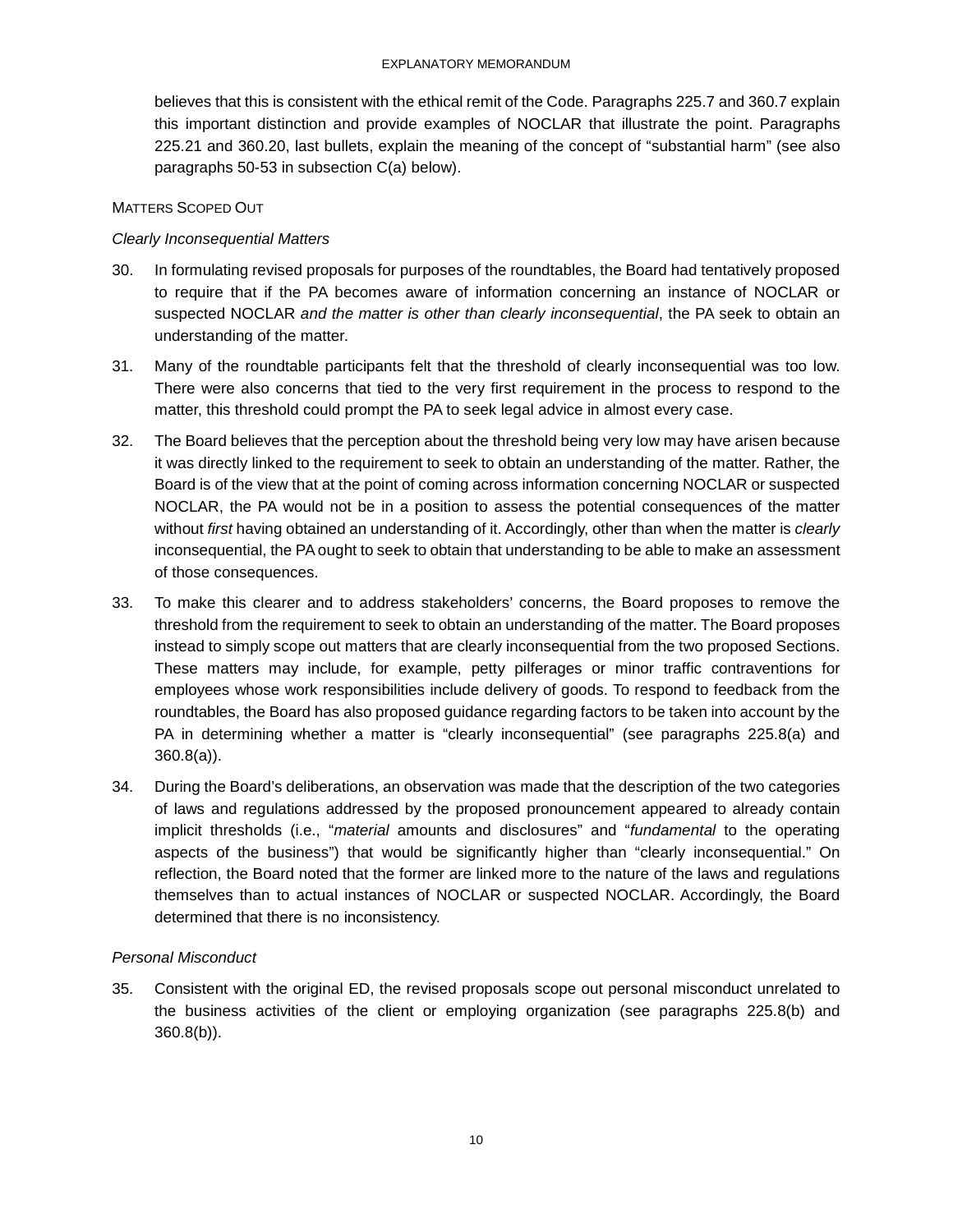believes that this is consistent with the ethical remit of the Code. Paragraphs 225.7 and 360.7 explain this important distinction and provide examples of NOCLAR that illustrate the point. Paragraphs 225.21 and 360.20, last bullets, explain the meaning of the concept of "substantial harm" (see also paragraphs 50-53 in subsection C(a) below).

#### MATTERS SCOPED OUT

*Clearly Inconsequential Matters*

30. In formulating revised proposals for purposes of the roundtables, the Board had tentatively proposed to require that if the PA becomes aware of information concerning an instance of NOCLAR or suspected NOCLAR *and the matter is other than clearly inconsequential*, the PA seek to obtain an understanding of the matter.

31. Many of the roundtable participants felt that the threshold of clearly inconsequential was too low. There were also concerns that tied to the very first requirement in the process to respond to the matter, this threshold could prompt the PA to seek legal advice in almost every case.

32. The Board believes that the perception about the threshold being very low may have arisen because it was directly linked to the requirement to seek to obtain an understanding of the matter. Rather, the Board is of the view that at the point of coming across information concerning NOCLAR or suspected NOCLAR, the PA would not be in a position to assess the potential consequences of the matter without *first* having obtained an understanding of it. Accordingly, other than when the matter is *clearly* inconsequential, the PA ought to seek to obtain that understanding to be able to make an assessment of those consequences.

33. To make this clearer and to address stakeholders' concerns, the Board proposes to remove the threshold from the requirement to seek to obtain an understanding of the matter. The Board proposes instead to simply scope out matters that are clearly inconsequential from the two proposed Sections. These matters may include, for example, petty pilferages or minor traffic contraventions for employees whose work responsibilities include delivery of goods. To respond to feedback from the roundtables, the Board has also proposed guidance regarding factors to be taken into account by the PA in determining whether a matter is "clearly inconsequential" (see paragraphs 225.8(a) and 360.8(a)).

34. During the Board's deliberations, an observation was made that the description of the two categories of laws and regulations addressed by the proposed pronouncement appeared to already contain implicit thresholds (i.e., "*material* amounts and disclosures" and "*fundamental* to the operating aspects of the business") that would be significantly higher than "clearly inconsequential." On reflection, the Board noted that the former are linked more to the nature of the laws and regulations themselves than to actual instances of NOCLAR or suspected NOCLAR. Accordingly, the Board determined that there is no inconsistency.

*Personal Misconduct*

35. Consistent with the original ED, the revised proposals scope out personal misconduct unrelated to the business activities of the client or employing organization (see paragraphs 225.8(b) and 360.8(b)).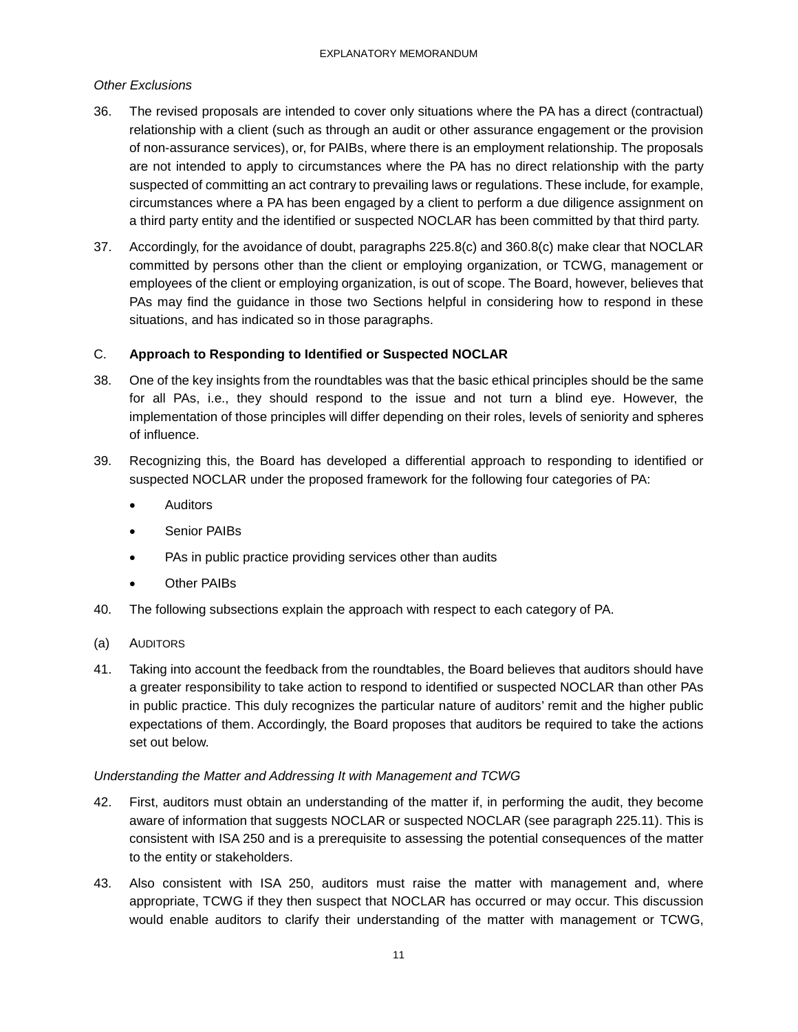*Other Exclusions*

36. The revised proposals are intended to cover only situations where the PA has a direct (contractual) relationship with a client (such as through an audit or other assurance engagement or the provision of non-assurance services), or, for PAIBs, where there is an employment relationship. The proposals are not intended to apply to circumstances where the PA has no direct relationship with the party suspected of committing an act contrary to prevailing laws or regulations. These include, for example, circumstances where a PA has been engaged by a client to perform a due diligence assignment on a third party entity and the identified or suspected NOCLAR has been committed by that third party.

37. Accordingly, for the avoidance of doubt, paragraphs 225.8(c) and 360.8(c) make clear that NOCLAR committed by persons other than the client or employing organization, or TCWG, management or employees of the client or employing organization, is out of scope. The Board, however, believes that PAs may find the guidance in those two Sections helpful in considering how to respond in these situations, and has indicated so in those paragraphs.

## C. **Approach to Responding to Identified or Suspected NOCLAR**

38. One of the key insights from the roundtables was that the basic ethical principles should be the same for all PAs, i.e., they should respond to the issue and not turn a blind eye. However, the implementation of those principles will differ depending on their roles, levels of seniority and spheres of influence.

39. Recognizing this, the Board has developed a differential approach to responding to identified or suspected NOCLAR under the proposed framework for the following four categories of PA:

    - Auditors
    - Senior PAIBs
    - PAs in public practice providing services other than audits
    - Other PAIBs

40. The following subsections explain the approach with respect to each category of PA.

### (a) AUDITORS

41. Taking into account the feedback from the roundtables, the Board believes that auditors should have a greater responsibility to take action to respond to identified or suspected NOCLAR than other PAs in public practice. This duly recognizes the particular nature of auditors' remit and the higher public expectations of them. Accordingly, the Board proposes that auditors be required to take the actions set out below.

*Understanding the Matter and Addressing It with Management and TCWG*

42. First, auditors must obtain an understanding of the matter if, in performing the audit, they become aware of information that suggests NOCLAR or suspected NOCLAR (see paragraph 225.11). This is consistent with ISA 250 and is a prerequisite to assessing the potential consequences of the matter to the entity or stakeholders.

43. Also consistent with ISA 250, auditors must raise the matter with management and, where appropriate, TCWG if they then suspect that NOCLAR has occurred or may occur. This discussion would enable auditors to clarify their understanding of the matter with management or TCWG,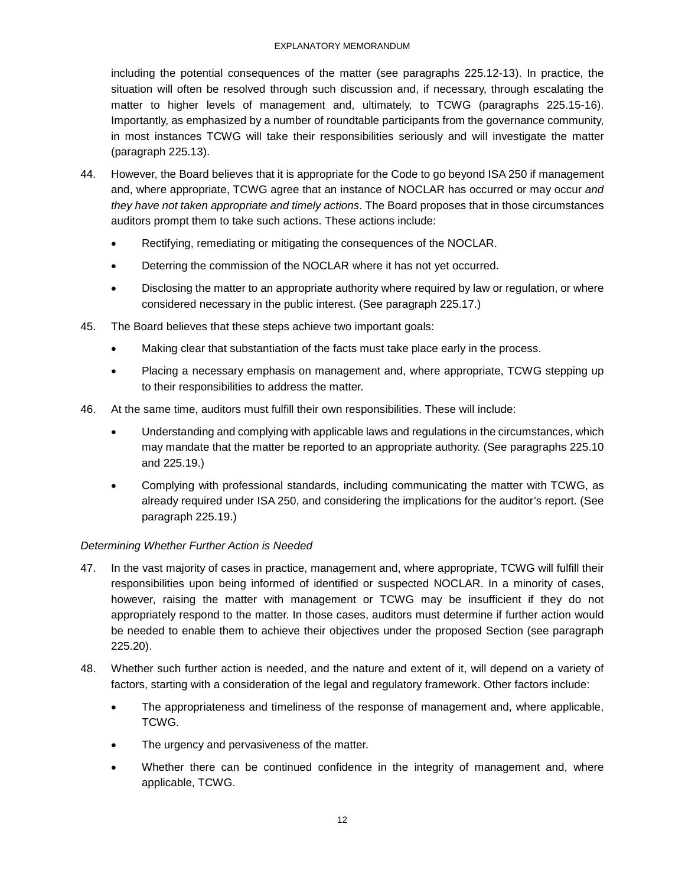including the potential consequences of the matter (see paragraphs 225.12-13). In practice, the situation will often be resolved through such discussion and, if necessary, through escalating the matter to higher levels of management and, ultimately, to TCWG (paragraphs 225.15-16). Importantly, as emphasized by a number of roundtable participants from the governance community, in most instances TCWG will take their responsibilities seriously and will investigate the matter (paragraph 225.13).

44. However, the Board believes that it is appropriate for the Code to go beyond ISA 250 if management and, where appropriate, TCWG agree that an instance of NOCLAR has occurred or may occur *and they have not taken appropriate and timely actions*. The Board proposes that in those circumstances auditors prompt them to take such actions. These actions include:

    - Rectifying, remediating or mitigating the consequences of the NOCLAR.
    - Deterring the commission of the NOCLAR where it has not yet occurred.
    - Disclosing the matter to an appropriate authority where required by law or regulation, or where considered necessary in the public interest. (See paragraph 225.17.)

45. The Board believes that these steps achieve two important goals:

    - Making clear that substantiation of the facts must take place early in the process.
    - Placing a necessary emphasis on management and, where appropriate, TCWG stepping up to their responsibilities to address the matter.

46. At the same time, auditors must fulfill their own responsibilities. These will include:

    - Understanding and complying with applicable laws and regulations in the circumstances, which may mandate that the matter be reported to an appropriate authority. (See paragraphs 225.10 and 225.19.)
    - Complying with professional standards, including communicating the matter with TCWG, as already required under ISA 250, and considering the implications for the auditor's report. (See paragraph 225.19.)

*Determining Whether Further Action is Needed*

47. In the vast majority of cases in practice, management and, where appropriate, TCWG will fulfill their responsibilities upon being informed of identified or suspected NOCLAR. In a minority of cases, however, raising the matter with management or TCWG may be insufficient if they do not appropriately respond to the matter. In those cases, auditors must determine if further action would be needed to enable them to achieve their objectives under the proposed Section (see paragraph 225.20).

48. Whether such further action is needed, and the nature and extent of it, will depend on a variety of factors, starting with a consideration of the legal and regulatory framework. Other factors include:

    - The appropriateness and timeliness of the response of management and, where applicable, TCWG.
    - The urgency and pervasiveness of the matter.
    - Whether there can be continued confidence in the integrity of management and, where applicable, TCWG.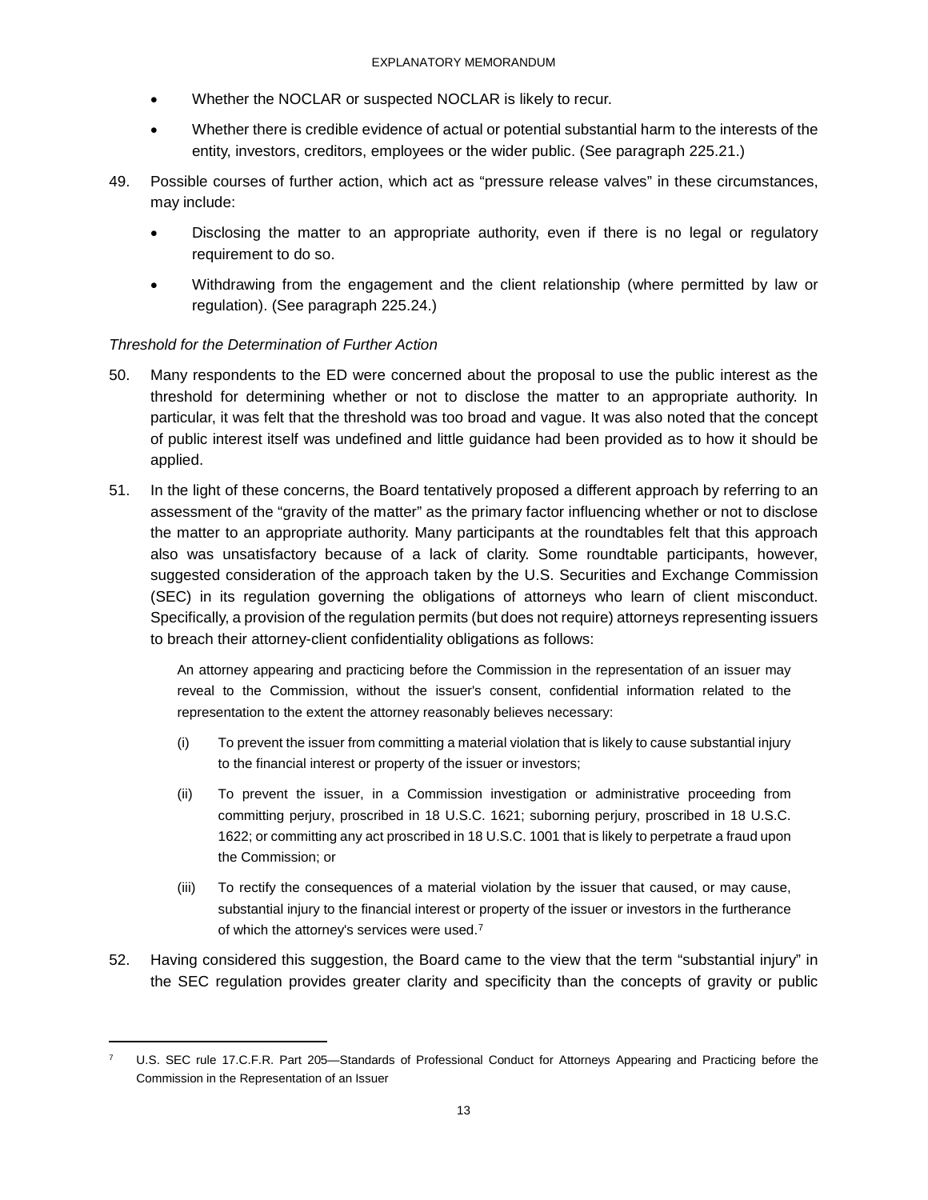- Whether the NOCLAR or suspected NOCLAR is likely to recur.
- Whether there is credible evidence of actual or potential substantial harm to the interests of the entity, investors, creditors, employees or the wider public. (See paragraph 225.21.)

49. Possible courses of further action, which act as "pressure release valves" in these circumstances, may include:

    - Disclosing the matter to an appropriate authority, even if there is no legal or regulatory requirement to do so.
    - Withdrawing from the engagement and the client relationship (where permitted by law or regulation). (See paragraph 225.24.)

*Threshold for the Determination of Further Action*

50. Many respondents to the ED were concerned about the proposal to use the public interest as the threshold for determining whether or not to disclose the matter to an appropriate authority. In particular, it was felt that the threshold was too broad and vague. It was also noted that the concept of public interest itself was undefined and little guidance had been provided as to how it should be applied.

51. In the light of these concerns, the Board tentatively proposed a different approach by referring to an assessment of the "gravity of the matter" as the primary factor influencing whether or not to disclose the matter to an appropriate authority. Many participants at the roundtables felt that this approach also was unsatisfactory because of a lack of clarity. Some roundtable participants, however, suggested consideration of the approach taken by the U.S. Securities and Exchange Commission (SEC) in its regulation governing the obligations of attorneys who learn of client misconduct. Specifically, a provision of the regulation permits (but does not require) attorneys representing issuers to breach their attorney-client confidentiality obligations as follows:

    > An attorney appearing and practicing before the Commission in the representation of an issuer may reveal to the Commission, without the issuer's consent, confidential information related to the representation to the extent the attorney reasonably believes necessary:
    >
    > (i) To prevent the issuer from committing a material violation that is likely to cause substantial injury to the financial interest or property of the issuer or investors;
    >
    > (ii) To prevent the issuer, in a Commission investigation or administrative proceeding from committing perjury, proscribed in 18 U.S.C. 1621; suborning perjury, proscribed in 18 U.S.C. 1622; or committing any act proscribed in 18 U.S.C. 1001 that is likely to perpetrate a fraud upon the Commission; or
    >
    > (iii) To rectify the consequences of a material violation by the issuer that caused, or may cause, substantial injury to the financial interest or property of the issuer or investors in the furtherance of which the attorney's services were used.[7]

52. Having considered this suggestion, the Board came to the view that the term "substantial injury" in the SEC regulation provides greater clarity and specificity than the concepts of gravity or public

[7] U.S. SEC rule 17.C.F.R. Part 205—Standards of Professional Conduct for Attorneys Appearing and Practicing before the Commission in the Representation of an Issuer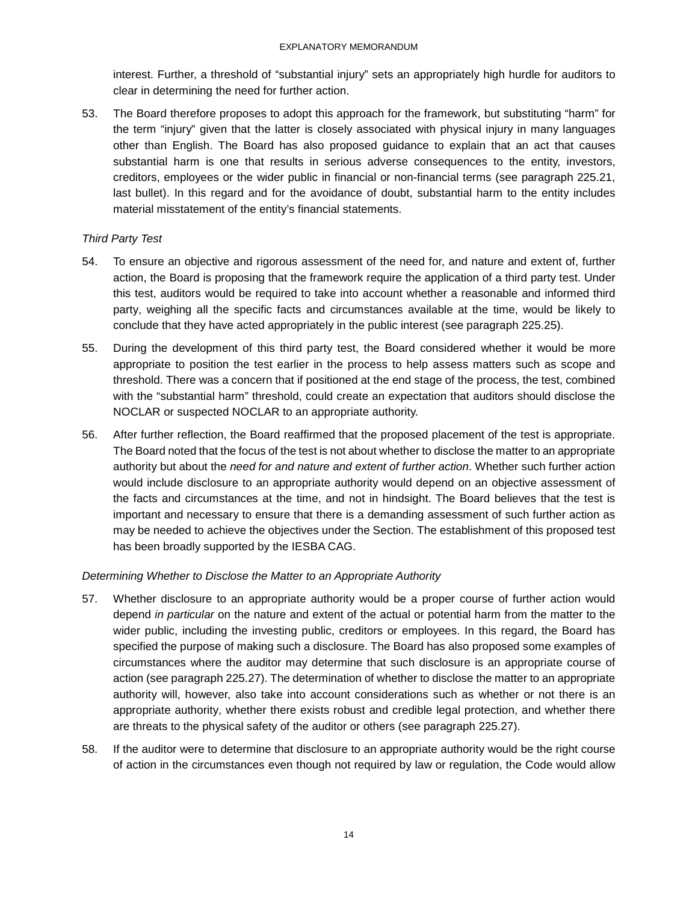interest. Further, a threshold of “substantial injury” sets an appropriately high hurdle for auditors to clear in determining the need for further action.

53. The Board therefore proposes to adopt this approach for the framework, but substituting “harm” for the term “injury” given that the latter is closely associated with physical injury in many languages other than English. The Board has also proposed guidance to explain that an act that causes substantial harm is one that results in serious adverse consequences to the entity, investors, creditors, employees or the wider public in financial or non-financial terms (see paragraph 225.21, last bullet). In this regard and for the avoidance of doubt, substantial harm to the entity includes material misstatement of the entity’s financial statements.

*Third Party Test*

54. To ensure an objective and rigorous assessment of the need for, and nature and extent of, further action, the Board is proposing that the framework require the application of a third party test. Under this test, auditors would be required to take into account whether a reasonable and informed third party, weighing all the specific facts and circumstances available at the time, would be likely to conclude that they have acted appropriately in the public interest (see paragraph 225.25).

55. During the development of this third party test, the Board considered whether it would be more appropriate to position the test earlier in the process to help assess matters such as scope and threshold. There was a concern that if positioned at the end stage of the process, the test, combined with the “substantial harm” threshold, could create an expectation that auditors should disclose the NOCLAR or suspected NOCLAR to an appropriate authority.

56. After further reflection, the Board reaffirmed that the proposed placement of the test is appropriate. The Board noted that the focus of the test is not about whether to disclose the matter to an appropriate authority but about the *need for and nature and extent of further action*. Whether such further action would include disclosure to an appropriate authority would depend on an objective assessment of the facts and circumstances at the time, and not in hindsight. The Board believes that the test is important and necessary to ensure that there is a demanding assessment of such further action as may be needed to achieve the objectives under the Section. The establishment of this proposed test has been broadly supported by the IESBA CAG.

*Determining Whether to Disclose the Matter to an Appropriate Authority*

57. Whether disclosure to an appropriate authority would be a proper course of further action would depend *in particular* on the nature and extent of the actual or potential harm from the matter to the wider public, including the investing public, creditors or employees. In this regard, the Board has specified the purpose of making such a disclosure. The Board has also proposed some examples of circumstances where the auditor may determine that such disclosure is an appropriate course of action (see paragraph 225.27). The determination of whether to disclose the matter to an appropriate authority will, however, also take into account considerations such as whether or not there is an appropriate authority, whether there exists robust and credible legal protection, and whether there are threats to the physical safety of the auditor or others (see paragraph 225.27).

58. If the auditor were to determine that disclosure to an appropriate authority would be the right course of action in the circumstances even though not required by law or regulation, the Code would allow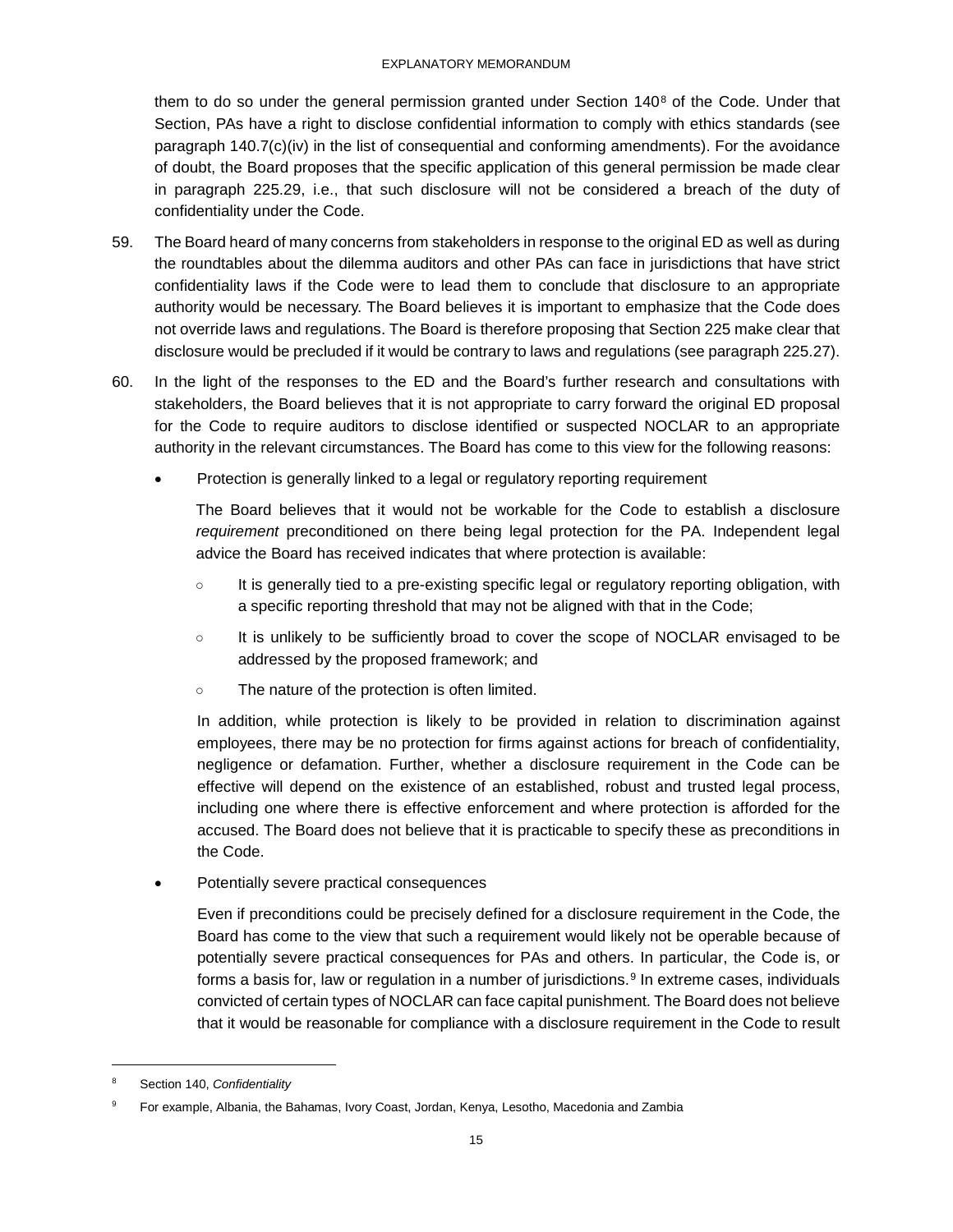them to do so under the general permission granted under Section 140[8] of the Code. Under that Section, PAs have a right to disclose confidential information to comply with ethics standards (see paragraph 140.7(c)(iv) in the list of consequential and conforming amendments). For the avoidance of doubt, the Board proposes that the specific application of this general permission be made clear in paragraph 225.29, i.e., that such disclosure will not be considered a breach of the duty of confidentiality under the Code.

59. The Board heard of many concerns from stakeholders in response to the original ED as well as during the roundtables about the dilemma auditors and other PAs can face in jurisdictions that have strict confidentiality laws if the Code were to lead them to conclude that disclosure to an appropriate authority would be necessary. The Board believes it is important to emphasize that the Code does not override laws and regulations. The Board is therefore proposing that Section 225 make clear that disclosure would be precluded if it would be contrary to laws and regulations (see paragraph 225.27).

60. In the light of the responses to the ED and the Board's further research and consultations with stakeholders, the Board believes that it is not appropriate to carry forward the original ED proposal for the Code to require auditors to disclose identified or suspected NOCLAR to an appropriate authority in the relevant circumstances. The Board has come to this view for the following reasons:

- Protection is generally linked to a legal or regulatory reporting requirement

  The Board believes that it would not be workable for the Code to establish a disclosure *requirement* preconditioned on there being legal protection for the PA. Independent legal advice the Board has received indicates that where protection is available:

  - It is generally tied to a pre-existing specific legal or regulatory reporting obligation, with a specific reporting threshold that may not be aligned with that in the Code;
  - It is unlikely to be sufficiently broad to cover the scope of NOCLAR envisaged to be addressed by the proposed framework; and
  - The nature of the protection is often limited.

  In addition, while protection is likely to be provided in relation to discrimination against employees, there may be no protection for firms against actions for breach of confidentiality, negligence or defamation. Further, whether a disclosure requirement in the Code can be effective will depend on the existence of an established, robust and trusted legal process, including one where there is effective enforcement and where protection is afforded for the accused. The Board does not believe that it is practicable to specify these as preconditions in the Code.

- Potentially severe practical consequences

  Even if preconditions could be precisely defined for a disclosure requirement in the Code, the Board has come to the view that such a requirement would likely not be operable because of potentially severe practical consequences for PAs and others. In particular, the Code is, or forms a basis for, law or regulation in a number of jurisdictions.[9] In extreme cases, individuals convicted of certain types of NOCLAR can face capital punishment. The Board does not believe that it would be reasonable for compliance with a disclosure requirement in the Code to result

---

[8] Section 140, *Confidentiality*

[9] For example, Albania, the Bahamas, Ivory Coast, Jordan, Kenya, Lesotho, Macedonia and Zambia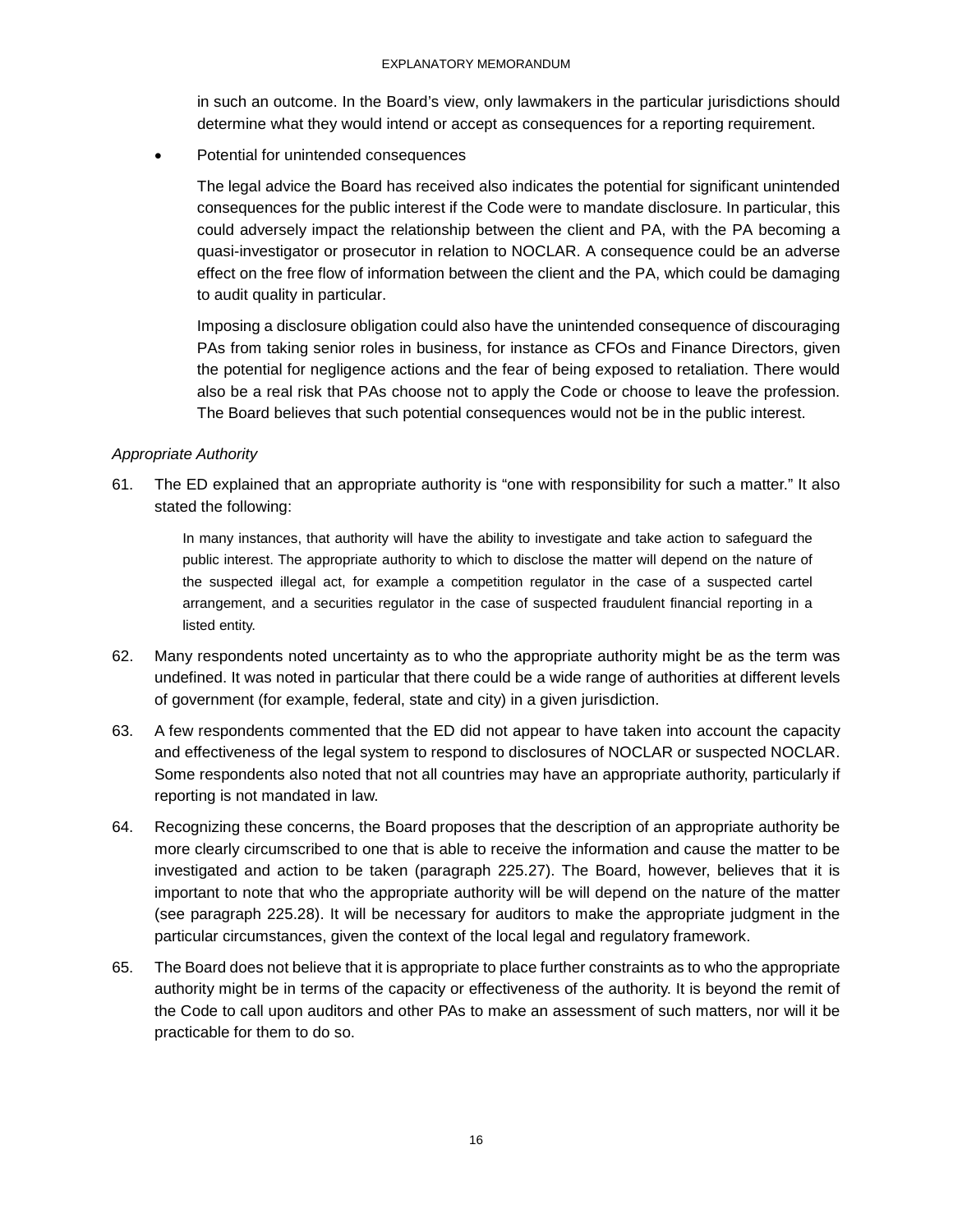in such an outcome. In the Board's view, only lawmakers in the particular jurisdictions should determine what they would intend or accept as consequences for a reporting requirement.

- Potential for unintended consequences

  The legal advice the Board has received also indicates the potential for significant unintended consequences for the public interest if the Code were to mandate disclosure. In particular, this could adversely impact the relationship between the client and PA, with the PA becoming a quasi-investigator or prosecutor in relation to NOCLAR. A consequence could be an adverse effect on the free flow of information between the client and the PA, which could be damaging to audit quality in particular.

  Imposing a disclosure obligation could also have the unintended consequence of discouraging PAs from taking senior roles in business, for instance as CFOs and Finance Directors, given the potential for negligence actions and the fear of being exposed to retaliation. There would also be a real risk that PAs choose not to apply the Code or choose to leave the profession. The Board believes that such potential consequences would not be in the public interest.

*Appropriate Authority*

61. The ED explained that an appropriate authority is "one with responsibility for such a matter." It also stated the following:

    > In many instances, that authority will have the ability to investigate and take action to safeguard the public interest. The appropriate authority to which to disclose the matter will depend on the nature of the suspected illegal act, for example a competition regulator in the case of a suspected cartel arrangement, and a securities regulator in the case of suspected fraudulent financial reporting in a listed entity.

62. Many respondents noted uncertainty as to who the appropriate authority might be as the term was undefined. It was noted in particular that there could be a wide range of authorities at different levels of government (for example, federal, state and city) in a given jurisdiction.

63. A few respondents commented that the ED did not appear to have taken into account the capacity and effectiveness of the legal system to respond to disclosures of NOCLAR or suspected NOCLAR. Some respondents also noted that not all countries may have an appropriate authority, particularly if reporting is not mandated in law.

64. Recognizing these concerns, the Board proposes that the description of an appropriate authority be more clearly circumscribed to one that is able to receive the information and cause the matter to be investigated and action to be taken (paragraph 225.27). The Board, however, believes that it is important to note that who the appropriate authority will be will depend on the nature of the matter (see paragraph 225.28). It will be necessary for auditors to make the appropriate judgment in the particular circumstances, given the context of the local legal and regulatory framework.

65. The Board does not believe that it is appropriate to place further constraints as to who the appropriate authority might be in terms of the capacity or effectiveness of the authority. It is beyond the remit of the Code to call upon auditors and other PAs to make an assessment of such matters, nor will it be practicable for them to do so.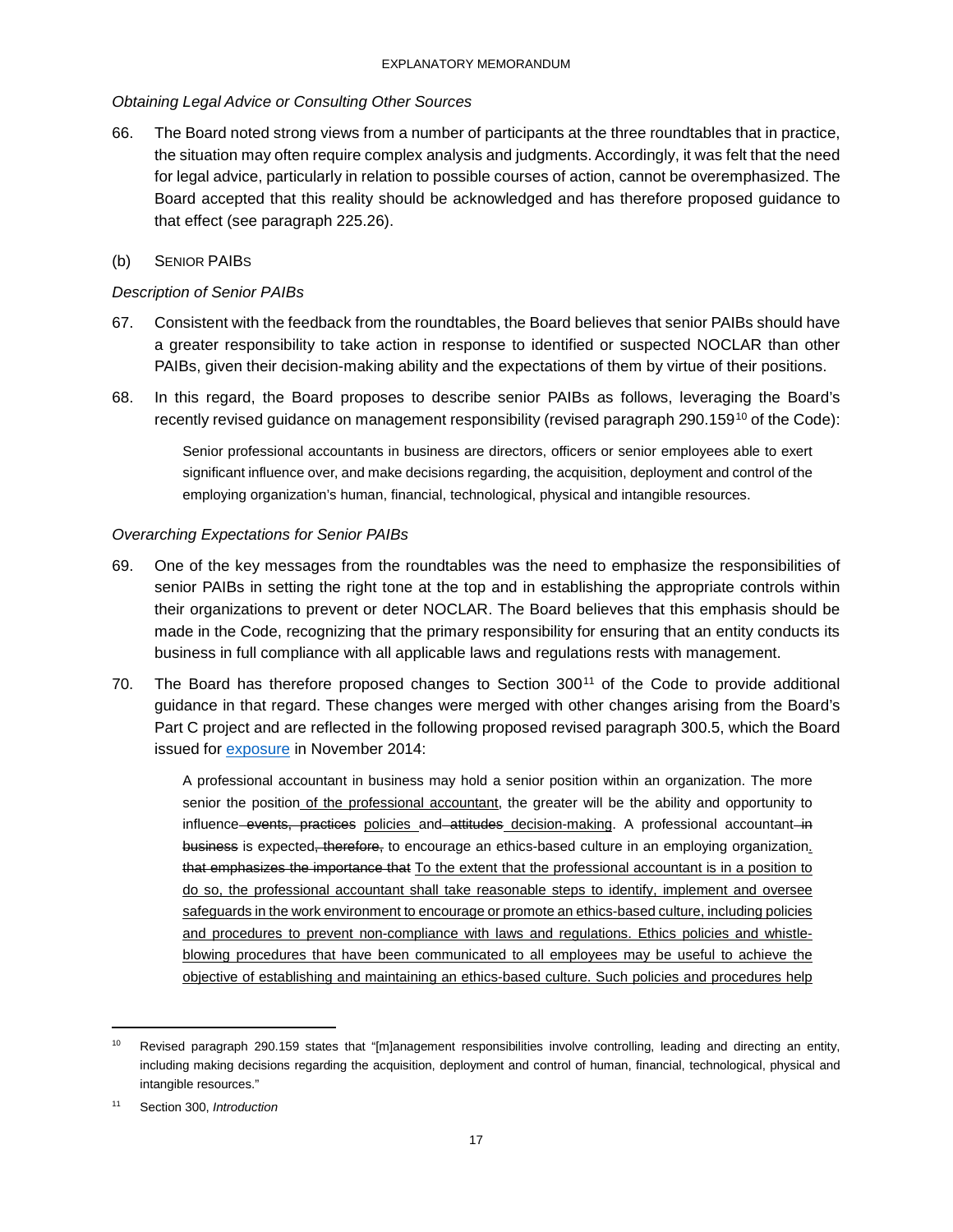*Obtaining Legal Advice or Consulting Other Sources*

66. The Board noted strong views from a number of participants at the three roundtables that in practice, the situation may often require complex analysis and judgments. Accordingly, it was felt that the need for legal advice, particularly in relation to possible courses of action, cannot be overemphasized. The Board accepted that this reality should be acknowledged and has therefore proposed guidance to that effect (see paragraph 225.26).

(b) SENIOR PAIBS

*Description of Senior PAIBs*

67. Consistent with the feedback from the roundtables, the Board believes that senior PAIBs should have a greater responsibility to take action in response to identified or suspected NOCLAR than other PAIBs, given their decision-making ability and the expectations of them by virtue of their positions.

68. In this regard, the Board proposes to describe senior PAIBs as follows, leveraging the Board's recently revised guidance on management responsibility (revised paragraph 290.159[10] of the Code):

> Senior professional accountants in business are directors, officers or senior employees able to exert significant influence over, and make decisions regarding, the acquisition, deployment and control of the employing organization's human, financial, technological, physical and intangible resources.

*Overarching Expectations for Senior PAIBs*

69. One of the key messages from the roundtables was the need to emphasize the responsibilities of senior PAIBs in setting the right tone at the top and in establishing the appropriate controls within their organizations to prevent or deter NOCLAR. The Board believes that this emphasis should be made in the Code, recognizing that the primary responsibility for ensuring that an entity conducts its business in full compliance with all applicable laws and regulations rests with management.

70. The Board has therefore proposed changes to Section 300[11] of the Code to provide additional guidance in that regard. These changes were merged with other changes arising from the Board's Part C project and are reflected in the following proposed revised paragraph 300.5, which the Board issued for exposure in November 2014:

> A professional accountant in business may hold a senior position within an organization. The more senior the position <u>of the professional accountant</u>, the greater will be the ability and opportunity to influence ~~events, practices~~ <u>policies</u> and ~~attitudes~~ <u>decision-making</u>. A professional accountant ~~in business~~ is expected~~, therefore,~~ to encourage an ethics-based culture in an employing organization<u>.</u> ~~that emphasizes the importance that~~ <u>To the extent that the professional accountant is in a position to do so, the professional accountant shall take reasonable steps to identify, implement and oversee safeguards in the work environment to encourage or promote an ethics-based culture, including policies and procedures to prevent non-compliance with laws and regulations. Ethics policies and whistle-blowing procedures that have been communicated to all employees may be useful to achieve the objective of establishing and maintaining an ethics-based culture. Such policies and procedures help</u>

---

[10] Revised paragraph 290.159 states that "[m]anagement responsibilities involve controlling, leading and directing an entity, including making decisions regarding the acquisition, deployment and control of human, financial, technological, physical and intangible resources."

[11] Section 300, *Introduction*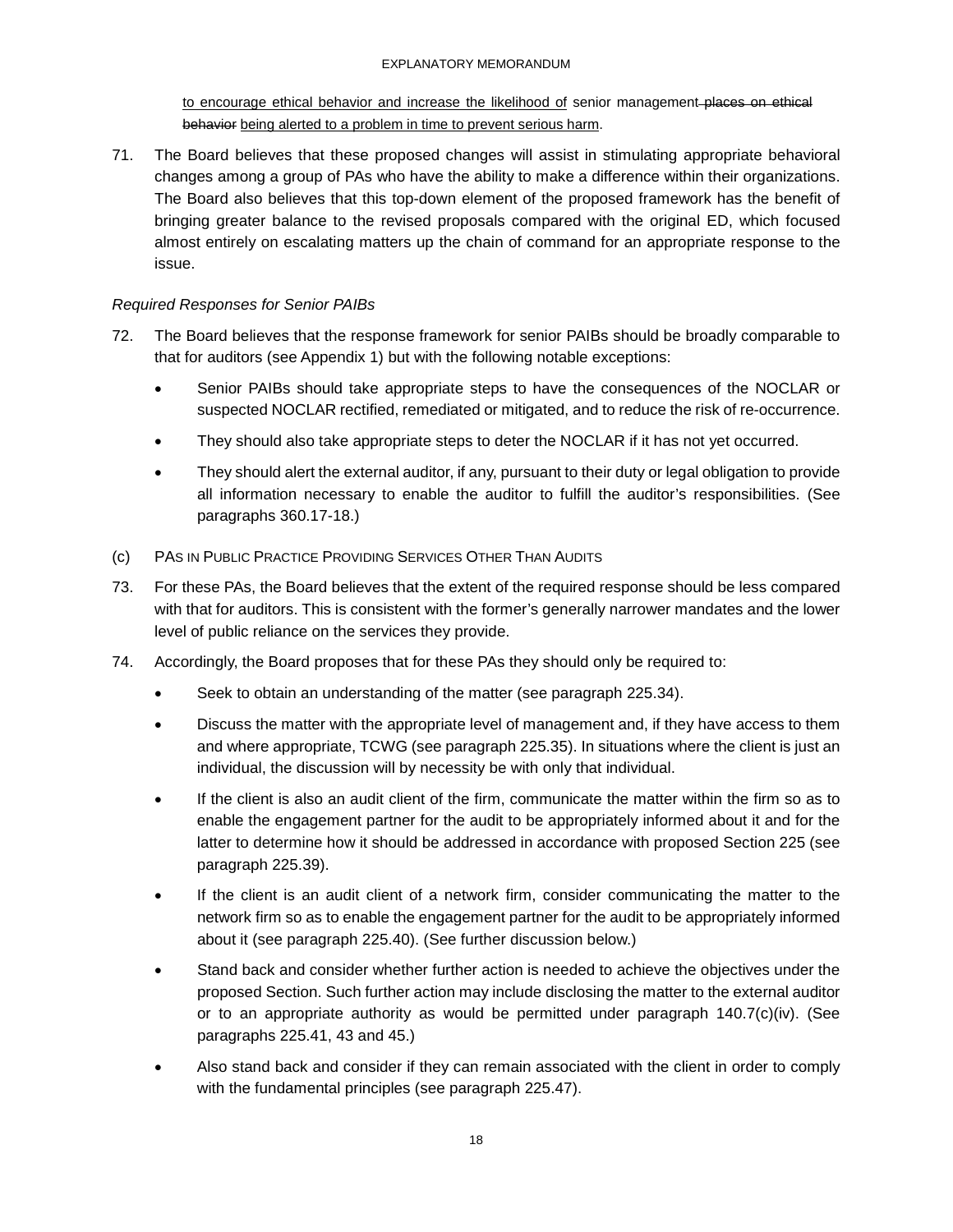to encourage ethical behavior and increase the likelihood of senior management ~~places on ethical behavior~~ being alerted to a problem in time to prevent serious harm.

71. The Board believes that these proposed changes will assist in stimulating appropriate behavioral changes among a group of PAs who have the ability to make a difference within their organizations. The Board also believes that this top-down element of the proposed framework has the benefit of bringing greater balance to the revised proposals compared with the original ED, which focused almost entirely on escalating matters up the chain of command for an appropriate response to the issue.

*Required Responses for Senior PAIBs*

72. The Board believes that the response framework for senior PAIBs should be broadly comparable to that for auditors (see Appendix 1) but with the following notable exceptions:

    - Senior PAIBs should take appropriate steps to have the consequences of the NOCLAR or suspected NOCLAR rectified, remediated or mitigated, and to reduce the risk of re-occurrence.
    - They should also take appropriate steps to deter the NOCLAR if it has not yet occurred.
    - They should alert the external auditor, if any, pursuant to their duty or legal obligation to provide all information necessary to enable the auditor to fulfill the auditor's responsibilities. (See paragraphs 360.17-18.)

(c) PAs in Public Practice Providing Services Other Than Audits

73. For these PAs, the Board believes that the extent of the required response should be less compared with that for auditors. This is consistent with the former's generally narrower mandates and the lower level of public reliance on the services they provide.

74. Accordingly, the Board proposes that for these PAs they should only be required to:

    - Seek to obtain an understanding of the matter (see paragraph 225.34).
    - Discuss the matter with the appropriate level of management and, if they have access to them and where appropriate, TCWG (see paragraph 225.35). In situations where the client is just an individual, the discussion will by necessity be with only that individual.
    - If the client is also an audit client of the firm, communicate the matter within the firm so as to enable the engagement partner for the audit to be appropriately informed about it and for the latter to determine how it should be addressed in accordance with proposed Section 225 (see paragraph 225.39).
    - If the client is an audit client of a network firm, consider communicating the matter to the network firm so as to enable the engagement partner for the audit to be appropriately informed about it (see paragraph 225.40). (See further discussion below.)
    - Stand back and consider whether further action is needed to achieve the objectives under the proposed Section. Such further action may include disclosing the matter to the external auditor or to an appropriate authority as would be permitted under paragraph 140.7(c)(iv). (See paragraphs 225.41, 43 and 45.)
    - Also stand back and consider if they can remain associated with the client in order to comply with the fundamental principles (see paragraph 225.47).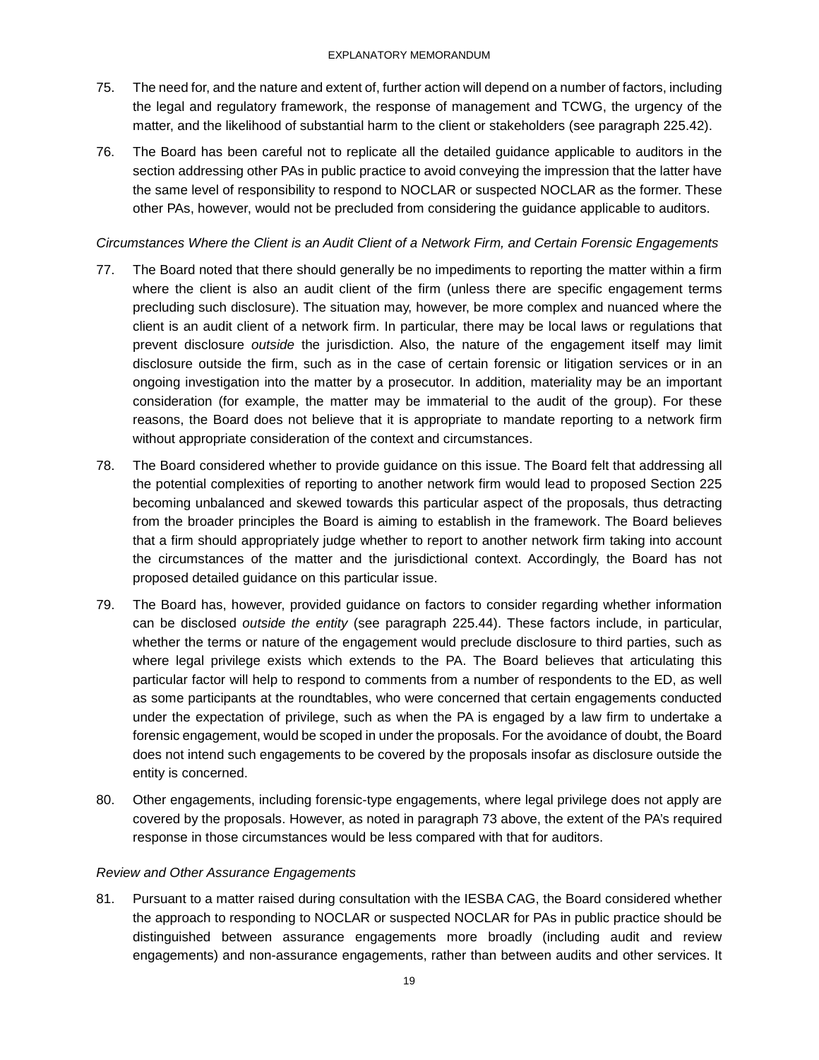75. The need for, and the nature and extent of, further action will depend on a number of factors, including the legal and regulatory framework, the response of management and TCWG, the urgency of the matter, and the likelihood of substantial harm to the client or stakeholders (see paragraph 225.42).

76. The Board has been careful not to replicate all the detailed guidance applicable to auditors in the section addressing other PAs in public practice to avoid conveying the impression that the latter have the same level of responsibility to respond to NOCLAR or suspected NOCLAR as the former. These other PAs, however, would not be precluded from considering the guidance applicable to auditors.

*Circumstances Where the Client is an Audit Client of a Network Firm, and Certain Forensic Engagements*

77. The Board noted that there should generally be no impediments to reporting the matter within a firm where the client is also an audit client of the firm (unless there are specific engagement terms precluding such disclosure). The situation may, however, be more complex and nuanced where the client is an audit client of a network firm. In particular, there may be local laws or regulations that prevent disclosure *outside* the jurisdiction. Also, the nature of the engagement itself may limit disclosure outside the firm, such as in the case of certain forensic or litigation services or in an ongoing investigation into the matter by a prosecutor. In addition, materiality may be an important consideration (for example, the matter may be immaterial to the audit of the group). For these reasons, the Board does not believe that it is appropriate to mandate reporting to a network firm without appropriate consideration of the context and circumstances.

78. The Board considered whether to provide guidance on this issue. The Board felt that addressing all the potential complexities of reporting to another network firm would lead to proposed Section 225 becoming unbalanced and skewed towards this particular aspect of the proposals, thus detracting from the broader principles the Board is aiming to establish in the framework. The Board believes that a firm should appropriately judge whether to report to another network firm taking into account the circumstances of the matter and the jurisdictional context. Accordingly, the Board has not proposed detailed guidance on this particular issue.

79. The Board has, however, provided guidance on factors to consider regarding whether information can be disclosed *outside the entity* (see paragraph 225.44). These factors include, in particular, whether the terms or nature of the engagement would preclude disclosure to third parties, such as where legal privilege exists which extends to the PA. The Board believes that articulating this particular factor will help to respond to comments from a number of respondents to the ED, as well as some participants at the roundtables, who were concerned that certain engagements conducted under the expectation of privilege, such as when the PA is engaged by a law firm to undertake a forensic engagement, would be scoped in under the proposals. For the avoidance of doubt, the Board does not intend such engagements to be covered by the proposals insofar as disclosure outside the entity is concerned.

80. Other engagements, including forensic-type engagements, where legal privilege does not apply are covered by the proposals. However, as noted in paragraph 73 above, the extent of the PA's required response in those circumstances would be less compared with that for auditors.

*Review and Other Assurance Engagements*

81. Pursuant to a matter raised during consultation with the IESBA CAG, the Board considered whether the approach to responding to NOCLAR or suspected NOCLAR for PAs in public practice should be distinguished between assurance engagements more broadly (including audit and review engagements) and non-assurance engagements, rather than between audits and other services. It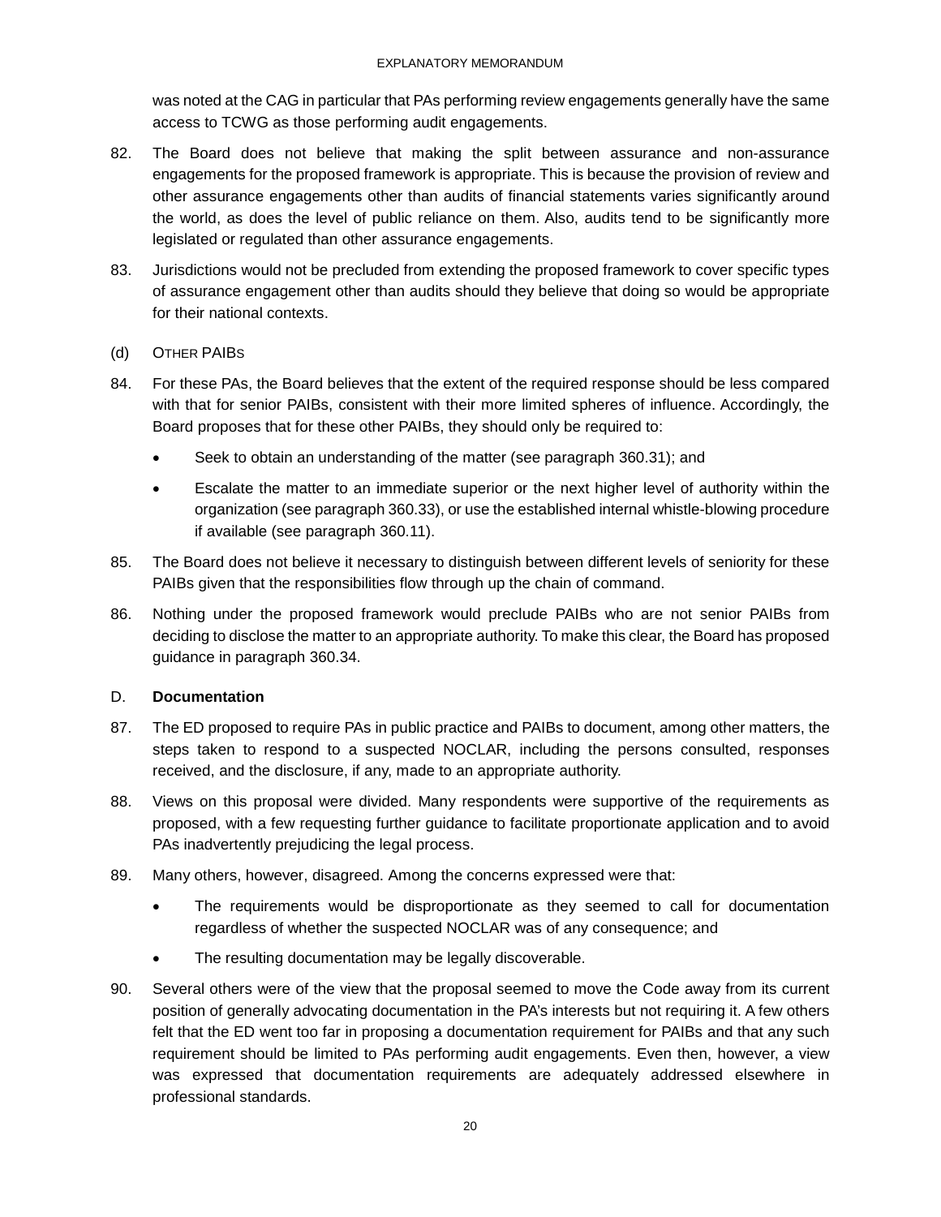was noted at the CAG in particular that PAs performing review engagements generally have the same access to TCWG as those performing audit engagements.

82. The Board does not believe that making the split between assurance and non-assurance engagements for the proposed framework is appropriate. This is because the provision of review and other assurance engagements other than audits of financial statements varies significantly around the world, as does the level of public reliance on them. Also, audits tend to be significantly more legislated or regulated than other assurance engagements.

83. Jurisdictions would not be precluded from extending the proposed framework to cover specific types of assurance engagement other than audits should they believe that doing so would be appropriate for their national contexts.

(d) OTHER PAIBS

84. For these PAs, the Board believes that the extent of the required response should be less compared with that for senior PAIBs, consistent with their more limited spheres of influence. Accordingly, the Board proposes that for these other PAIBs, they should only be required to:

- Seek to obtain an understanding of the matter (see paragraph 360.31); and
- Escalate the matter to an immediate superior or the next higher level of authority within the organization (see paragraph 360.33), or use the established internal whistle-blowing procedure if available (see paragraph 360.11).

85. The Board does not believe it necessary to distinguish between different levels of seniority for these PAIBs given that the responsibilities flow through up the chain of command.

86. Nothing under the proposed framework would preclude PAIBs who are not senior PAIBs from deciding to disclose the matter to an appropriate authority. To make this clear, the Board has proposed guidance in paragraph 360.34.

## D. Documentation

87. The ED proposed to require PAs in public practice and PAIBs to document, among other matters, the steps taken to respond to a suspected NOCLAR, including the persons consulted, responses received, and the disclosure, if any, made to an appropriate authority.

88. Views on this proposal were divided. Many respondents were supportive of the requirements as proposed, with a few requesting further guidance to facilitate proportionate application and to avoid PAs inadvertently prejudicing the legal process.

89. Many others, however, disagreed. Among the concerns expressed were that:

- The requirements would be disproportionate as they seemed to call for documentation regardless of whether the suspected NOCLAR was of any consequence; and
- The resulting documentation may be legally discoverable.

90. Several others were of the view that the proposal seemed to move the Code away from its current position of generally advocating documentation in the PA's interests but not requiring it. A few others felt that the ED went too far in proposing a documentation requirement for PAIBs and that any such requirement should be limited to PAs performing audit engagements. Even then, however, a view was expressed that documentation requirements are adequately addressed elsewhere in professional standards.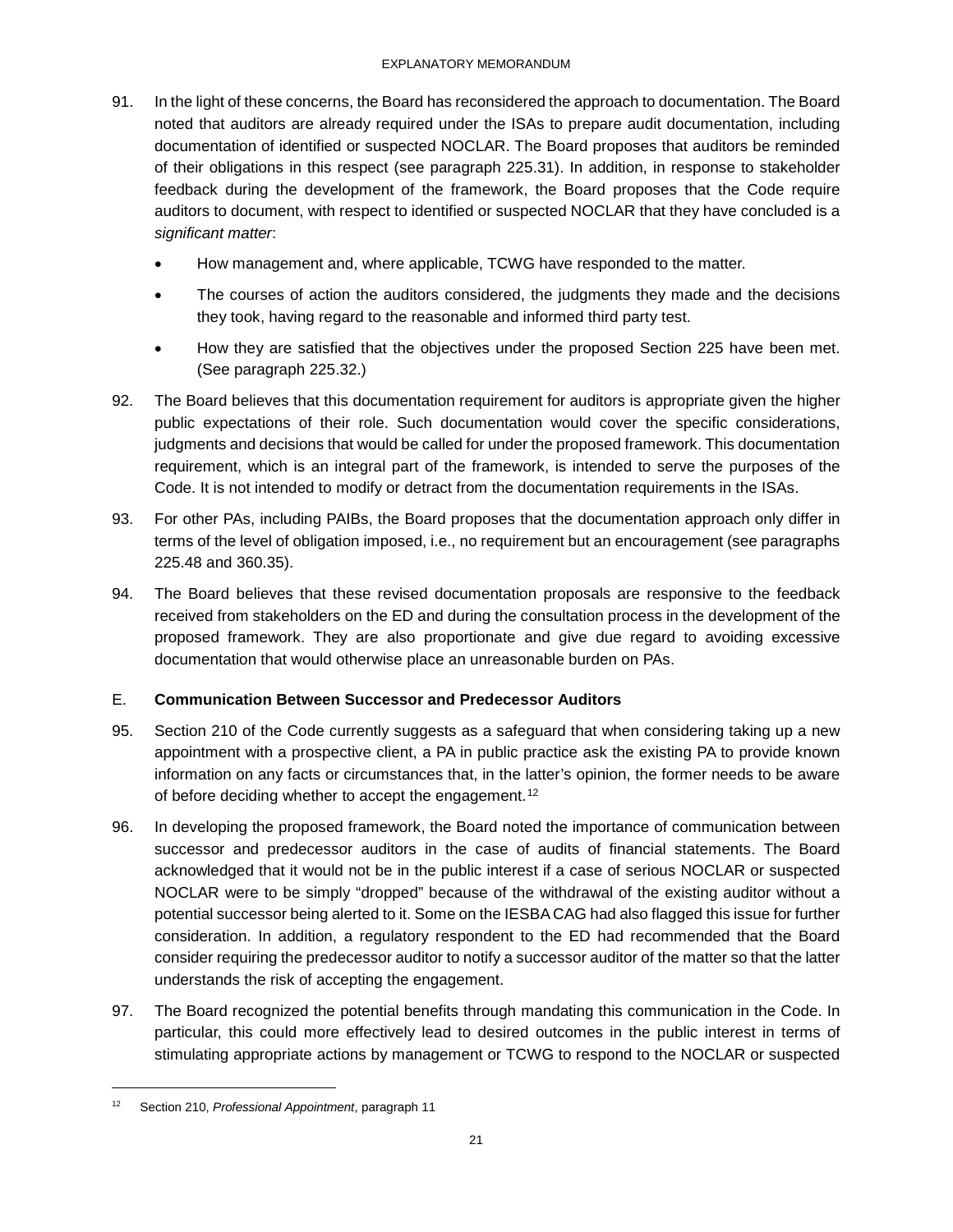91. In the light of these concerns, the Board has reconsidered the approach to documentation. The Board noted that auditors are already required under the ISAs to prepare audit documentation, including documentation of identified or suspected NOCLAR. The Board proposes that auditors be reminded of their obligations in this respect (see paragraph 225.31). In addition, in response to stakeholder feedback during the development of the framework, the Board proposes that the Code require auditors to document, with respect to identified or suspected NOCLAR that they have concluded is a *significant matter*:

   - How management and, where applicable, TCWG have responded to the matter.
   - The courses of action the auditors considered, the judgments they made and the decisions they took, having regard to the reasonable and informed third party test.
   - How they are satisfied that the objectives under the proposed Section 225 have been met. (See paragraph 225.32.)

92. The Board believes that this documentation requirement for auditors is appropriate given the higher public expectations of their role. Such documentation would cover the specific considerations, judgments and decisions that would be called for under the proposed framework. This documentation requirement, which is an integral part of the framework, is intended to serve the purposes of the Code. It is not intended to modify or detract from the documentation requirements in the ISAs.

93. For other PAs, including PAIBs, the Board proposes that the documentation approach only differ in terms of the level of obligation imposed, i.e., no requirement but an encouragement (see paragraphs 225.48 and 360.35).

94. The Board believes that these revised documentation proposals are responsive to the feedback received from stakeholders on the ED and during the consultation process in the development of the proposed framework. They are also proportionate and give due regard to avoiding excessive documentation that would otherwise place an unreasonable burden on PAs.

## E. **Communication Between Successor and Predecessor Auditors**

95. Section 210 of the Code currently suggests as a safeguard that when considering taking up a new appointment with a prospective client, a PA in public practice ask the existing PA to provide known information on any facts or circumstances that, in the latter's opinion, the former needs to be aware of before deciding whether to accept the engagement.[12]

96. In developing the proposed framework, the Board noted the importance of communication between successor and predecessor auditors in the case of audits of financial statements. The Board acknowledged that it would not be in the public interest if a case of serious NOCLAR or suspected NOCLAR were to be simply "dropped" because of the withdrawal of the existing auditor without a potential successor being alerted to it. Some on the IESBA CAG had also flagged this issue for further consideration. In addition, a regulatory respondent to the ED had recommended that the Board consider requiring the predecessor auditor to notify a successor auditor of the matter so that the latter understands the risk of accepting the engagement.

97. The Board recognized the potential benefits through mandating this communication in the Code. In particular, this could more effectively lead to desired outcomes in the public interest in terms of stimulating appropriate actions by management or TCWG to respond to the NOCLAR or suspected

---

[12] Section 210, *Professional Appointment*, paragraph 11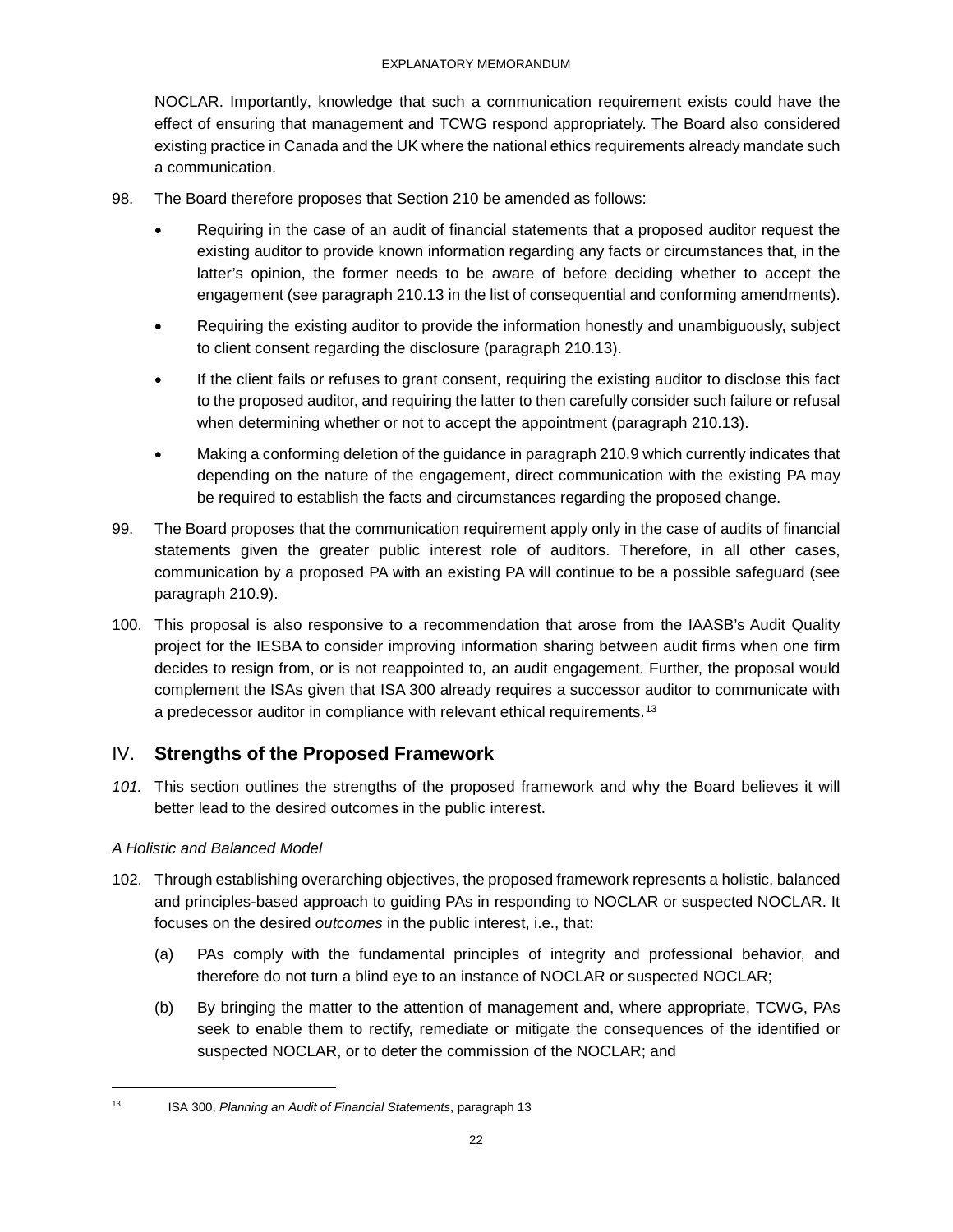NOCLAR. Importantly, knowledge that such a communication requirement exists could have the effect of ensuring that management and TCWG respond appropriately. The Board also considered existing practice in Canada and the UK where the national ethics requirements already mandate such a communication.

98. The Board therefore proposes that Section 210 be amended as follows:

- Requiring in the case of an audit of financial statements that a proposed auditor request the existing auditor to provide known information regarding any facts or circumstances that, in the latter's opinion, the former needs to be aware of before deciding whether to accept the engagement (see paragraph 210.13 in the list of consequential and conforming amendments).
- Requiring the existing auditor to provide the information honestly and unambiguously, subject to client consent regarding the disclosure (paragraph 210.13).
- If the client fails or refuses to grant consent, requiring the existing auditor to disclose this fact to the proposed auditor, and requiring the latter to then carefully consider such failure or refusal when determining whether or not to accept the appointment (paragraph 210.13).
- Making a conforming deletion of the guidance in paragraph 210.9 which currently indicates that depending on the nature of the engagement, direct communication with the existing PA may be required to establish the facts and circumstances regarding the proposed change.

99. The Board proposes that the communication requirement apply only in the case of audits of financial statements given the greater public interest role of auditors. Therefore, in all other cases, communication by a proposed PA with an existing PA will continue to be a possible safeguard (see paragraph 210.9).

100. This proposal is also responsive to a recommendation that arose from the IAASB's Audit Quality project for the IESBA to consider improving information sharing between audit firms when one firm decides to resign from, or is not reappointed to, an audit engagement. Further, the proposal would complement the ISAs given that ISA 300 already requires a successor auditor to communicate with a predecessor auditor in compliance with relevant ethical requirements.[13]

## IV. Strengths of the Proposed Framework

*101.* This section outlines the strengths of the proposed framework and why the Board believes it will better lead to the desired outcomes in the public interest.

*A Holistic and Balanced Model*

102. Through establishing overarching objectives, the proposed framework represents a holistic, balanced and principles-based approach to guiding PAs in responding to NOCLAR or suspected NOCLAR. It focuses on the desired *outcomes* in the public interest, i.e., that:

(a) PAs comply with the fundamental principles of integrity and professional behavior, and therefore do not turn a blind eye to an instance of NOCLAR or suspected NOCLAR;

(b) By bringing the matter to the attention of management and, where appropriate, TCWG, PAs seek to enable them to rectify, remediate or mitigate the consequences of the identified or suspected NOCLAR, or to deter the commission of the NOCLAR; and

---

[13] ISA 300, *Planning an Audit of Financial Statements*, paragraph 13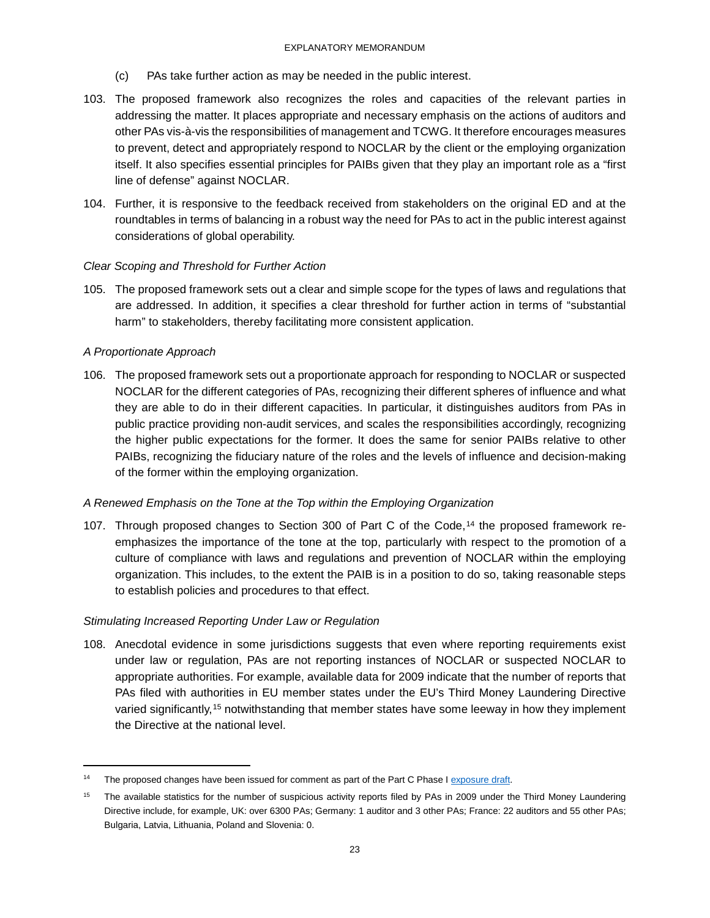(c) PAs take further action as may be needed in the public interest.

103. The proposed framework also recognizes the roles and capacities of the relevant parties in addressing the matter. It places appropriate and necessary emphasis on the actions of auditors and other PAs vis-à-vis the responsibilities of management and TCWG. It therefore encourages measures to prevent, detect and appropriately respond to NOCLAR by the client or the employing organization itself. It also specifies essential principles for PAIBs given that they play an important role as a "first line of defense" against NOCLAR.

104. Further, it is responsive to the feedback received from stakeholders on the original ED and at the roundtables in terms of balancing in a robust way the need for PAs to act in the public interest against considerations of global operability.

*Clear Scoping and Threshold for Further Action*

105. The proposed framework sets out a clear and simple scope for the types of laws and regulations that are addressed. In addition, it specifies a clear threshold for further action in terms of "substantial harm" to stakeholders, thereby facilitating more consistent application.

*A Proportionate Approach*

106. The proposed framework sets out a proportionate approach for responding to NOCLAR or suspected NOCLAR for the different categories of PAs, recognizing their different spheres of influence and what they are able to do in their different capacities. In particular, it distinguishes auditors from PAs in public practice providing non-audit services, and scales the responsibilities accordingly, recognizing the higher public expectations for the former. It does the same for senior PAIBs relative to other PAIBs, recognizing the fiduciary nature of the roles and the levels of influence and decision-making of the former within the employing organization.

*A Renewed Emphasis on the Tone at the Top within the Employing Organization*

107. Through proposed changes to Section 300 of Part C of the Code,[14] the proposed framework re-emphasizes the importance of the tone at the top, particularly with respect to the promotion of a culture of compliance with laws and regulations and prevention of NOCLAR within the employing organization. This includes, to the extent the PAIB is in a position to do so, taking reasonable steps to establish policies and procedures to that effect.

*Stimulating Increased Reporting Under Law or Regulation*

108. Anecdotal evidence in some jurisdictions suggests that even where reporting requirements exist under law or regulation, PAs are not reporting instances of NOCLAR or suspected NOCLAR to appropriate authorities. For example, available data for 2009 indicate that the number of reports that PAs filed with authorities in EU member states under the EU's Third Money Laundering Directive varied significantly,[15] notwithstanding that member states have some leeway in how they implement the Directive at the national level.

---

[14] The proposed changes have been issued for comment as part of the Part C Phase I exposure draft.

[15] The available statistics for the number of suspicious activity reports filed by PAs in 2009 under the Third Money Laundering Directive include, for example, UK: over 6300 PAs; Germany: 1 auditor and 3 other PAs; France: 22 auditors and 55 other PAs; Bulgaria, Latvia, Lithuania, Poland and Slovenia: 0.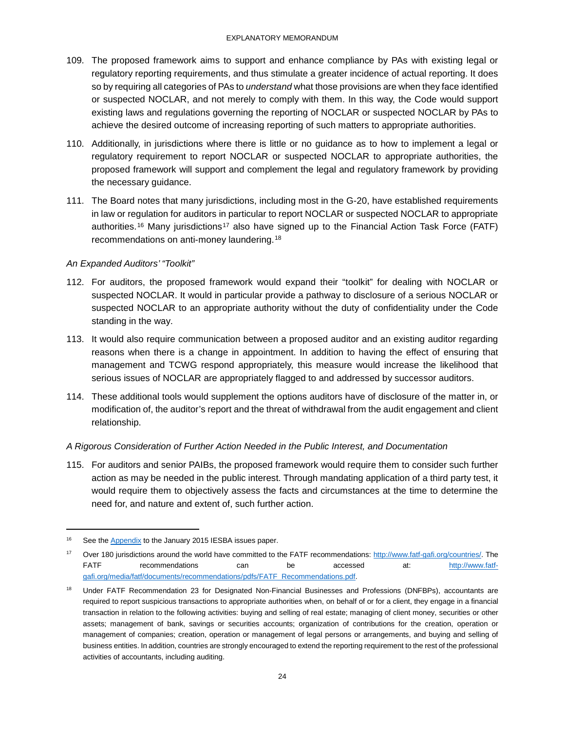109. The proposed framework aims to support and enhance compliance by PAs with existing legal or regulatory reporting requirements, and thus stimulate a greater incidence of actual reporting. It does so by requiring all categories of PAs to *understand* what those provisions are when they face identified or suspected NOCLAR, and not merely to comply with them. In this way, the Code would support existing laws and regulations governing the reporting of NOCLAR or suspected NOCLAR by PAs to achieve the desired outcome of increasing reporting of such matters to appropriate authorities.

110. Additionally, in jurisdictions where there is little or no guidance as to how to implement a legal or regulatory requirement to report NOCLAR or suspected NOCLAR to appropriate authorities, the proposed framework will support and complement the legal and regulatory framework by providing the necessary guidance.

111. The Board notes that many jurisdictions, including most in the G-20, have established requirements in law or regulation for auditors in particular to report NOCLAR or suspected NOCLAR to appropriate authorities.[16] Many jurisdictions[17] also have signed up to the Financial Action Task Force (FATF) recommendations on anti-money laundering.[18]

*An Expanded Auditors' "Toolkit"*

112. For auditors, the proposed framework would expand their "toolkit" for dealing with NOCLAR or suspected NOCLAR. It would in particular provide a pathway to disclosure of a serious NOCLAR or suspected NOCLAR to an appropriate authority without the duty of confidentiality under the Code standing in the way.

113. It would also require communication between a proposed auditor and an existing auditor regarding reasons when there is a change in appointment. In addition to having the effect of ensuring that management and TCWG respond appropriately, this measure would increase the likelihood that serious issues of NOCLAR are appropriately flagged to and addressed by successor auditors.

114. These additional tools would supplement the options auditors have of disclosure of the matter in, or modification of, the auditor's report and the threat of withdrawal from the audit engagement and client relationship.

*A Rigorous Consideration of Further Action Needed in the Public Interest, and Documentation*

115. For auditors and senior PAIBs, the proposed framework would require them to consider such further action as may be needed in the public interest. Through mandating application of a third party test, it would require them to objectively assess the facts and circumstances at the time to determine the need for, and nature and extent of, such further action.

---

[16] See the Appendix to the January 2015 IESBA issues paper.

[17] Over 180 jurisdictions around the world have committed to the FATF recommendations: http://www.fatf-gafi.org/countries/. The FATF recommendations can be accessed at: http://www.fatf-gafi.org/media/fatf/documents/recommendations/pdfs/FATF_Recommendations.pdf.

[18] Under FATF Recommendation 23 for Designated Non-Financial Businesses and Professions (DNFBPs), accountants are required to report suspicious transactions to appropriate authorities when, on behalf of or for a client, they engage in a financial transaction in relation to the following activities: buying and selling of real estate; managing of client money, securities or other assets; management of bank, savings or securities accounts; organization of contributions for the creation, operation or management of companies; creation, operation or management of legal persons or arrangements, and buying and selling of business entities. In addition, countries are strongly encouraged to extend the reporting requirement to the rest of the professional activities of accountants, including auditing.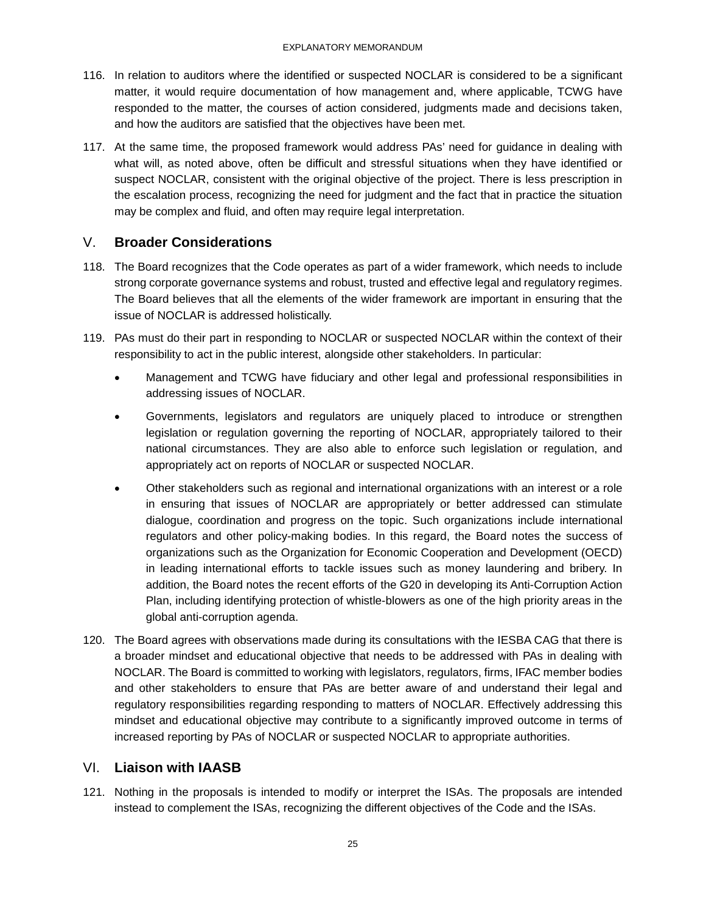116. In relation to auditors where the identified or suspected NOCLAR is considered to be a significant matter, it would require documentation of how management and, where applicable, TCWG have responded to the matter, the courses of action considered, judgments made and decisions taken, and how the auditors are satisfied that the objectives have been met.

117. At the same time, the proposed framework would address PAs' need for guidance in dealing with what will, as noted above, often be difficult and stressful situations when they have identified or suspect NOCLAR, consistent with the original objective of the project. There is less prescription in the escalation process, recognizing the need for judgment and the fact that in practice the situation may be complex and fluid, and often may require legal interpretation.

## V. Broader Considerations

118. The Board recognizes that the Code operates as part of a wider framework, which needs to include strong corporate governance systems and robust, trusted and effective legal and regulatory regimes. The Board believes that all the elements of the wider framework are important in ensuring that the issue of NOCLAR is addressed holistically.

119. PAs must do their part in responding to NOCLAR or suspected NOCLAR within the context of their responsibility to act in the public interest, alongside other stakeholders. In particular:

    - Management and TCWG have fiduciary and other legal and professional responsibilities in addressing issues of NOCLAR.
    - Governments, legislators and regulators are uniquely placed to introduce or strengthen legislation or regulation governing the reporting of NOCLAR, appropriately tailored to their national circumstances. They are also able to enforce such legislation or regulation, and appropriately act on reports of NOCLAR or suspected NOCLAR.
    - Other stakeholders such as regional and international organizations with an interest or a role in ensuring that issues of NOCLAR are appropriately or better addressed can stimulate dialogue, coordination and progress on the topic. Such organizations include international regulators and other policy-making bodies. In this regard, the Board notes the success of organizations such as the Organization for Economic Cooperation and Development (OECD) in leading international efforts to tackle issues such as money laundering and bribery. In addition, the Board notes the recent efforts of the G20 in developing its Anti-Corruption Action Plan, including identifying protection of whistle-blowers as one of the high priority areas in the global anti-corruption agenda.

120. The Board agrees with observations made during its consultations with the IESBA CAG that there is a broader mindset and educational objective that needs to be addressed with PAs in dealing with NOCLAR. The Board is committed to working with legislators, regulators, firms, IFAC member bodies and other stakeholders to ensure that PAs are better aware of and understand their legal and regulatory responsibilities regarding responding to matters of NOCLAR. Effectively addressing this mindset and educational objective may contribute to a significantly improved outcome in terms of increased reporting by PAs of NOCLAR or suspected NOCLAR to appropriate authorities.

## VI. Liaison with IAASB

121. Nothing in the proposals is intended to modify or interpret the ISAs. The proposals are intended instead to complement the ISAs, recognizing the different objectives of the Code and the ISAs.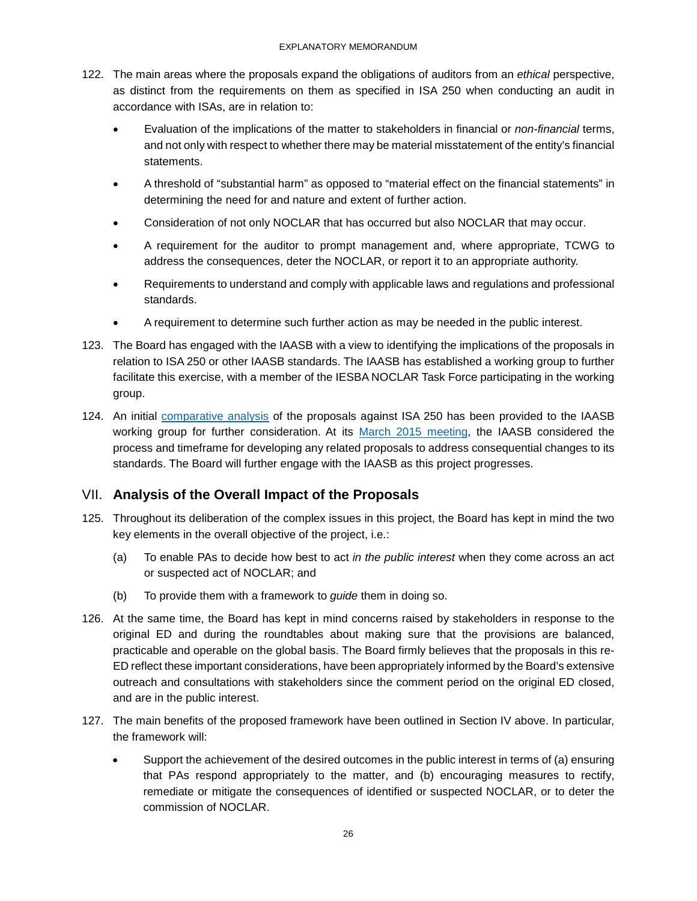122. The main areas where the proposals expand the obligations of auditors from an *ethical* perspective, as distinct from the requirements on them as specified in ISA 250 when conducting an audit in accordance with ISAs, are in relation to:

    - Evaluation of the implications of the matter to stakeholders in financial or *non-financial* terms, and not only with respect to whether there may be material misstatement of the entity's financial statements.
    - A threshold of "substantial harm" as opposed to "material effect on the financial statements" in determining the need for and nature and extent of further action.
    - Consideration of not only NOCLAR that has occurred but also NOCLAR that may occur.
    - A requirement for the auditor to prompt management and, where appropriate, TCWG to address the consequences, deter the NOCLAR, or report it to an appropriate authority.
    - Requirements to understand and comply with applicable laws and regulations and professional standards.
    - A requirement to determine such further action as may be needed in the public interest.

123. The Board has engaged with the IAASB with a view to identifying the implications of the proposals in relation to ISA 250 or other IAASB standards. The IAASB has established a working group to further facilitate this exercise, with a member of the IESBA NOCLAR Task Force participating in the working group.

124. An initial comparative analysis of the proposals against ISA 250 has been provided to the IAASB working group for further consideration. At its March 2015 meeting, the IAASB considered the process and timeframe for developing any related proposals to address consequential changes to its standards. The Board will further engage with the IAASB as this project progresses.

## VII. Analysis of the Overall Impact of the Proposals

125. Throughout its deliberation of the complex issues in this project, the Board has kept in mind the two key elements in the overall objective of the project, i.e.:

    (a) To enable PAs to decide how best to act *in the public interest* when they come across an act or suspected act of NOCLAR; and

    (b) To provide them with a framework to *guide* them in doing so.

126. At the same time, the Board has kept in mind concerns raised by stakeholders in response to the original ED and during the roundtables about making sure that the provisions are balanced, practicable and operable on the global basis. The Board firmly believes that the proposals in this re-ED reflect these important considerations, have been appropriately informed by the Board's extensive outreach and consultations with stakeholders since the comment period on the original ED closed, and are in the public interest.

127. The main benefits of the proposed framework have been outlined in Section IV above. In particular, the framework will:

    - Support the achievement of the desired outcomes in the public interest in terms of (a) ensuring that PAs respond appropriately to the matter, and (b) encouraging measures to rectify, remediate or mitigate the consequences of identified or suspected NOCLAR, or to deter the commission of NOCLAR.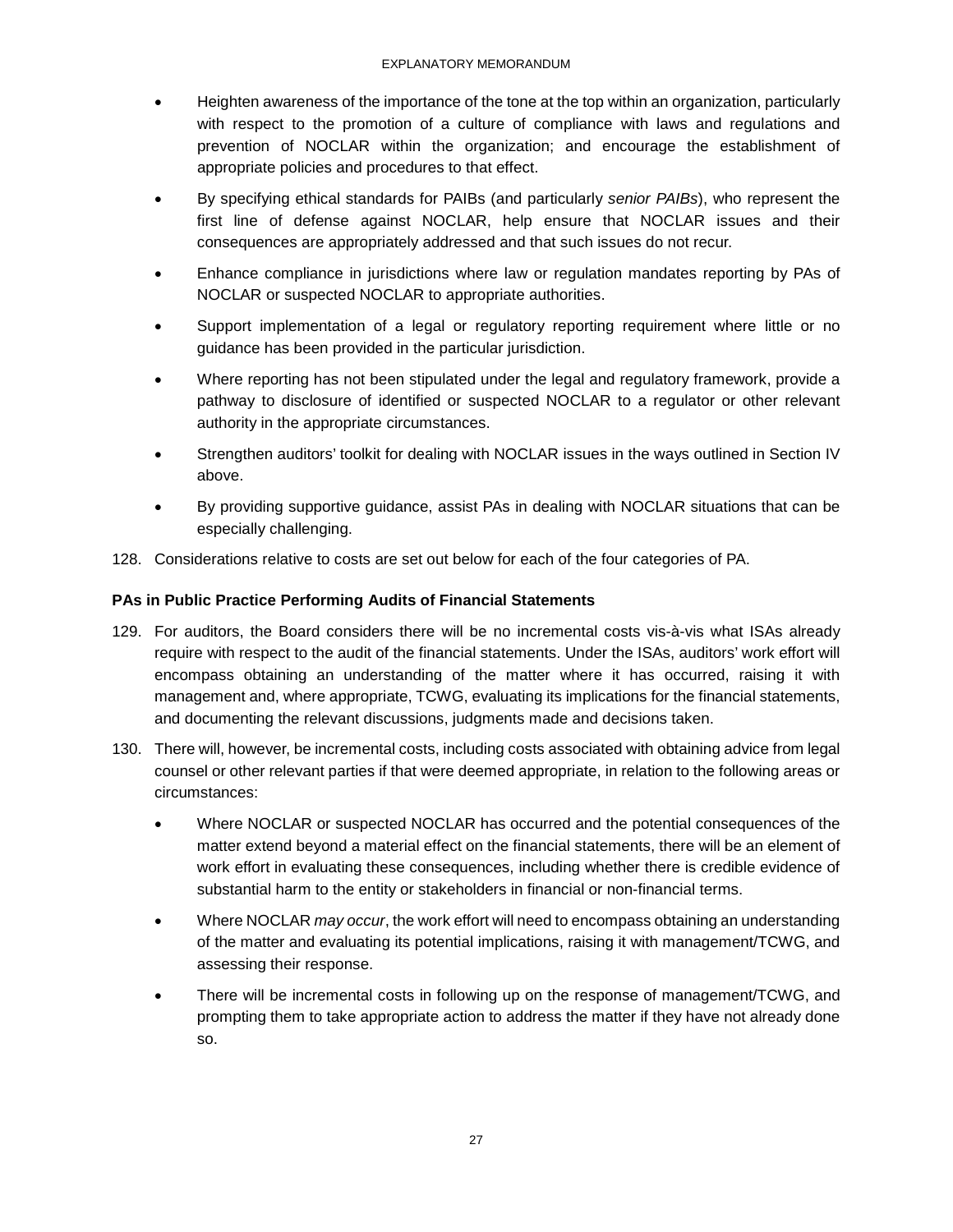- Heighten awareness of the importance of the tone at the top within an organization, particularly with respect to the promotion of a culture of compliance with laws and regulations and prevention of NOCLAR within the organization; and encourage the establishment of appropriate policies and procedures to that effect.
- By specifying ethical standards for PAIBs (and particularly *senior PAIBs*), who represent the first line of defense against NOCLAR, help ensure that NOCLAR issues and their consequences are appropriately addressed and that such issues do not recur.
- Enhance compliance in jurisdictions where law or regulation mandates reporting by PAs of NOCLAR or suspected NOCLAR to appropriate authorities.
- Support implementation of a legal or regulatory reporting requirement where little or no guidance has been provided in the particular jurisdiction.
- Where reporting has not been stipulated under the legal and regulatory framework, provide a pathway to disclosure of identified or suspected NOCLAR to a regulator or other relevant authority in the appropriate circumstances.
- Strengthen auditors' toolkit for dealing with NOCLAR issues in the ways outlined in Section IV above.
- By providing supportive guidance, assist PAs in dealing with NOCLAR situations that can be especially challenging.

128. Considerations relative to costs are set out below for each of the four categories of PA.

### PAs in Public Practice Performing Audits of Financial Statements

129. For auditors, the Board considers there will be no incremental costs vis-à-vis what ISAs already require with respect to the audit of the financial statements. Under the ISAs, auditors' work effort will encompass obtaining an understanding of the matter where it has occurred, raising it with management and, where appropriate, TCWG, evaluating its implications for the financial statements, and documenting the relevant discussions, judgments made and decisions taken.

130. There will, however, be incremental costs, including costs associated with obtaining advice from legal counsel or other relevant parties if that were deemed appropriate, in relation to the following areas or circumstances:

    - Where NOCLAR or suspected NOCLAR has occurred and the potential consequences of the matter extend beyond a material effect on the financial statements, there will be an element of work effort in evaluating these consequences, including whether there is credible evidence of substantial harm to the entity or stakeholders in financial or non-financial terms.
    - Where NOCLAR *may occur*, the work effort will need to encompass obtaining an understanding of the matter and evaluating its potential implications, raising it with management/TCWG, and assessing their response.
    - There will be incremental costs in following up on the response of management/TCWG, and prompting them to take appropriate action to address the matter if they have not already done so.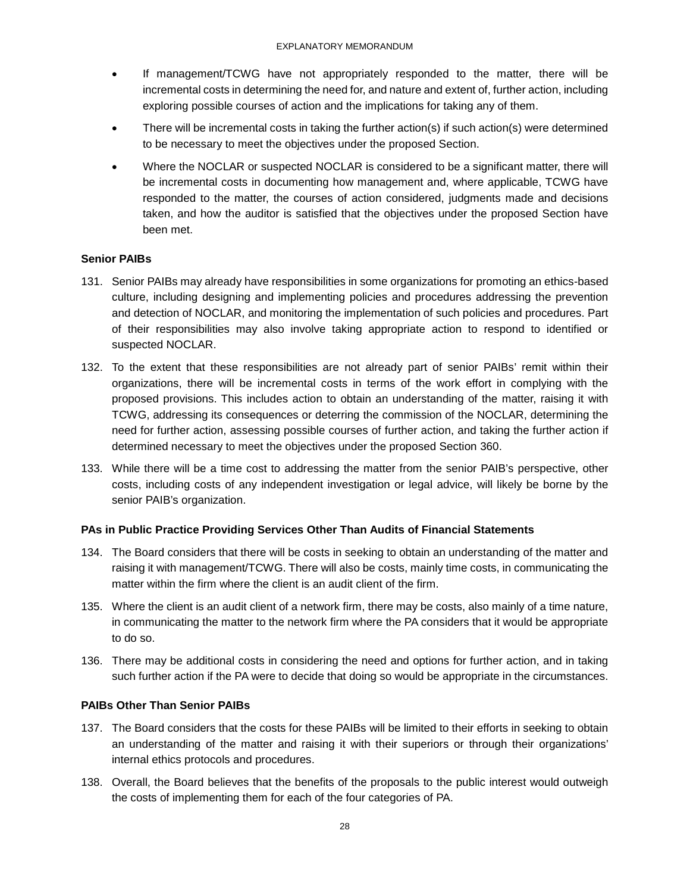- If management/TCWG have not appropriately responded to the matter, there will be incremental costs in determining the need for, and nature and extent of, further action, including exploring possible courses of action and the implications for taking any of them.
- There will be incremental costs in taking the further action(s) if such action(s) were determined to be necessary to meet the objectives under the proposed Section.
- Where the NOCLAR or suspected NOCLAR is considered to be a significant matter, there will be incremental costs in documenting how management and, where applicable, TCWG have responded to the matter, the courses of action considered, judgments made and decisions taken, and how the auditor is satisfied that the objectives under the proposed Section have been met.

**Senior PAIBs**

131. Senior PAIBs may already have responsibilities in some organizations for promoting an ethics-based culture, including designing and implementing policies and procedures addressing the prevention and detection of NOCLAR, and monitoring the implementation of such policies and procedures. Part of their responsibilities may also involve taking appropriate action to respond to identified or suspected NOCLAR.

132. To the extent that these responsibilities are not already part of senior PAIBs' remit within their organizations, there will be incremental costs in terms of the work effort in complying with the proposed provisions. This includes action to obtain an understanding of the matter, raising it with TCWG, addressing its consequences or deterring the commission of the NOCLAR, determining the need for further action, assessing possible courses of further action, and taking the further action if determined necessary to meet the objectives under the proposed Section 360.

133. While there will be a time cost to addressing the matter from the senior PAIB's perspective, other costs, including costs of any independent investigation or legal advice, will likely be borne by the senior PAIB's organization.

**PAs in Public Practice Providing Services Other Than Audits of Financial Statements**

134. The Board considers that there will be costs in seeking to obtain an understanding of the matter and raising it with management/TCWG. There will also be costs, mainly time costs, in communicating the matter within the firm where the client is an audit client of the firm.

135. Where the client is an audit client of a network firm, there may be costs, also mainly of a time nature, in communicating the matter to the network firm where the PA considers that it would be appropriate to do so.

136. There may be additional costs in considering the need and options for further action, and in taking such further action if the PA were to decide that doing so would be appropriate in the circumstances.

**PAIBs Other Than Senior PAIBs**

137. The Board considers that the costs for these PAIBs will be limited to their efforts in seeking to obtain an understanding of the matter and raising it with their superiors or through their organizations' internal ethics protocols and procedures.

138. Overall, the Board believes that the benefits of the proposals to the public interest would outweigh the costs of implementing them for each of the four categories of PA.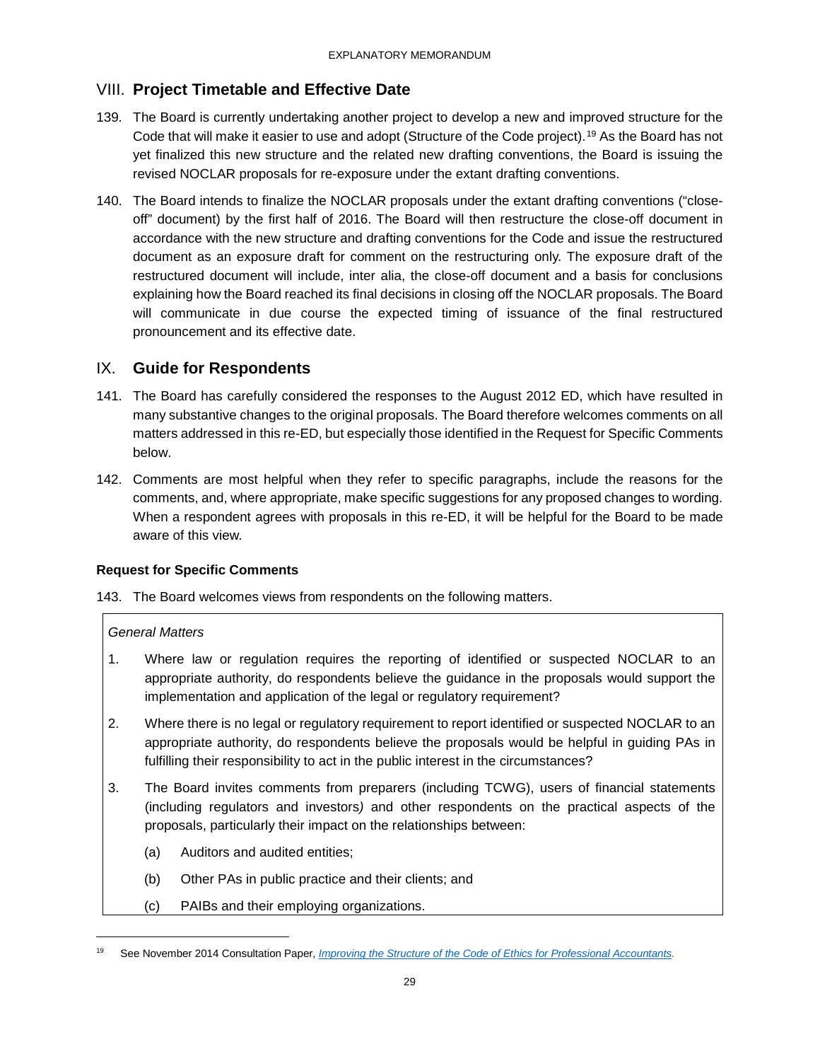## VIII. Project Timetable and Effective Date

139. The Board is currently undertaking another project to develop a new and improved structure for the Code that will make it easier to use and adopt (Structure of the Code project).[19] As the Board has not yet finalized this new structure and the related new drafting conventions, the Board is issuing the revised NOCLAR proposals for re-exposure under the extant drafting conventions.

140. The Board intends to finalize the NOCLAR proposals under the extant drafting conventions ("close-off" document) by the first half of 2016. The Board will then restructure the close-off document in accordance with the new structure and drafting conventions for the Code and issue the restructured document as an exposure draft for comment on the restructuring only. The exposure draft of the restructured document will include, inter alia, the close-off document and a basis for conclusions explaining how the Board reached its final decisions in closing off the NOCLAR proposals. The Board will communicate in due course the expected timing of issuance of the final restructured pronouncement and its effective date.

## IX. Guide for Respondents

141. The Board has carefully considered the responses to the August 2012 ED, which have resulted in many substantive changes to the original proposals. The Board therefore welcomes comments on all matters addressed in this re-ED, but especially those identified in the Request for Specific Comments below.

142. Comments are most helpful when they refer to specific paragraphs, include the reasons for the comments, and, where appropriate, make specific suggestions for any proposed changes to wording. When a respondent agrees with proposals in this re-ED, it will be helpful for the Board to be made aware of this view.

### Request for Specific Comments

143. The Board welcomes views from respondents on the following matters.

*General Matters*

1. Where law or regulation requires the reporting of identified or suspected NOCLAR to an appropriate authority, do respondents believe the guidance in the proposals would support the implementation and application of the legal or regulatory requirement?

2. Where there is no legal or regulatory requirement to report identified or suspected NOCLAR to an appropriate authority, do respondents believe the proposals would be helpful in guiding PAs in fulfilling their responsibility to act in the public interest in the circumstances?

3. The Board invites comments from preparers (including TCWG), users of financial statements (including regulators and investors) and other respondents on the practical aspects of the proposals, particularly their impact on the relationships between:

    (a) Auditors and audited entities;

    (b) Other PAs in public practice and their clients; and

    (c) PAIBs and their employing organizations.

---

[19] See November 2014 Consultation Paper, *Improving the Structure of the Code of Ethics for Professional Accountants*.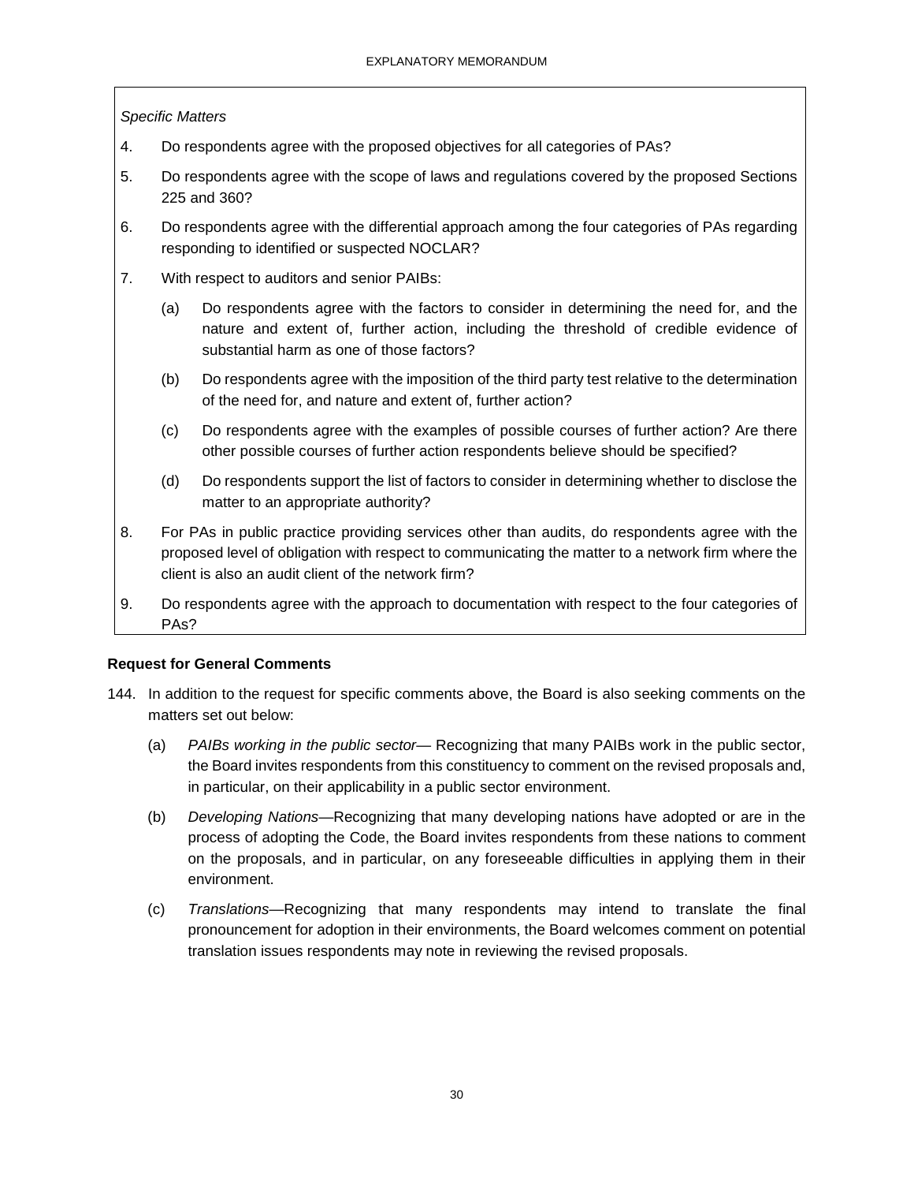*Specific Matters*

4. Do respondents agree with the proposed objectives for all categories of PAs?

5. Do respondents agree with the scope of laws and regulations covered by the proposed Sections 225 and 360?

6. Do respondents agree with the differential approach among the four categories of PAs regarding responding to identified or suspected NOCLAR?

7. With respect to auditors and senior PAIBs:

   (a) Do respondents agree with the factors to consider in determining the need for, and the nature and extent of, further action, including the threshold of credible evidence of substantial harm as one of those factors?

   (b) Do respondents agree with the imposition of the third party test relative to the determination of the need for, and nature and extent of, further action?

   (c) Do respondents agree with the examples of possible courses of further action? Are there other possible courses of further action respondents believe should be specified?

   (d) Do respondents support the list of factors to consider in determining whether to disclose the matter to an appropriate authority?

8. For PAs in public practice providing services other than audits, do respondents agree with the proposed level of obligation with respect to communicating the matter to a network firm where the client is also an audit client of the network firm?

9. Do respondents agree with the approach to documentation with respect to the four categories of PAs?

**Request for General Comments**

144. In addition to the request for specific comments above, the Board is also seeking comments on the matters set out below:

   (a) *PAIBs working in the public sector*— Recognizing that many PAIBs work in the public sector, the Board invites respondents from this constituency to comment on the revised proposals and, in particular, on their applicability in a public sector environment.

   (b) *Developing Nations*—Recognizing that many developing nations have adopted or are in the process of adopting the Code, the Board invites respondents from these nations to comment on the proposals, and in particular, on any foreseeable difficulties in applying them in their environment.

   (c) *Translations*—Recognizing that many respondents may intend to translate the final pronouncement for adoption in their environments, the Board welcomes comment on potential translation issues respondents may note in reviewing the revised proposals.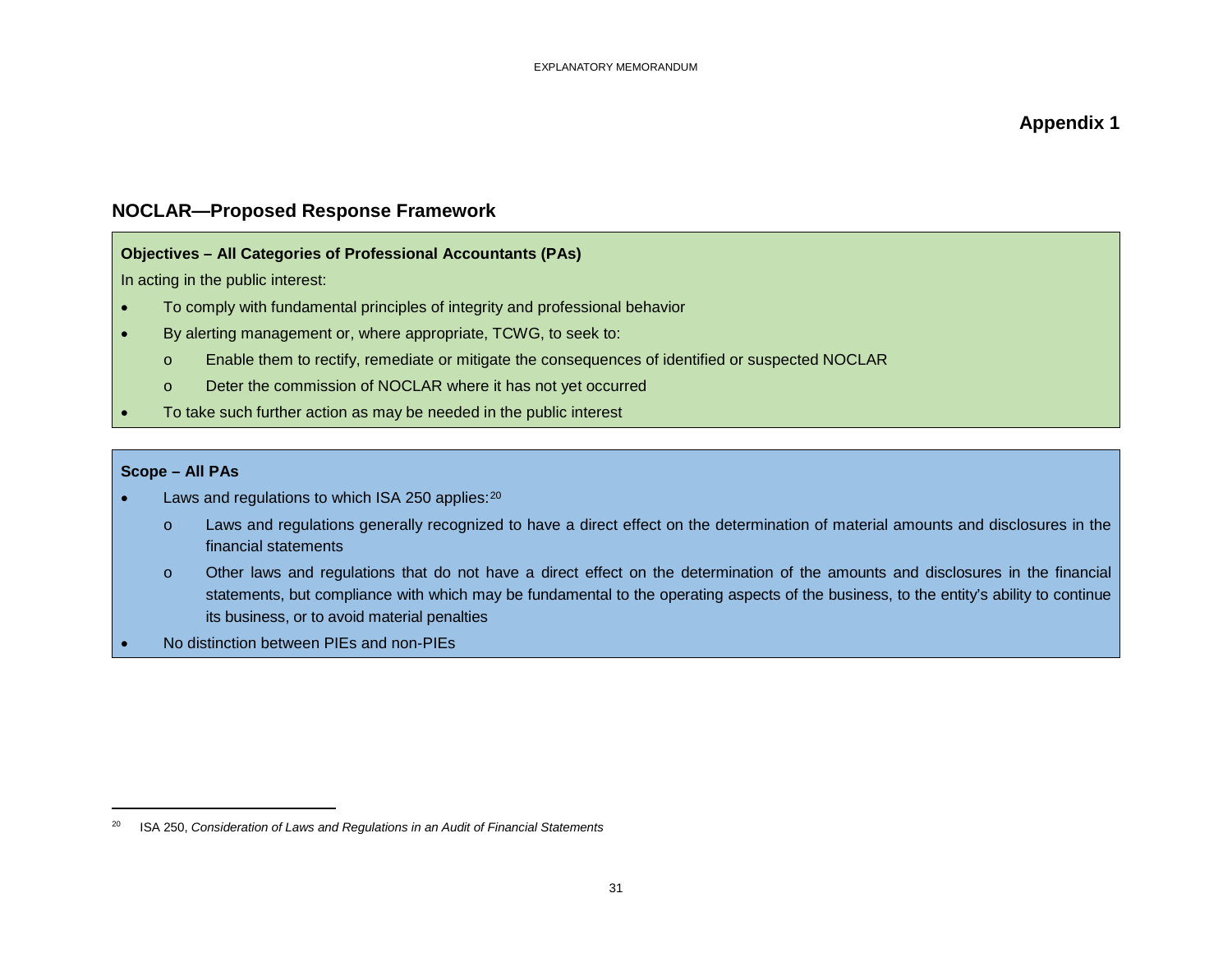## Appendix 1

### NOCLAR—Proposed Response Framework

**Objectives – All Categories of Professional Accountants (PAs)**

In acting in the public interest:

- To comply with fundamental principles of integrity and professional behavior
- By alerting management or, where appropriate, TCWG, to seek to:
  - Enable them to rectify, remediate or mitigate the consequences of identified or suspected NOCLAR
  - Deter the commission of NOCLAR where it has not yet occurred
- To take such further action as may be needed in the public interest

**Scope – All PAs**

- Laws and regulations to which ISA 250 applies:[20]
  - Laws and regulations generally recognized to have a direct effect on the determination of material amounts and disclosures in the financial statements
  - Other laws and regulations that do not have a direct effect on the determination of the amounts and disclosures in the financial statements, but compliance with which may be fundamental to the operating aspects of the business, to the entity's ability to continue its business, or to avoid material penalties
- No distinction between PIEs and non-PIEs

---

[20] ISA 250, *Consideration of Laws and Regulations in an Audit of Financial Statements*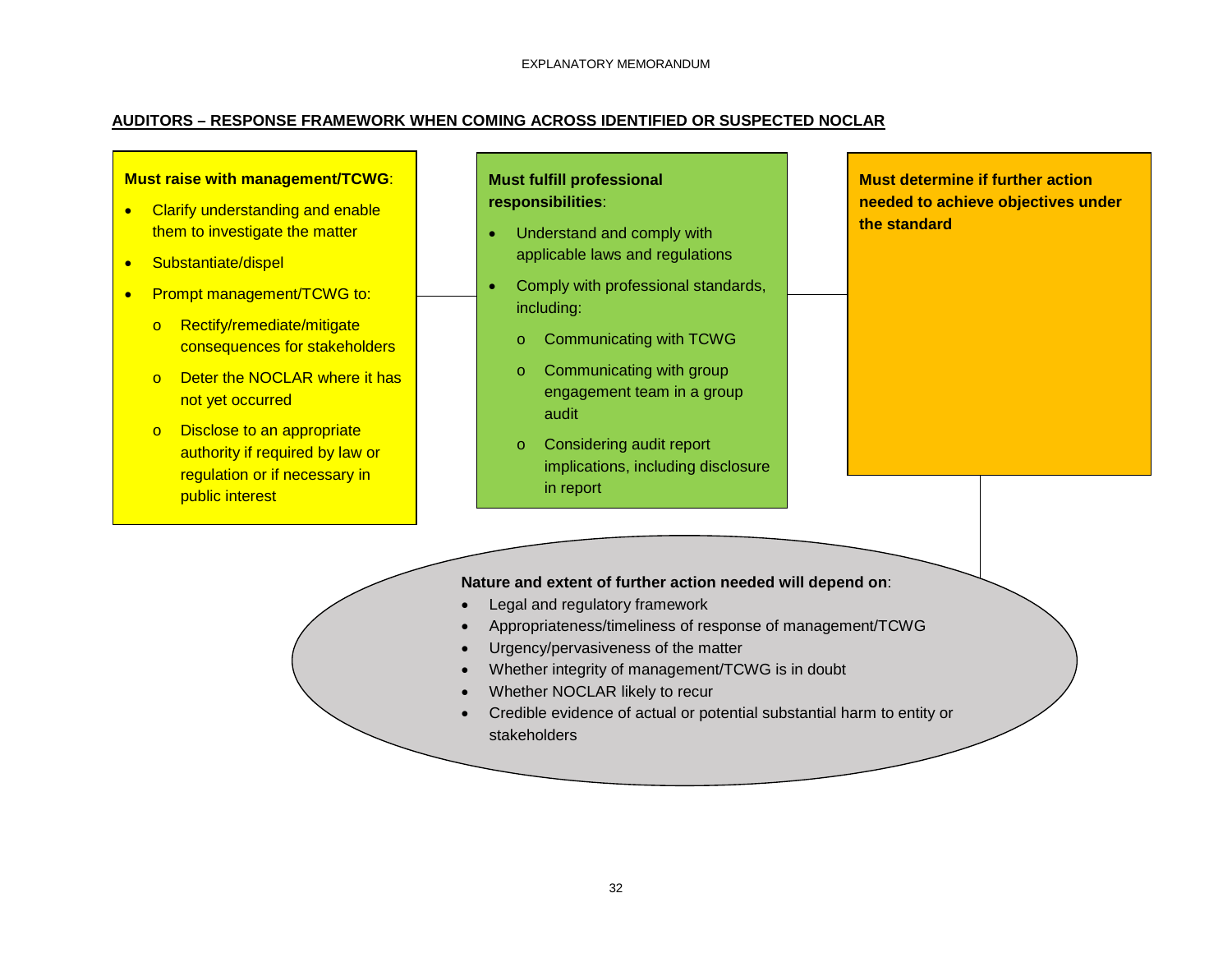## AUDITORS – RESPONSE FRAMEWORK WHEN COMING ACROSS IDENTIFIED OR SUSPECTED NOCLAR

**Must raise with management/TCWG**:

- Clarify understanding and enable them to investigate the matter
- Substantiate/dispel
- Prompt management/TCWG to:
  - Rectify/remediate/mitigate consequences for stakeholders
  - Deter the NOCLAR where it has not yet occurred
  - Disclose to an appropriate authority if required by law or regulation or if necessary in public interest

**Must fulfill professional responsibilities**:

- Understand and comply with applicable laws and regulations
- Comply with professional standards, including:
  - Communicating with TCWG
  - Communicating with group engagement team in a group audit
  - Considering audit report implications, including disclosure in report

**Must determine if further action needed to achieve objectives under the standard**

**Nature and extent of further action needed will depend on**:

- Legal and regulatory framework
- Appropriateness/timeliness of response of management/TCWG
- Urgency/pervasiveness of the matter
- Whether integrity of management/TCWG is in doubt
- Whether NOCLAR likely to recur
- Credible evidence of actual or potential substantial harm to entity or stakeholders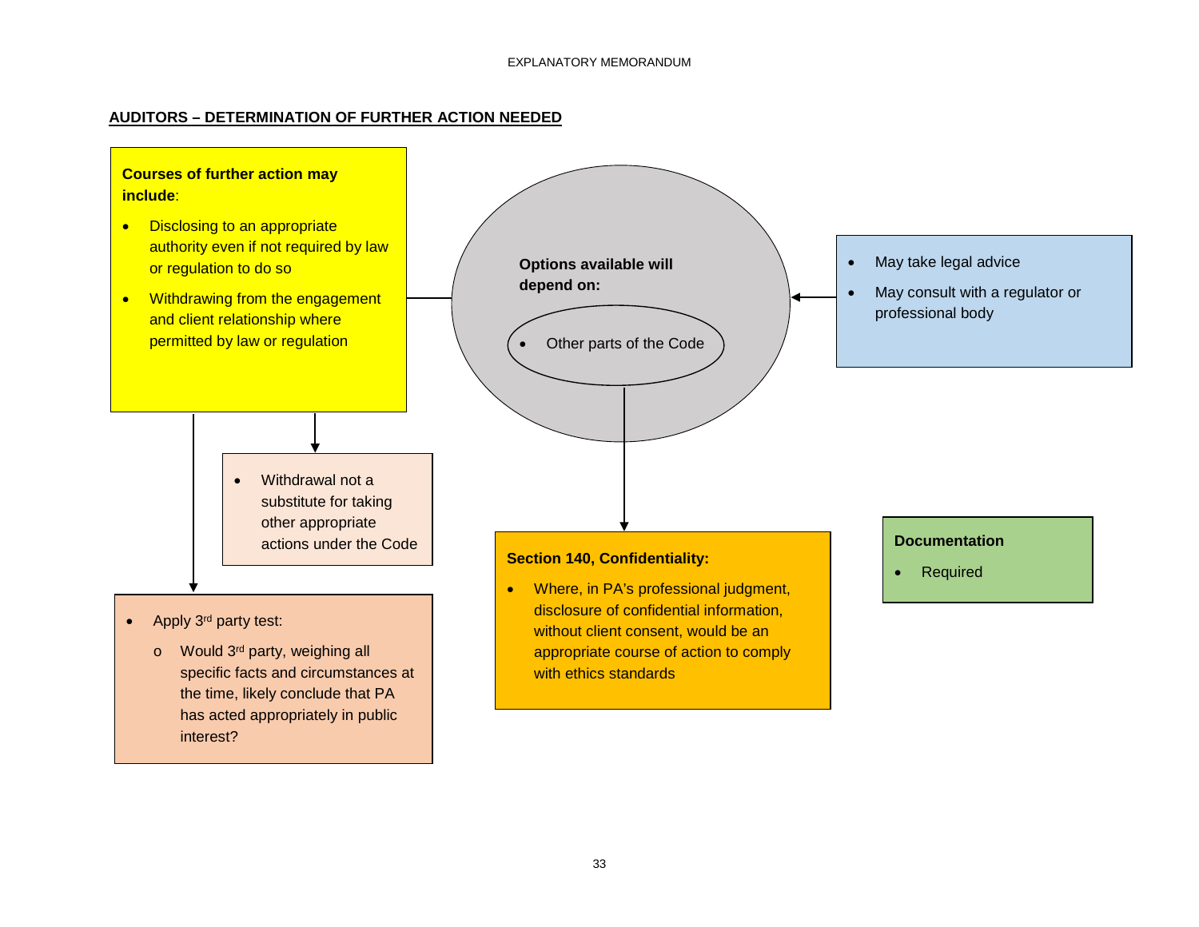## AUDITORS – DETERMINATION OF FURTHER ACTION NEEDED

**Courses of further action may include**:

- Disclosing to an appropriate authority even if not required by law or regulation to do so
- Withdrawing from the engagement and client relationship where permitted by law or regulation

**Options available will depend on:**

- Other parts of the Code

- May take legal advice
- May consult with a regulator or professional body

- Withdrawal not a substitute for taking other appropriate actions under the Code

- Apply 3rd party test:
  - Would 3rd party, weighing all specific facts and circumstances at the time, likely conclude that PA has acted appropriately in public interest?

**Section 140, Confidentiality:**

- Where, in PA's professional judgment, disclosure of confidential information, without client consent, would be an appropriate course of action to comply with ethics standards

**Documentation**

- Required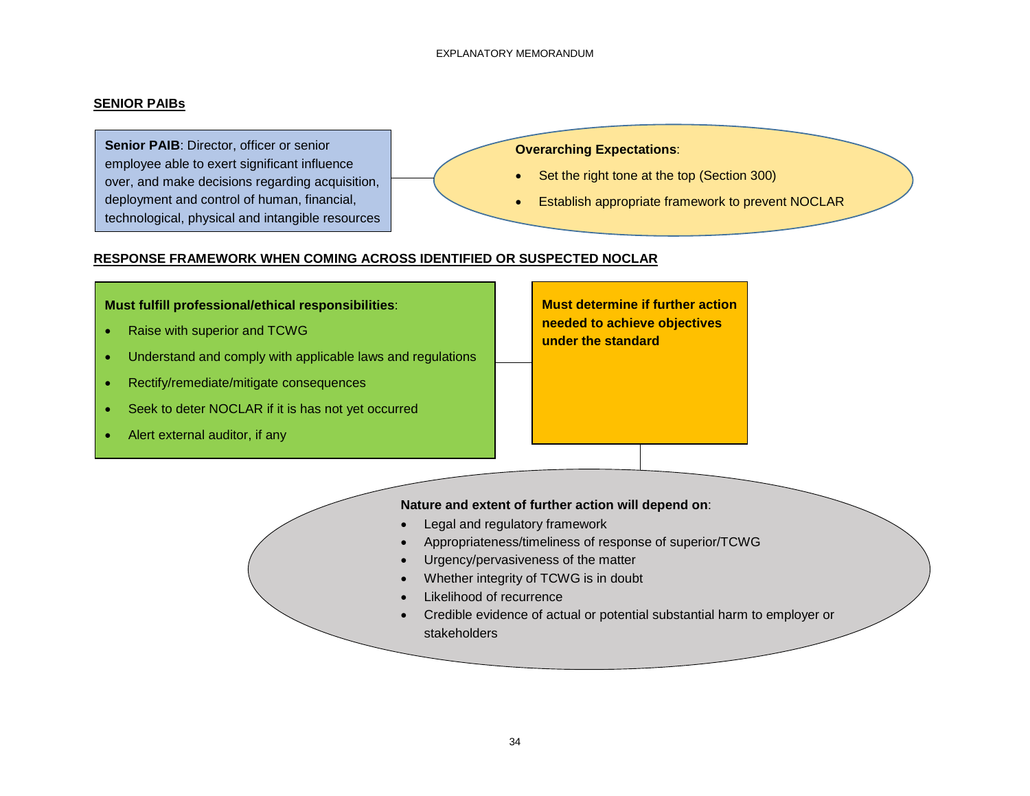## SENIOR PAIBs

**Senior PAIB**: Director, officer or senior employee able to exert significant influence over, and make decisions regarding acquisition, deployment and control of human, financial, technological, physical and intangible resources

**Overarching Expectations**:

- Set the right tone at the top (Section 300)
- Establish appropriate framework to prevent NOCLAR

## RESPONSE FRAMEWORK WHEN COMING ACROSS IDENTIFIED OR SUSPECTED NOCLAR

**Must fulfill professional/ethical responsibilities**:

- Raise with superior and TCWG
- Understand and comply with applicable laws and regulations
- Rectify/remediate/mitigate consequences
- Seek to deter NOCLAR if it is has not yet occurred
- Alert external auditor, if any

**Must determine if further action needed to achieve objectives under the standard**

**Nature and extent of further action will depend on**:

- Legal and regulatory framework
- Appropriateness/timeliness of response of superior/TCWG
- Urgency/pervasiveness of the matter
- Whether integrity of TCWG is in doubt
- Likelihood of recurrence
- Credible evidence of actual or potential substantial harm to employer or stakeholders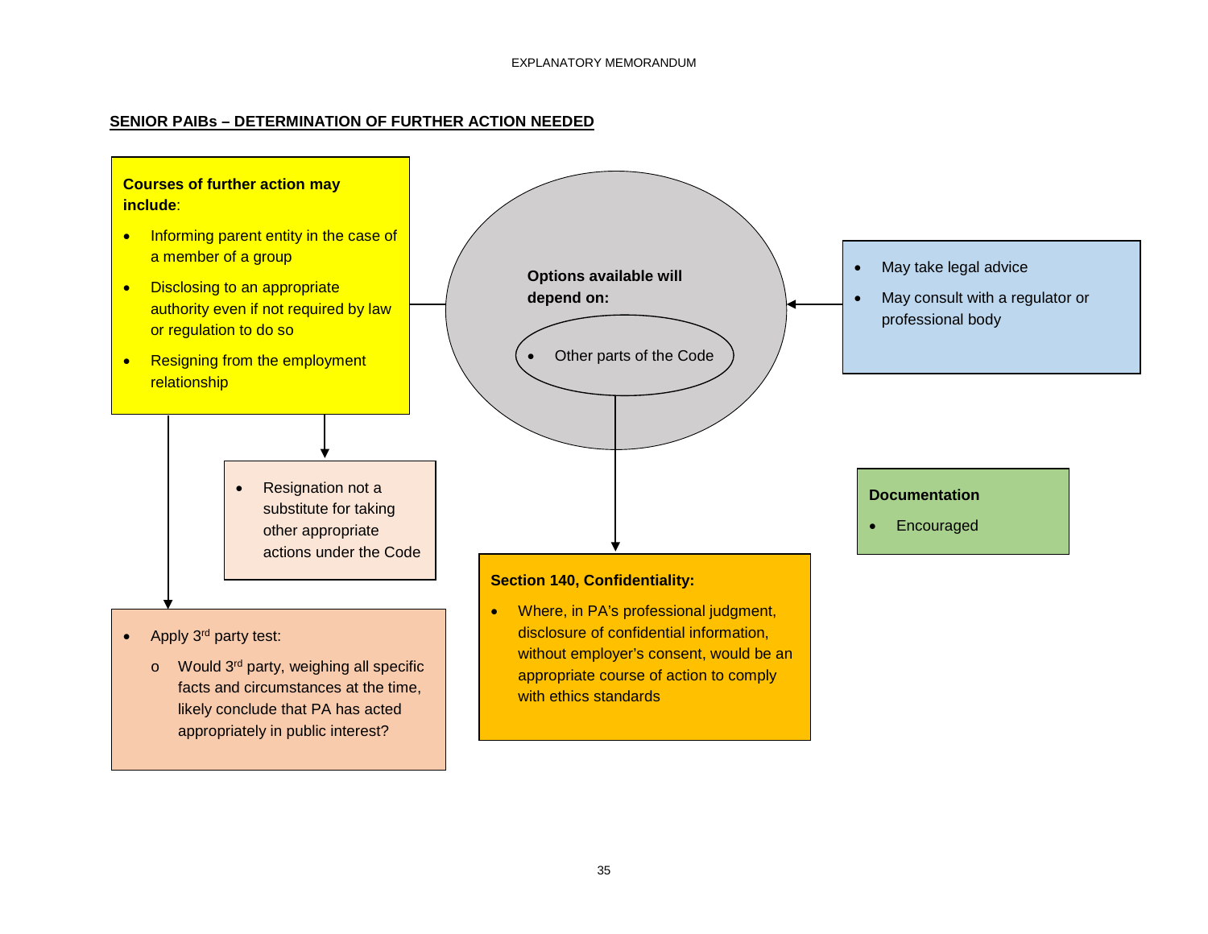## SENIOR PAIBs – DETERMINATION OF FURTHER ACTION NEEDED

**Courses of further action may include**:

- Informing parent entity in the case of a member of a group
- Disclosing to an appropriate authority even if not required by law or regulation to do so
- Resigning from the employment relationship

**Options available will depend on:**

- Other parts of the Code

- May take legal advice
- May consult with a regulator or professional body

- Resignation not a substitute for taking other appropriate actions under the Code

**Documentation**

- Encouraged

- Apply 3rd party test:
  - Would 3rd party, weighing all specific facts and circumstances at the time, likely conclude that PA has acted appropriately in public interest?

**Section 140, Confidentiality:**

- Where, in PA's professional judgment, disclosure of confidential information, without employer's consent, would be an appropriate course of action to comply with ethics standards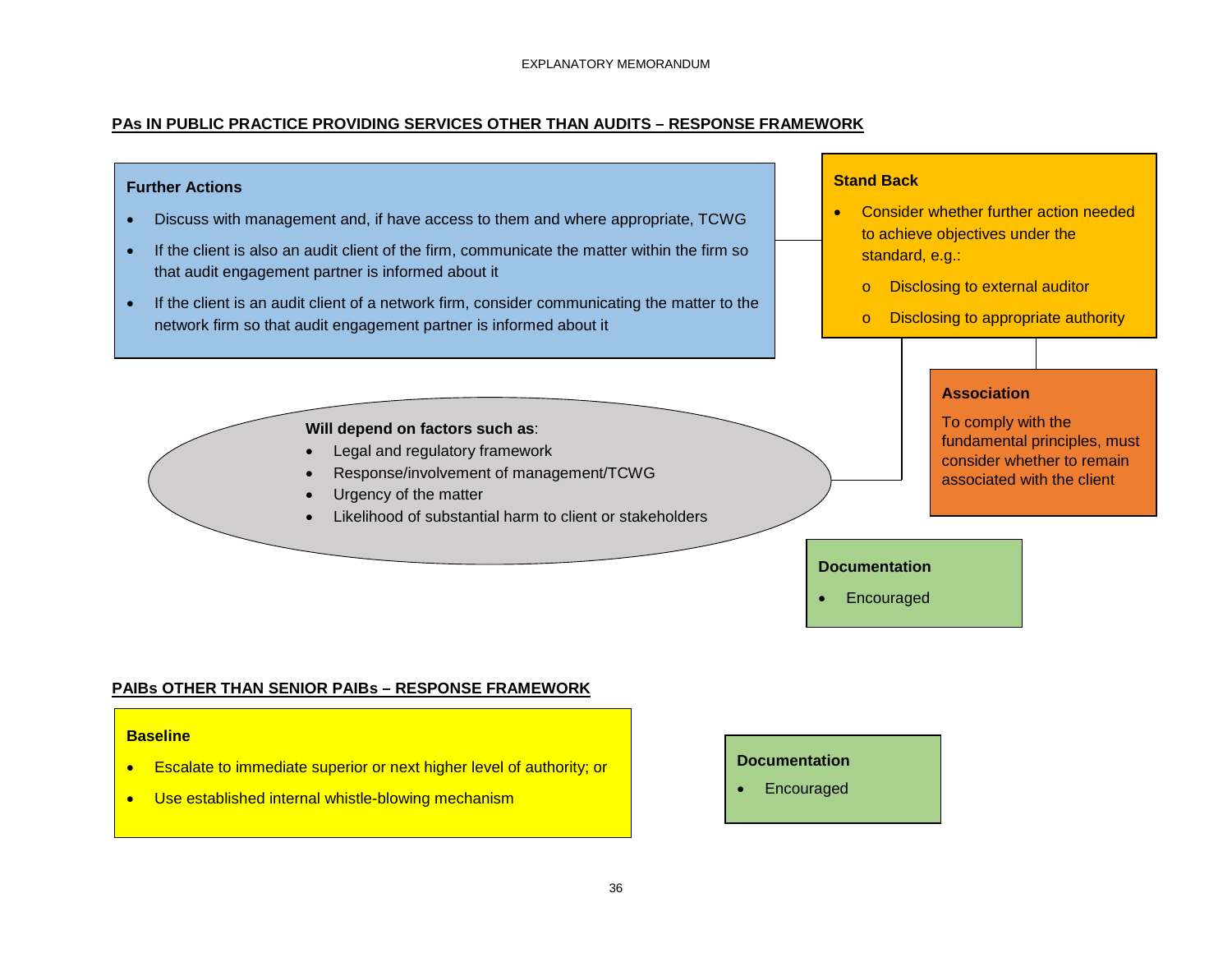## PAs IN PUBLIC PRACTICE PROVIDING SERVICES OTHER THAN AUDITS – RESPONSE FRAMEWORK

**Further Actions**

- Discuss with management and, if have access to them and where appropriate, TCWG
- If the client is also an audit client of the firm, communicate the matter within the firm so that audit engagement partner is informed about it
- If the client is an audit client of a network firm, consider communicating the matter to the network firm so that audit engagement partner is informed about it

**Stand Back**

- Consider whether further action needed to achieve objectives under the standard, e.g.:
  - Disclosing to external auditor
  - Disclosing to appropriate authority

**Will depend on factors such as**:

- Legal and regulatory framework
- Response/involvement of management/TCWG
- Urgency of the matter
- Likelihood of substantial harm to client or stakeholders

**Association**

To comply with the fundamental principles, must consider whether to remain associated with the client

**Documentation**

- Encouraged

## PAIBs OTHER THAN SENIOR PAIBs – RESPONSE FRAMEWORK

**Baseline**

- Escalate to immediate superior or next higher level of authority; or
- Use established internal whistle-blowing mechanism

**Documentation**

- Encouraged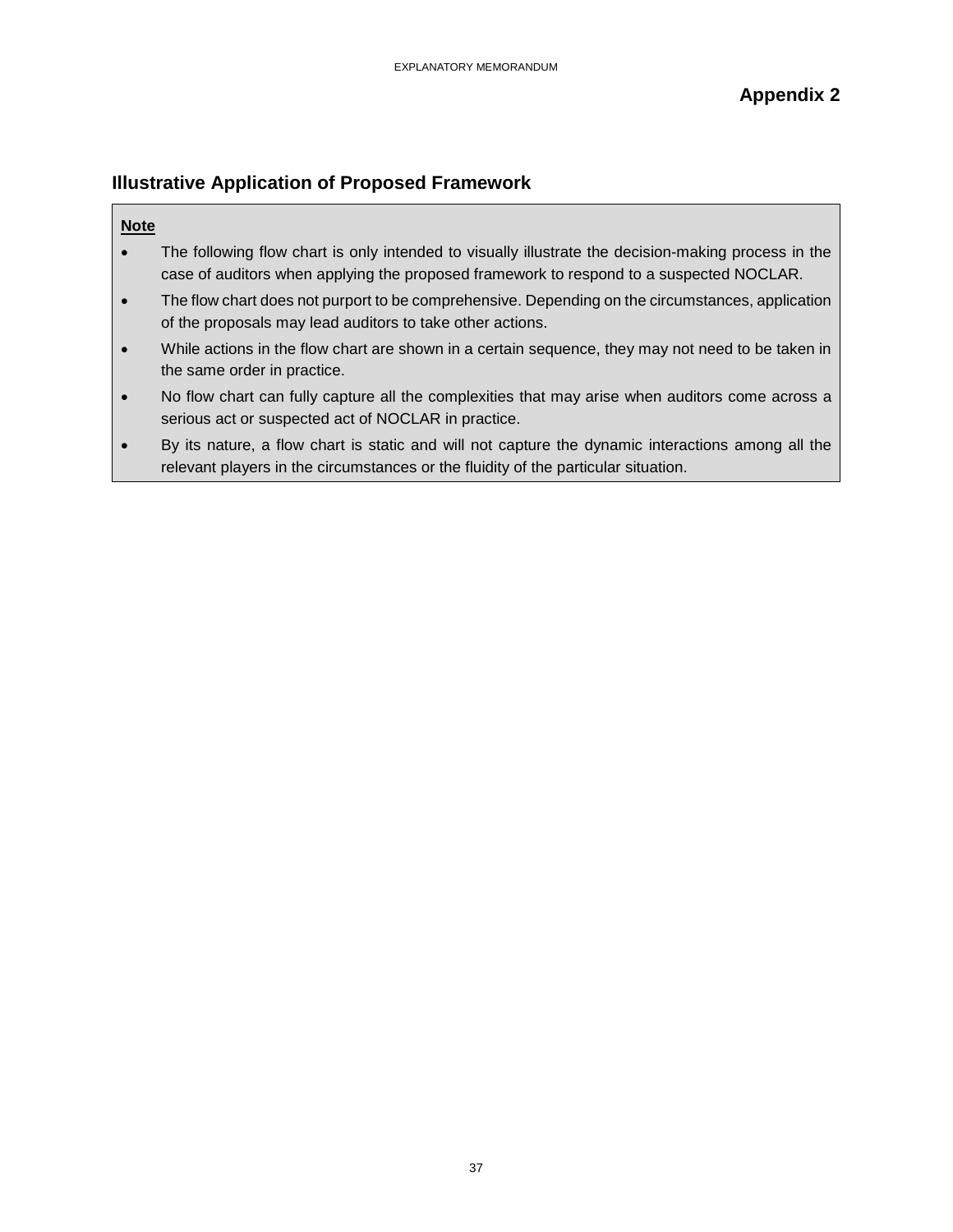**Appendix 2**

## Illustrative Application of Proposed Framework

**Note**

- The following flow chart is only intended to visually illustrate the decision-making process in the case of auditors when applying the proposed framework to respond to a suspected NOCLAR.
- The flow chart does not purport to be comprehensive. Depending on the circumstances, application of the proposals may lead auditors to take other actions.
- While actions in the flow chart are shown in a certain sequence, they may not need to be taken in the same order in practice.
- No flow chart can fully capture all the complexities that may arise when auditors come across a serious act or suspected act of NOCLAR in practice.
- By its nature, a flow chart is static and will not capture the dynamic interactions among all the relevant players in the circumstances or the fluidity of the particular situation.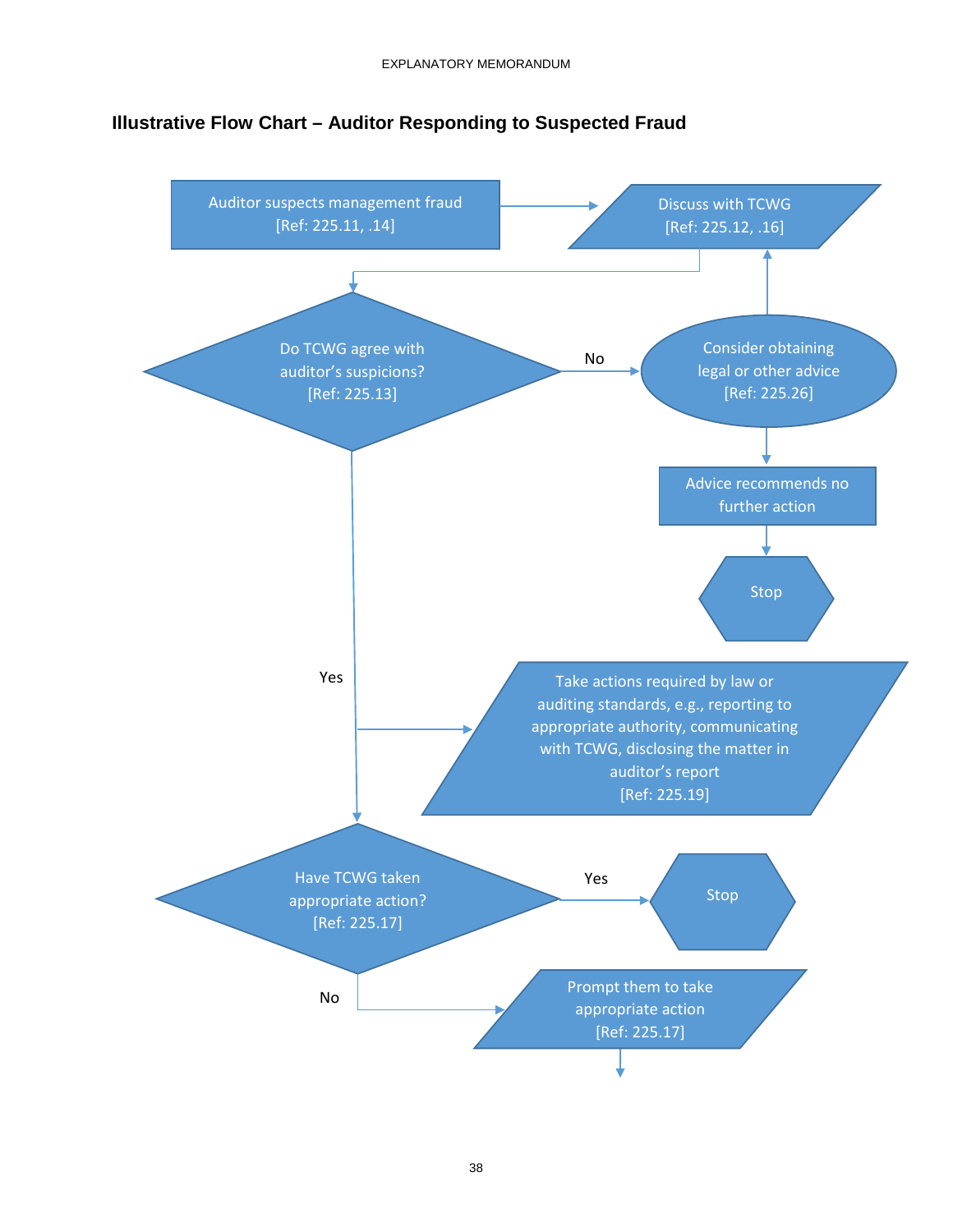## Illustrative Flow Chart – Auditor Responding to Suspected Fraud

Auditor suspects management fraud
[Ref: 225.11, .14]

Discuss with TCWG
[Ref: 225.12, .16]

Do TCWG agree with auditor's suspicions?
[Ref: 225.13]

No

Consider obtaining legal or other advice
[Ref: 225.26]

Advice recommends no further action

Stop

Yes

Take actions required by law or auditing standards, e.g., reporting to appropriate authority, communicating with TCWG, disclosing the matter in auditor's report
[Ref: 225.19]

Have TCWG taken appropriate action?
[Ref: 225.17]

Yes

Stop

No

Prompt them to take appropriate action
[Ref: 225.17]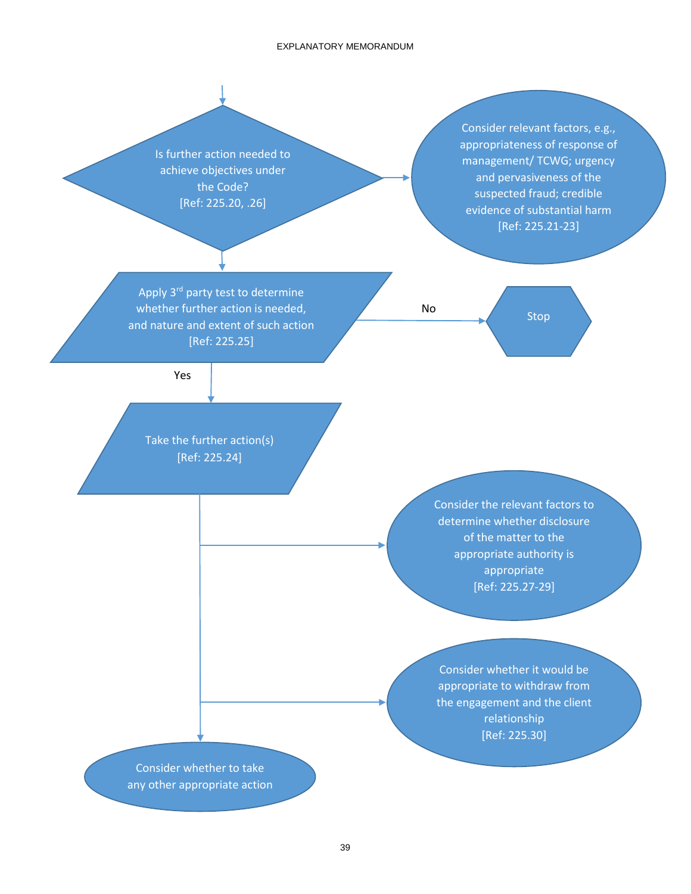Is further action needed to achieve objectives under the Code? [Ref: 225.20, .26]

Consider relevant factors, e.g., appropriateness of response of management/ TCWG; urgency and pervasiveness of the suspected fraud; credible evidence of substantial harm [Ref: 225.21-23]

Apply 3rd party test to determine whether further action is needed, and nature and extent of such action [Ref: 225.25]

No

Stop

Yes

Take the further action(s) [Ref: 225.24]

Consider the relevant factors to determine whether disclosure of the matter to the appropriate authority is appropriate [Ref: 225.27-29]

Consider whether it would be appropriate to withdraw from the engagement and the client relationship [Ref: 225.30]

Consider whether to take any other appropriate action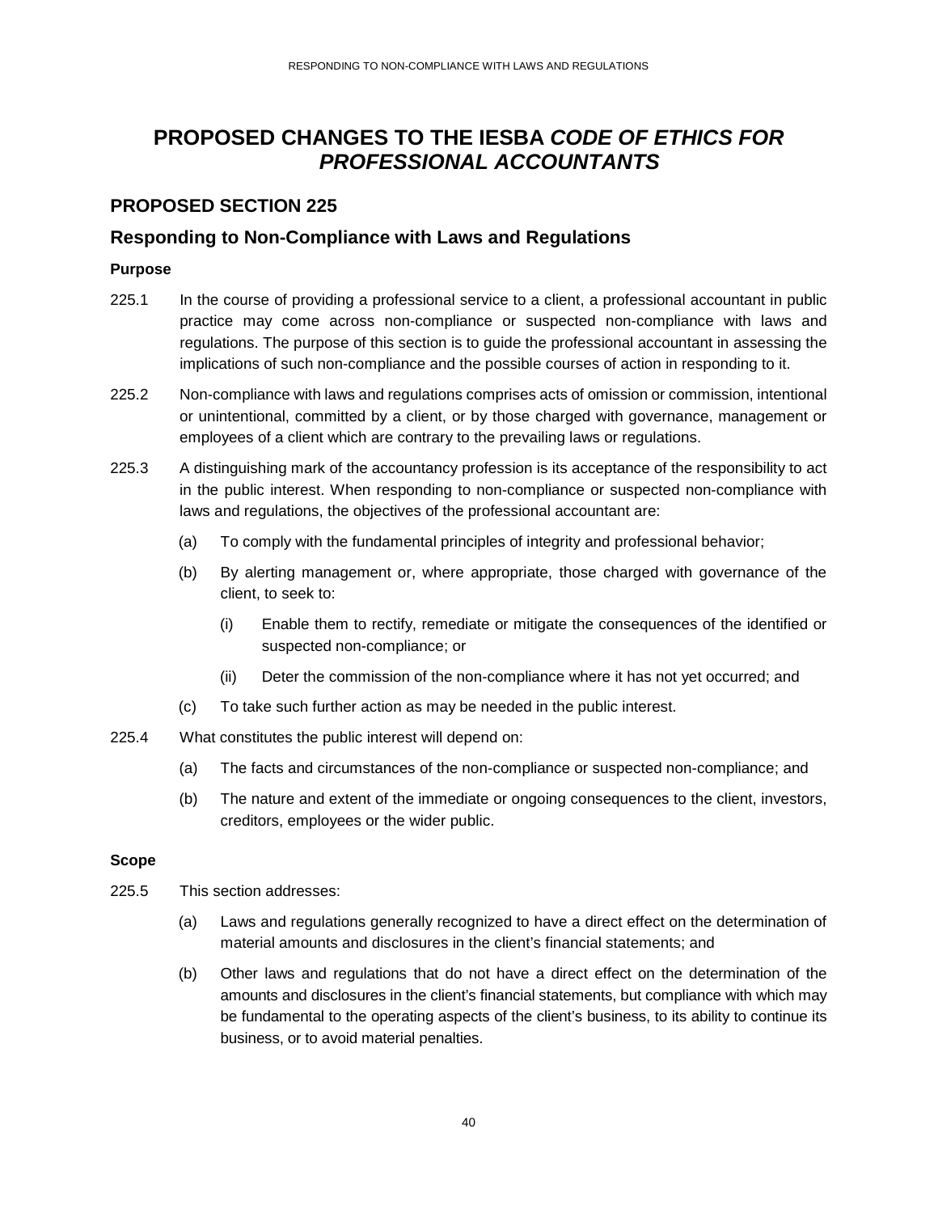# PROPOSED CHANGES TO THE IESBA *CODE OF ETHICS FOR PROFESSIONAL ACCOUNTANTS*

## PROPOSED SECTION 225

## Responding to Non-Compliance with Laws and Regulations

### Purpose

225.1 In the course of providing a professional service to a client, a professional accountant in public practice may come across non-compliance or suspected non-compliance with laws and regulations. The purpose of this section is to guide the professional accountant in assessing the implications of such non-compliance and the possible courses of action in responding to it.

225.2 Non-compliance with laws and regulations comprises acts of omission or commission, intentional or unintentional, committed by a client, or by those charged with governance, management or employees of a client which are contrary to the prevailing laws or regulations.

225.3 A distinguishing mark of the accountancy profession is its acceptance of the responsibility to act in the public interest. When responding to non-compliance or suspected non-compliance with laws and regulations, the objectives of the professional accountant are:

- (a) To comply with the fundamental principles of integrity and professional behavior;
- (b) By alerting management or, where appropriate, those charged with governance of the client, to seek to:
  - (i) Enable them to rectify, remediate or mitigate the consequences of the identified or suspected non-compliance; or
  - (ii) Deter the commission of the non-compliance where it has not yet occurred; and
- (c) To take such further action as may be needed in the public interest.

225.4 What constitutes the public interest will depend on:

- (a) The facts and circumstances of the non-compliance or suspected non-compliance; and
- (b) The nature and extent of the immediate or ongoing consequences to the client, investors, creditors, employees or the wider public.

### Scope

225.5 This section addresses:

- (a) Laws and regulations generally recognized to have a direct effect on the determination of material amounts and disclosures in the client's financial statements; and
- (b) Other laws and regulations that do not have a direct effect on the determination of the amounts and disclosures in the client's financial statements, but compliance with which may be fundamental to the operating aspects of the client's business, to its ability to continue its business, or to avoid material penalties.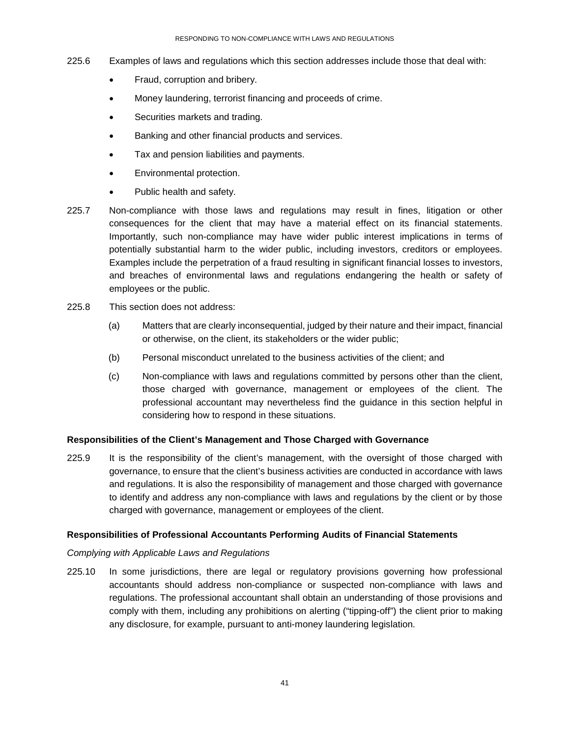225.6 Examples of laws and regulations which this section addresses include those that deal with:

- Fraud, corruption and bribery.
- Money laundering, terrorist financing and proceeds of crime.
- Securities markets and trading.
- Banking and other financial products and services.
- Tax and pension liabilities and payments.
- Environmental protection.
- Public health and safety.

225.7 Non-compliance with those laws and regulations may result in fines, litigation or other consequences for the client that may have a material effect on its financial statements. Importantly, such non-compliance may have wider public interest implications in terms of potentially substantial harm to the wider public, including investors, creditors or employees. Examples include the perpetration of a fraud resulting in significant financial losses to investors, and breaches of environmental laws and regulations endangering the health or safety of employees or the public.

225.8 This section does not address:

(a) Matters that are clearly inconsequential, judged by their nature and their impact, financial or otherwise, on the client, its stakeholders or the wider public;

(b) Personal misconduct unrelated to the business activities of the client; and

(c) Non-compliance with laws and regulations committed by persons other than the client, those charged with governance, management or employees of the client. The professional accountant may nevertheless find the guidance in this section helpful in considering how to respond in these situations.

**Responsibilities of the Client's Management and Those Charged with Governance**

225.9 It is the responsibility of the client's management, with the oversight of those charged with governance, to ensure that the client's business activities are conducted in accordance with laws and regulations. It is also the responsibility of management and those charged with governance to identify and address any non-compliance with laws and regulations by the client or by those charged with governance, management or employees of the client.

**Responsibilities of Professional Accountants Performing Audits of Financial Statements**

*Complying with Applicable Laws and Regulations*

225.10 In some jurisdictions, there are legal or regulatory provisions governing how professional accountants should address non-compliance or suspected non-compliance with laws and regulations. The professional accountant shall obtain an understanding of those provisions and comply with them, including any prohibitions on alerting ("tipping-off") the client prior to making any disclosure, for example, pursuant to anti-money laundering legislation.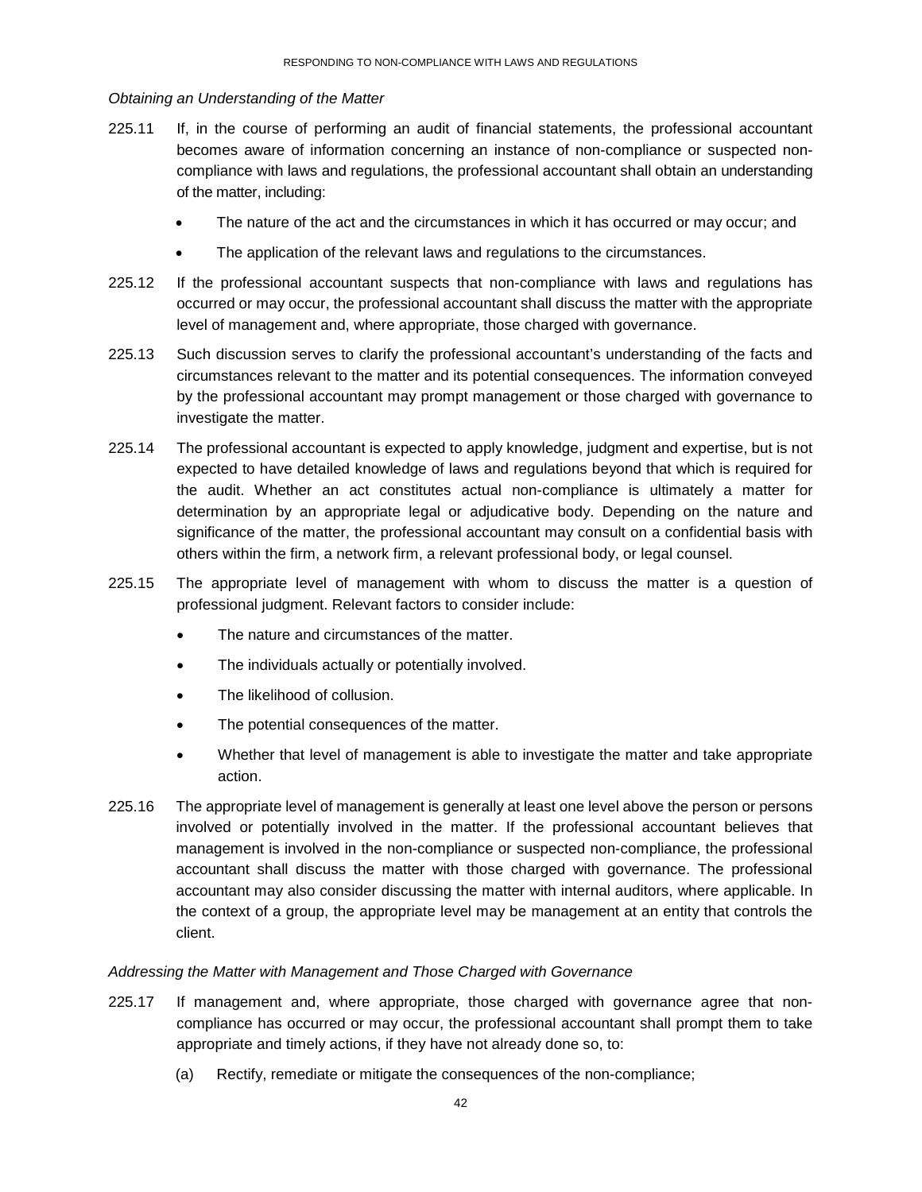*Obtaining an Understanding of the Matter*

225.11 If, in the course of performing an audit of financial statements, the professional accountant becomes aware of information concerning an instance of non-compliance or suspected non-compliance with laws and regulations, the professional accountant shall obtain an understanding of the matter, including:

- The nature of the act and the circumstances in which it has occurred or may occur; and
- The application of the relevant laws and regulations to the circumstances.

225.12 If the professional accountant suspects that non-compliance with laws and regulations has occurred or may occur, the professional accountant shall discuss the matter with the appropriate level of management and, where appropriate, those charged with governance.

225.13 Such discussion serves to clarify the professional accountant's understanding of the facts and circumstances relevant to the matter and its potential consequences. The information conveyed by the professional accountant may prompt management or those charged with governance to investigate the matter.

225.14 The professional accountant is expected to apply knowledge, judgment and expertise, but is not expected to have detailed knowledge of laws and regulations beyond that which is required for the audit. Whether an act constitutes actual non-compliance is ultimately a matter for determination by an appropriate legal or adjudicative body. Depending on the nature and significance of the matter, the professional accountant may consult on a confidential basis with others within the firm, a network firm, a relevant professional body, or legal counsel.

225.15 The appropriate level of management with whom to discuss the matter is a question of professional judgment. Relevant factors to consider include:

- The nature and circumstances of the matter.
- The individuals actually or potentially involved.
- The likelihood of collusion.
- The potential consequences of the matter.
- Whether that level of management is able to investigate the matter and take appropriate action.

225.16 The appropriate level of management is generally at least one level above the person or persons involved or potentially involved in the matter. If the professional accountant believes that management is involved in the non-compliance or suspected non-compliance, the professional accountant shall discuss the matter with those charged with governance. The professional accountant may also consider discussing the matter with internal auditors, where applicable. In the context of a group, the appropriate level may be management at an entity that controls the client.

*Addressing the Matter with Management and Those Charged with Governance*

225.17 If management and, where appropriate, those charged with governance agree that non-compliance has occurred or may occur, the professional accountant shall prompt them to take appropriate and timely actions, if they have not already done so, to:

(a) Rectify, remediate or mitigate the consequences of the non-compliance;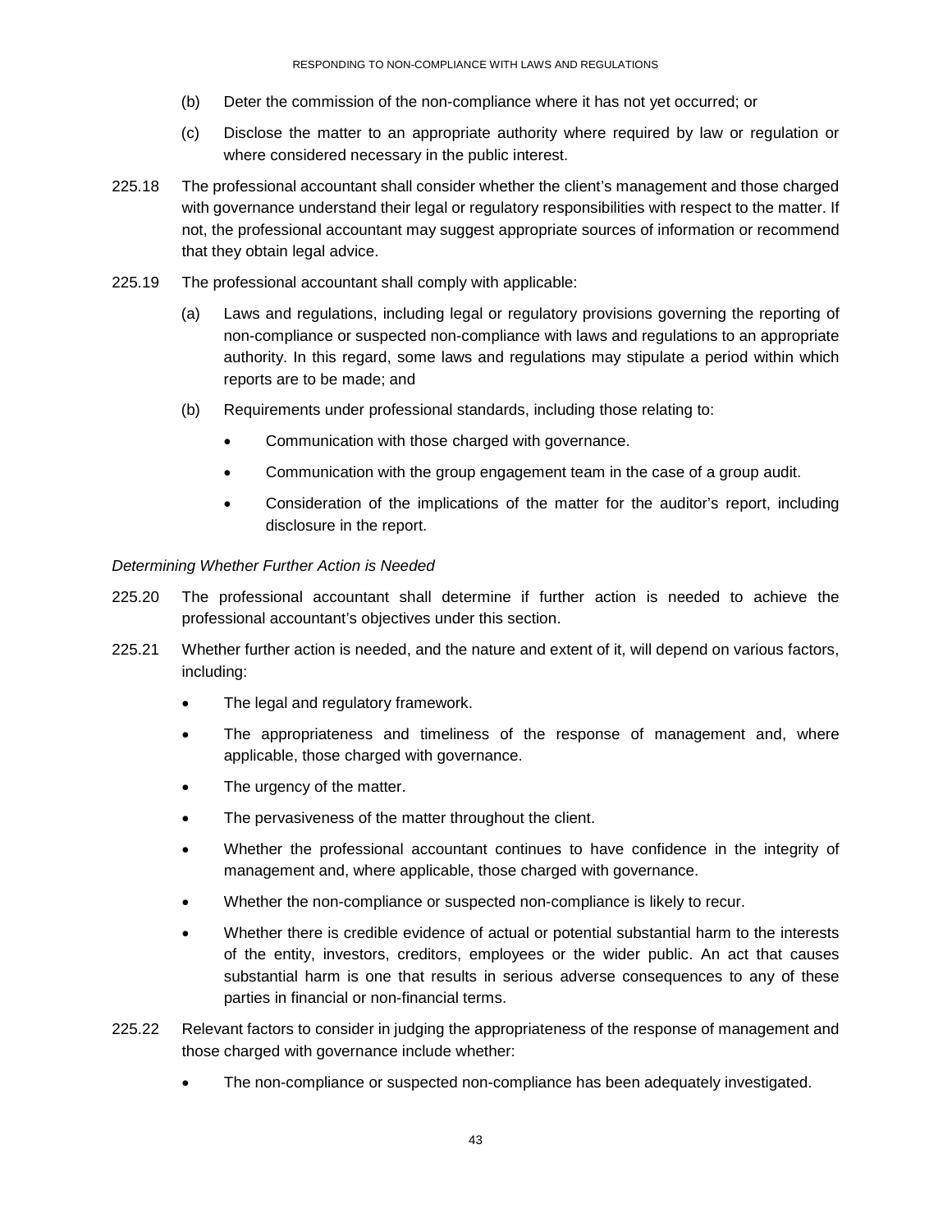(b) Deter the commission of the non-compliance where it has not yet occurred; or

(c) Disclose the matter to an appropriate authority where required by law or regulation or where considered necessary in the public interest.

225.18 The professional accountant shall consider whether the client's management and those charged with governance understand their legal or regulatory responsibilities with respect to the matter. If not, the professional accountant may suggest appropriate sources of information or recommend that they obtain legal advice.

225.19 The professional accountant shall comply with applicable:

(a) Laws and regulations, including legal or regulatory provisions governing the reporting of non-compliance or suspected non-compliance with laws and regulations to an appropriate authority. In this regard, some laws and regulations may stipulate a period within which reports are to be made; and

(b) Requirements under professional standards, including those relating to:

- Communication with those charged with governance.
- Communication with the group engagement team in the case of a group audit.
- Consideration of the implications of the matter for the auditor's report, including disclosure in the report.

*Determining Whether Further Action is Needed*

225.20 The professional accountant shall determine if further action is needed to achieve the professional accountant's objectives under this section.

225.21 Whether further action is needed, and the nature and extent of it, will depend on various factors, including:

- The legal and regulatory framework.
- The appropriateness and timeliness of the response of management and, where applicable, those charged with governance.
- The urgency of the matter.
- The pervasiveness of the matter throughout the client.
- Whether the professional accountant continues to have confidence in the integrity of management and, where applicable, those charged with governance.
- Whether the non-compliance or suspected non-compliance is likely to recur.
- Whether there is credible evidence of actual or potential substantial harm to the interests of the entity, investors, creditors, employees or the wider public. An act that causes substantial harm is one that results in serious adverse consequences to any of these parties in financial or non-financial terms.

225.22 Relevant factors to consider in judging the appropriateness of the response of management and those charged with governance include whether:

- The non-compliance or suspected non-compliance has been adequately investigated.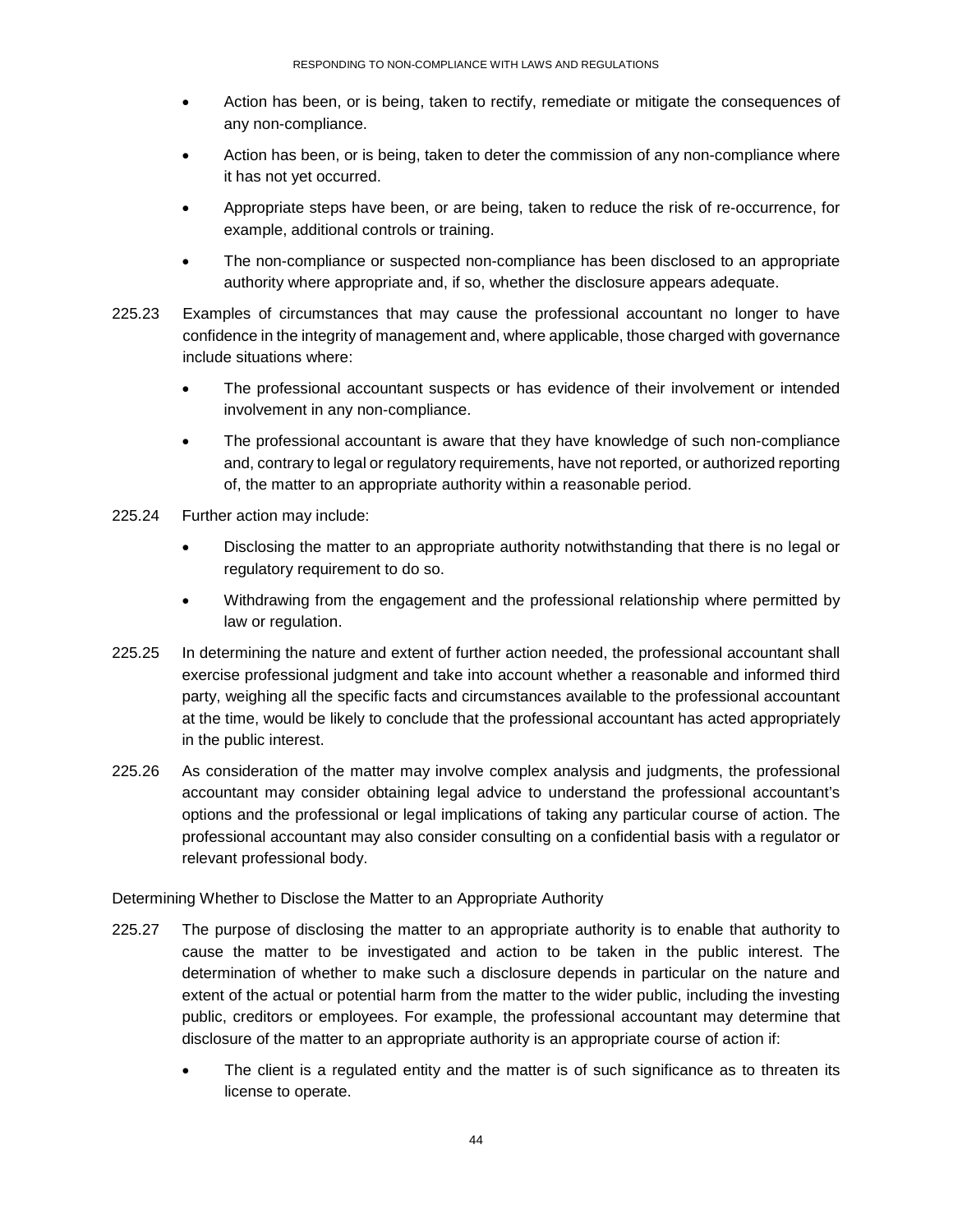- Action has been, or is being, taken to rectify, remediate or mitigate the consequences of any non-compliance.
- Action has been, or is being, taken to deter the commission of any non-compliance where it has not yet occurred.
- Appropriate steps have been, or are being, taken to reduce the risk of re-occurrence, for example, additional controls or training.
- The non-compliance or suspected non-compliance has been disclosed to an appropriate authority where appropriate and, if so, whether the disclosure appears adequate.

225.23 Examples of circumstances that may cause the professional accountant no longer to have confidence in the integrity of management and, where applicable, those charged with governance include situations where:

- The professional accountant suspects or has evidence of their involvement or intended involvement in any non-compliance.
- The professional accountant is aware that they have knowledge of such non-compliance and, contrary to legal or regulatory requirements, have not reported, or authorized reporting of, the matter to an appropriate authority within a reasonable period.

225.24 Further action may include:

- Disclosing the matter to an appropriate authority notwithstanding that there is no legal or regulatory requirement to do so.
- Withdrawing from the engagement and the professional relationship where permitted by law or regulation.

225.25 In determining the nature and extent of further action needed, the professional accountant shall exercise professional judgment and take into account whether a reasonable and informed third party, weighing all the specific facts and circumstances available to the professional accountant at the time, would be likely to conclude that the professional accountant has acted appropriately in the public interest.

225.26 As consideration of the matter may involve complex analysis and judgments, the professional accountant may consider obtaining legal advice to understand the professional accountant's options and the professional or legal implications of taking any particular course of action. The professional accountant may also consider consulting on a confidential basis with a regulator or relevant professional body.

Determining Whether to Disclose the Matter to an Appropriate Authority

225.27 The purpose of disclosing the matter to an appropriate authority is to enable that authority to cause the matter to be investigated and action to be taken in the public interest. The determination of whether to make such a disclosure depends in particular on the nature and extent of the actual or potential harm from the matter to the wider public, including the investing public, creditors or employees. For example, the professional accountant may determine that disclosure of the matter to an appropriate authority is an appropriate course of action if:

- The client is a regulated entity and the matter is of such significance as to threaten its license to operate.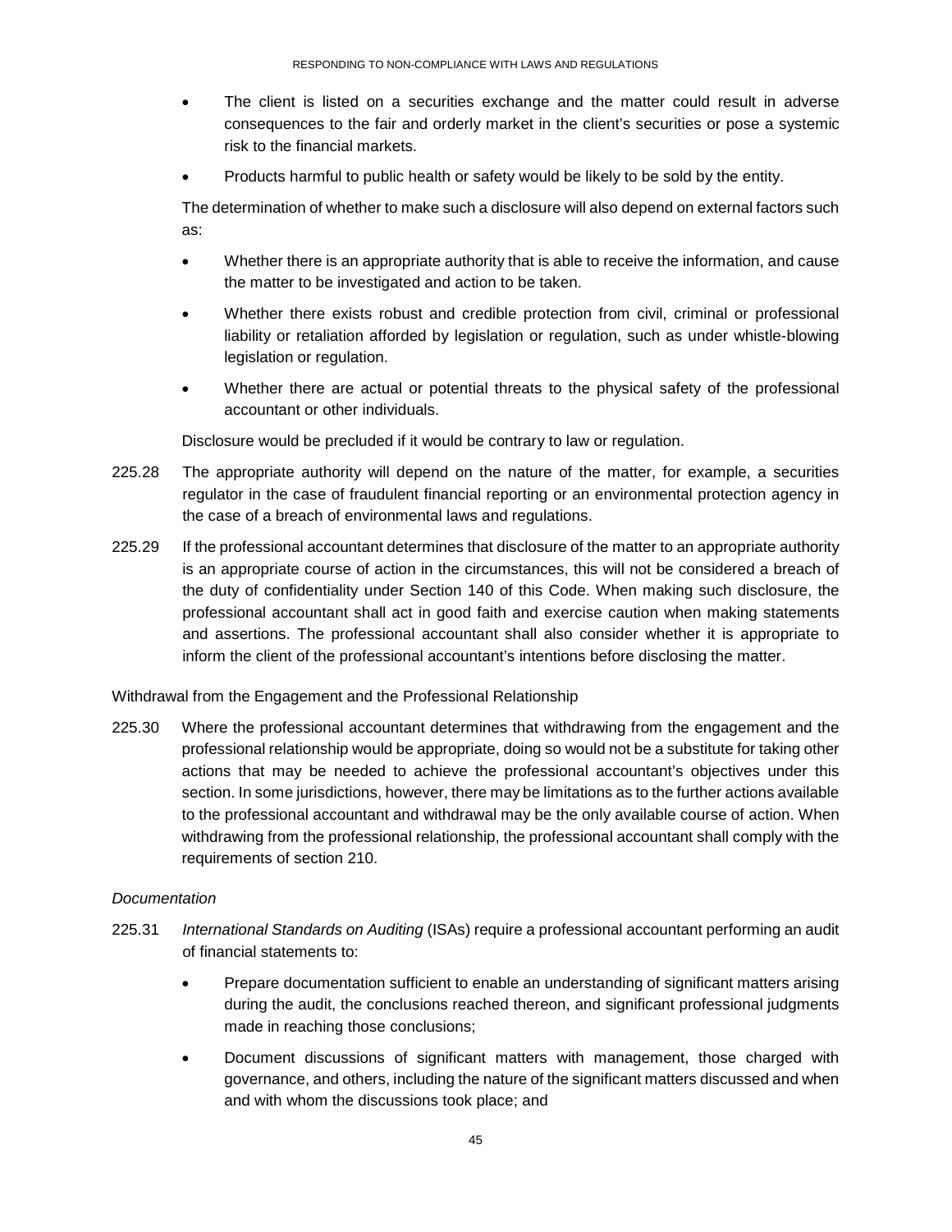- The client is listed on a securities exchange and the matter could result in adverse consequences to the fair and orderly market in the client's securities or pose a systemic risk to the financial markets.
- Products harmful to public health or safety would be likely to be sold by the entity.

The determination of whether to make such a disclosure will also depend on external factors such as:

- Whether there is an appropriate authority that is able to receive the information, and cause the matter to be investigated and action to be taken.
- Whether there exists robust and credible protection from civil, criminal or professional liability or retaliation afforded by legislation or regulation, such as under whistle-blowing legislation or regulation.
- Whether there are actual or potential threats to the physical safety of the professional accountant or other individuals.

Disclosure would be precluded if it would be contrary to law or regulation.

225.28 The appropriate authority will depend on the nature of the matter, for example, a securities regulator in the case of fraudulent financial reporting or an environmental protection agency in the case of a breach of environmental laws and regulations.

225.29 If the professional accountant determines that disclosure of the matter to an appropriate authority is an appropriate course of action in the circumstances, this will not be considered a breach of the duty of confidentiality under Section 140 of this Code. When making such disclosure, the professional accountant shall act in good faith and exercise caution when making statements and assertions. The professional accountant shall also consider whether it is appropriate to inform the client of the professional accountant's intentions before disclosing the matter.

Withdrawal from the Engagement and the Professional Relationship

225.30 Where the professional accountant determines that withdrawing from the engagement and the professional relationship would be appropriate, doing so would not be a substitute for taking other actions that may be needed to achieve the professional accountant's objectives under this section. In some jurisdictions, however, there may be limitations as to the further actions available to the professional accountant and withdrawal may be the only available course of action. When withdrawing from the professional relationship, the professional accountant shall comply with the requirements of section 210.

*Documentation*

225.31 *International Standards on Auditing* (ISAs) require a professional accountant performing an audit of financial statements to:

- Prepare documentation sufficient to enable an understanding of significant matters arising during the audit, the conclusions reached thereon, and significant professional judgments made in reaching those conclusions;
- Document discussions of significant matters with management, those charged with governance, and others, including the nature of the significant matters discussed and when and with whom the discussions took place; and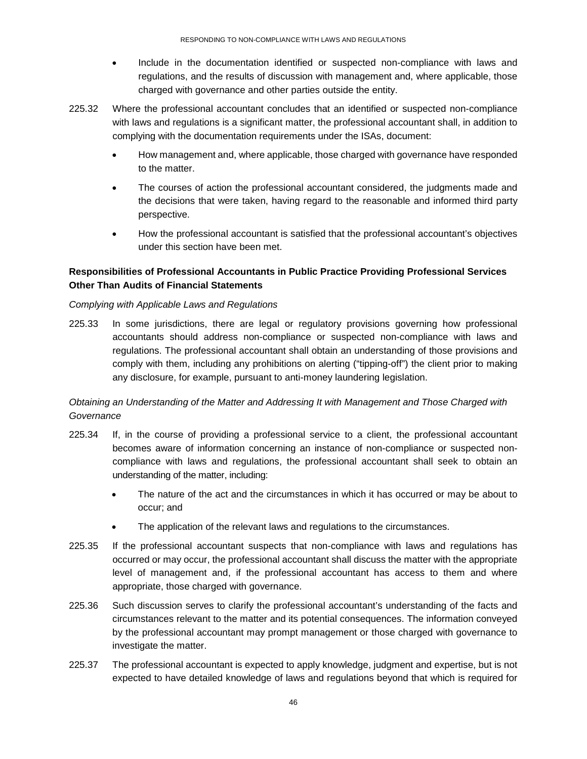- Include in the documentation identified or suspected non-compliance with laws and regulations, and the results of discussion with management and, where applicable, those charged with governance and other parties outside the entity.

225.32 Where the professional accountant concludes that an identified or suspected non-compliance with laws and regulations is a significant matter, the professional accountant shall, in addition to complying with the documentation requirements under the ISAs, document:

- How management and, where applicable, those charged with governance have responded to the matter.
- The courses of action the professional accountant considered, the judgments made and the decisions that were taken, having regard to the reasonable and informed third party perspective.
- How the professional accountant is satisfied that the professional accountant's objectives under this section have been met.

**Responsibilities of Professional Accountants in Public Practice Providing Professional Services Other Than Audits of Financial Statements**

*Complying with Applicable Laws and Regulations*

225.33 In some jurisdictions, there are legal or regulatory provisions governing how professional accountants should address non-compliance or suspected non-compliance with laws and regulations. The professional accountant shall obtain an understanding of those provisions and comply with them, including any prohibitions on alerting ("tipping-off") the client prior to making any disclosure, for example, pursuant to anti-money laundering legislation.

*Obtaining an Understanding of the Matter and Addressing It with Management and Those Charged with Governance*

225.34 If, in the course of providing a professional service to a client, the professional accountant becomes aware of information concerning an instance of non-compliance or suspected non-compliance with laws and regulations, the professional accountant shall seek to obtain an understanding of the matter, including:

- The nature of the act and the circumstances in which it has occurred or may be about to occur; and
- The application of the relevant laws and regulations to the circumstances.

225.35 If the professional accountant suspects that non-compliance with laws and regulations has occurred or may occur, the professional accountant shall discuss the matter with the appropriate level of management and, if the professional accountant has access to them and where appropriate, those charged with governance.

225.36 Such discussion serves to clarify the professional accountant's understanding of the facts and circumstances relevant to the matter and its potential consequences. The information conveyed by the professional accountant may prompt management or those charged with governance to investigate the matter.

225.37 The professional accountant is expected to apply knowledge, judgment and expertise, but is not expected to have detailed knowledge of laws and regulations beyond that which is required for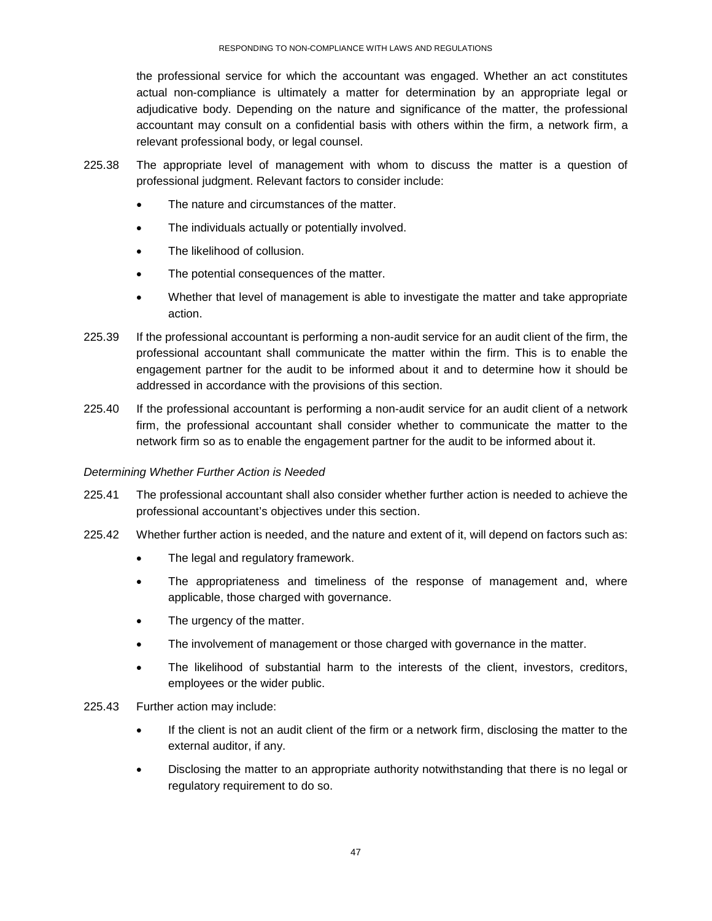the professional service for which the accountant was engaged. Whether an act constitutes actual non-compliance is ultimately a matter for determination by an appropriate legal or adjudicative body. Depending on the nature and significance of the matter, the professional accountant may consult on a confidential basis with others within the firm, a network firm, a relevant professional body, or legal counsel.

225.38 The appropriate level of management with whom to discuss the matter is a question of professional judgment. Relevant factors to consider include:

- The nature and circumstances of the matter.
- The individuals actually or potentially involved.
- The likelihood of collusion.
- The potential consequences of the matter.
- Whether that level of management is able to investigate the matter and take appropriate action.

225.39 If the professional accountant is performing a non-audit service for an audit client of the firm, the professional accountant shall communicate the matter within the firm. This is to enable the engagement partner for the audit to be informed about it and to determine how it should be addressed in accordance with the provisions of this section.

225.40 If the professional accountant is performing a non-audit service for an audit client of a network firm, the professional accountant shall consider whether to communicate the matter to the network firm so as to enable the engagement partner for the audit to be informed about it.

*Determining Whether Further Action is Needed*

225.41 The professional accountant shall also consider whether further action is needed to achieve the professional accountant's objectives under this section.

225.42 Whether further action is needed, and the nature and extent of it, will depend on factors such as:

- The legal and regulatory framework.
- The appropriateness and timeliness of the response of management and, where applicable, those charged with governance.
- The urgency of the matter.
- The involvement of management or those charged with governance in the matter.
- The likelihood of substantial harm to the interests of the client, investors, creditors, employees or the wider public.

225.43 Further action may include:

- If the client is not an audit client of the firm or a network firm, disclosing the matter to the external auditor, if any.
- Disclosing the matter to an appropriate authority notwithstanding that there is no legal or regulatory requirement to do so.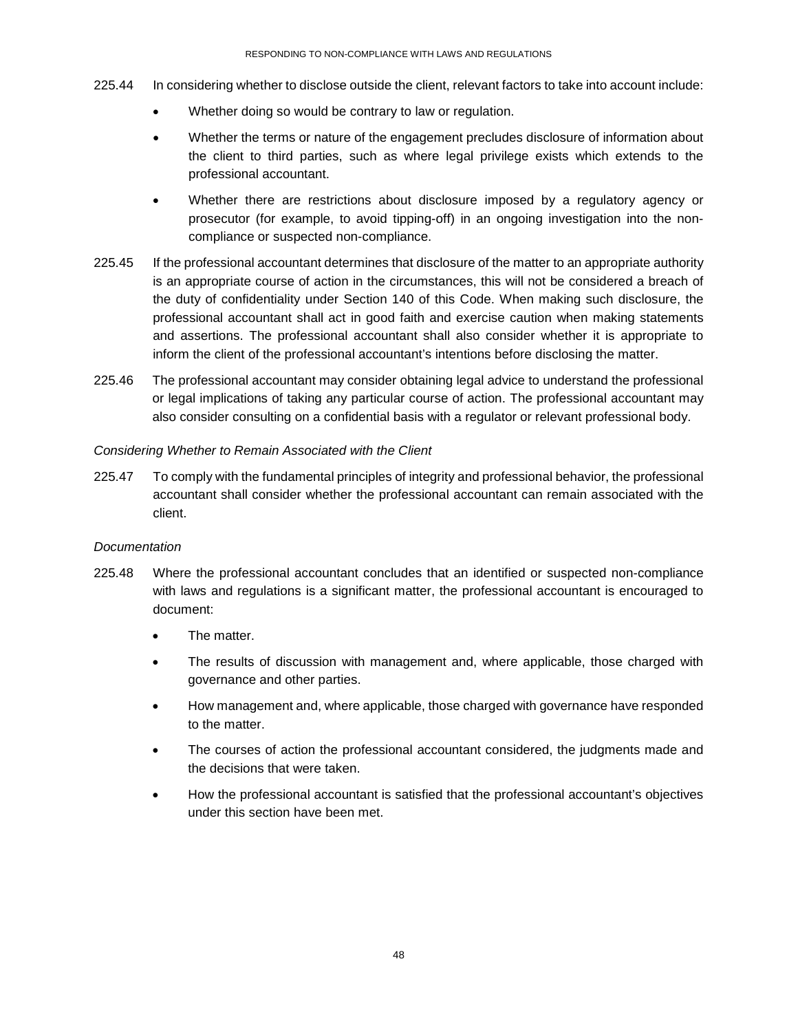225.44 In considering whether to disclose outside the client, relevant factors to take into account include:

- Whether doing so would be contrary to law or regulation.
- Whether the terms or nature of the engagement precludes disclosure of information about the client to third parties, such as where legal privilege exists which extends to the professional accountant.
- Whether there are restrictions about disclosure imposed by a regulatory agency or prosecutor (for example, to avoid tipping-off) in an ongoing investigation into the non-compliance or suspected non-compliance.

225.45 If the professional accountant determines that disclosure of the matter to an appropriate authority is an appropriate course of action in the circumstances, this will not be considered a breach of the duty of confidentiality under Section 140 of this Code. When making such disclosure, the professional accountant shall act in good faith and exercise caution when making statements and assertions. The professional accountant shall also consider whether it is appropriate to inform the client of the professional accountant's intentions before disclosing the matter.

225.46 The professional accountant may consider obtaining legal advice to understand the professional or legal implications of taking any particular course of action. The professional accountant may also consider consulting on a confidential basis with a regulator or relevant professional body.

*Considering Whether to Remain Associated with the Client*

225.47 To comply with the fundamental principles of integrity and professional behavior, the professional accountant shall consider whether the professional accountant can remain associated with the client.

*Documentation*

225.48 Where the professional accountant concludes that an identified or suspected non-compliance with laws and regulations is a significant matter, the professional accountant is encouraged to document:

- The matter.
- The results of discussion with management and, where applicable, those charged with governance and other parties.
- How management and, where applicable, those charged with governance have responded to the matter.
- The courses of action the professional accountant considered, the judgments made and the decisions that were taken.
- How the professional accountant is satisfied that the professional accountant's objectives under this section have been met.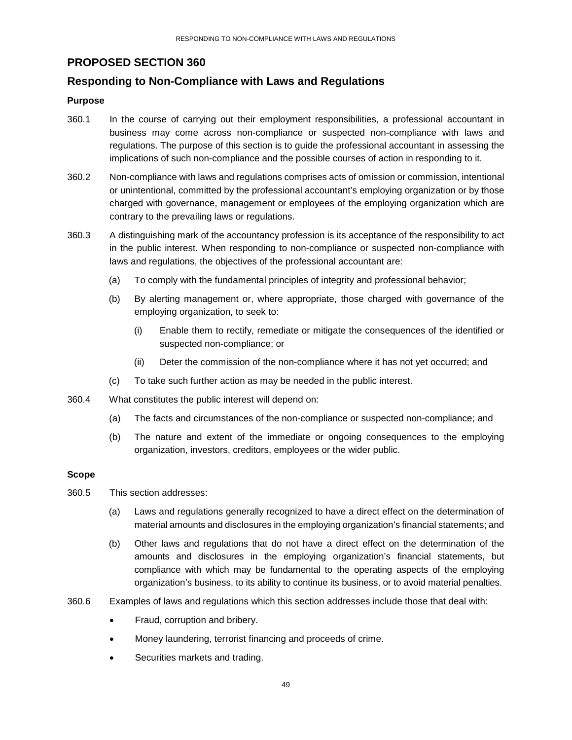## PROPOSED SECTION 360

## Responding to Non-Compliance with Laws and Regulations

### Purpose

360.1 In the course of carrying out their employment responsibilities, a professional accountant in business may come across non-compliance or suspected non-compliance with laws and regulations. The purpose of this section is to guide the professional accountant in assessing the implications of such non-compliance and the possible courses of action in responding to it.

360.2 Non-compliance with laws and regulations comprises acts of omission or commission, intentional or unintentional, committed by the professional accountant's employing organization or by those charged with governance, management or employees of the employing organization which are contrary to the prevailing laws or regulations.

360.3 A distinguishing mark of the accountancy profession is its acceptance of the responsibility to act in the public interest. When responding to non-compliance or suspected non-compliance with laws and regulations, the objectives of the professional accountant are:

(a) To comply with the fundamental principles of integrity and professional behavior;

(b) By alerting management or, where appropriate, those charged with governance of the employing organization, to seek to:

  (i) Enable them to rectify, remediate or mitigate the consequences of the identified or suspected non-compliance; or

  (ii) Deter the commission of the non-compliance where it has not yet occurred; and

(c) To take such further action as may be needed in the public interest.

360.4 What constitutes the public interest will depend on:

(a) The facts and circumstances of the non-compliance or suspected non-compliance; and

(b) The nature and extent of the immediate or ongoing consequences to the employing organization, investors, creditors, employees or the wider public.

### Scope

360.5 This section addresses:

(a) Laws and regulations generally recognized to have a direct effect on the determination of material amounts and disclosures in the employing organization's financial statements; and

(b) Other laws and regulations that do not have a direct effect on the determination of the amounts and disclosures in the employing organization's financial statements, but compliance with which may be fundamental to the operating aspects of the employing organization's business, to its ability to continue its business, or to avoid material penalties.

360.6 Examples of laws and regulations which this section addresses include those that deal with:

- Fraud, corruption and bribery.
- Money laundering, terrorist financing and proceeds of crime.
- Securities markets and trading.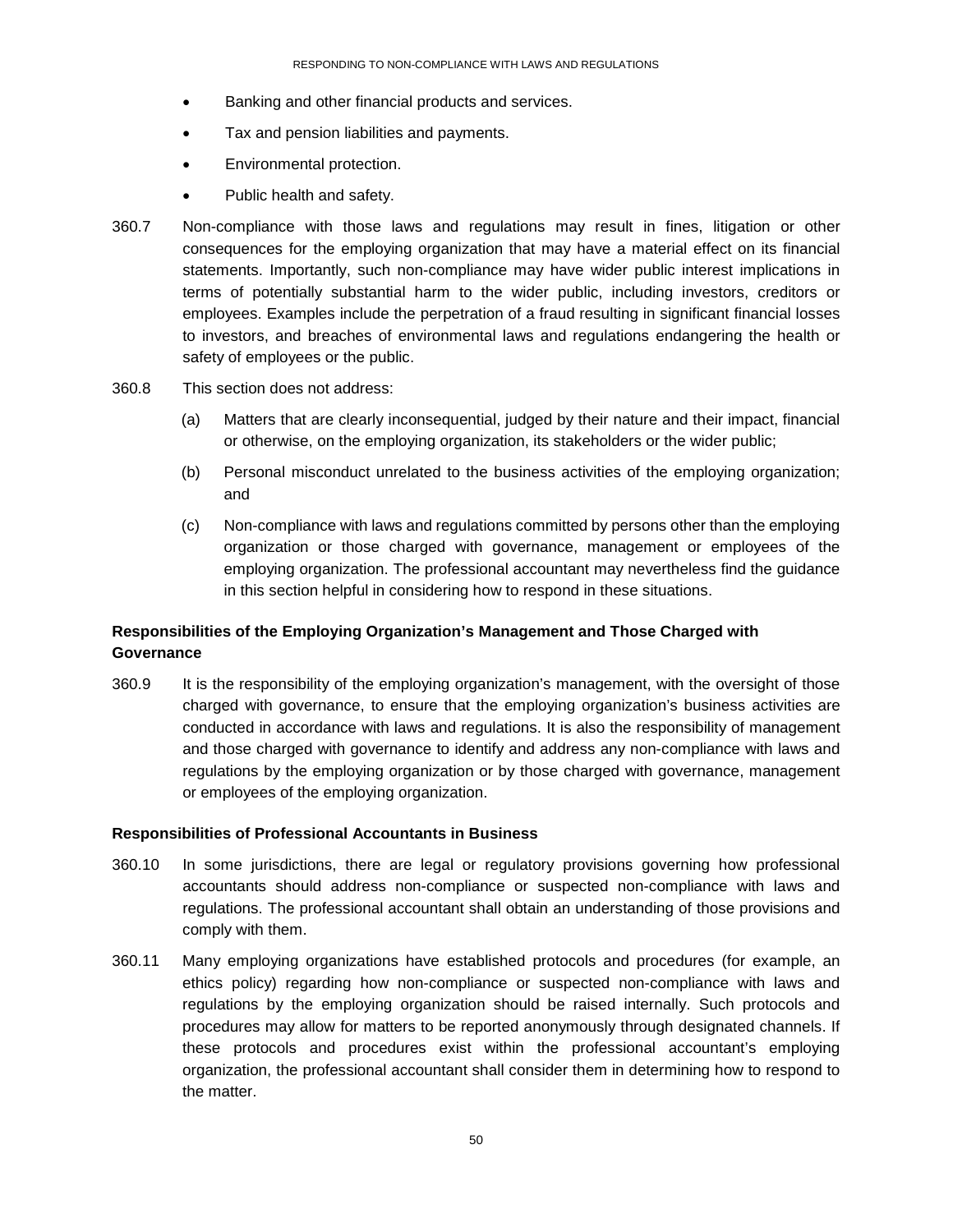- Banking and other financial products and services.
- Tax and pension liabilities and payments.
- Environmental protection.
- Public health and safety.

360.7 Non-compliance with those laws and regulations may result in fines, litigation or other consequences for the employing organization that may have a material effect on its financial statements. Importantly, such non-compliance may have wider public interest implications in terms of potentially substantial harm to the wider public, including investors, creditors or employees. Examples include the perpetration of a fraud resulting in significant financial losses to investors, and breaches of environmental laws and regulations endangering the health or safety of employees or the public.

360.8 This section does not address:

(a) Matters that are clearly inconsequential, judged by their nature and their impact, financial or otherwise, on the employing organization, its stakeholders or the wider public;

(b) Personal misconduct unrelated to the business activities of the employing organization; and

(c) Non-compliance with laws and regulations committed by persons other than the employing organization or those charged with governance, management or employees of the employing organization. The professional accountant may nevertheless find the guidance in this section helpful in considering how to respond in these situations.

### Responsibilities of the Employing Organization's Management and Those Charged with Governance

360.9 It is the responsibility of the employing organization's management, with the oversight of those charged with governance, to ensure that the employing organization's business activities are conducted in accordance with laws and regulations. It is also the responsibility of management and those charged with governance to identify and address any non-compliance with laws and regulations by the employing organization or by those charged with governance, management or employees of the employing organization.

### Responsibilities of Professional Accountants in Business

360.10 In some jurisdictions, there are legal or regulatory provisions governing how professional accountants should address non-compliance or suspected non-compliance with laws and regulations. The professional accountant shall obtain an understanding of those provisions and comply with them.

360.11 Many employing organizations have established protocols and procedures (for example, an ethics policy) regarding how non-compliance or suspected non-compliance with laws and regulations by the employing organization should be raised internally. Such protocols and procedures may allow for matters to be reported anonymously through designated channels. If these protocols and procedures exist within the professional accountant's employing organization, the professional accountant shall consider them in determining how to respond to the matter.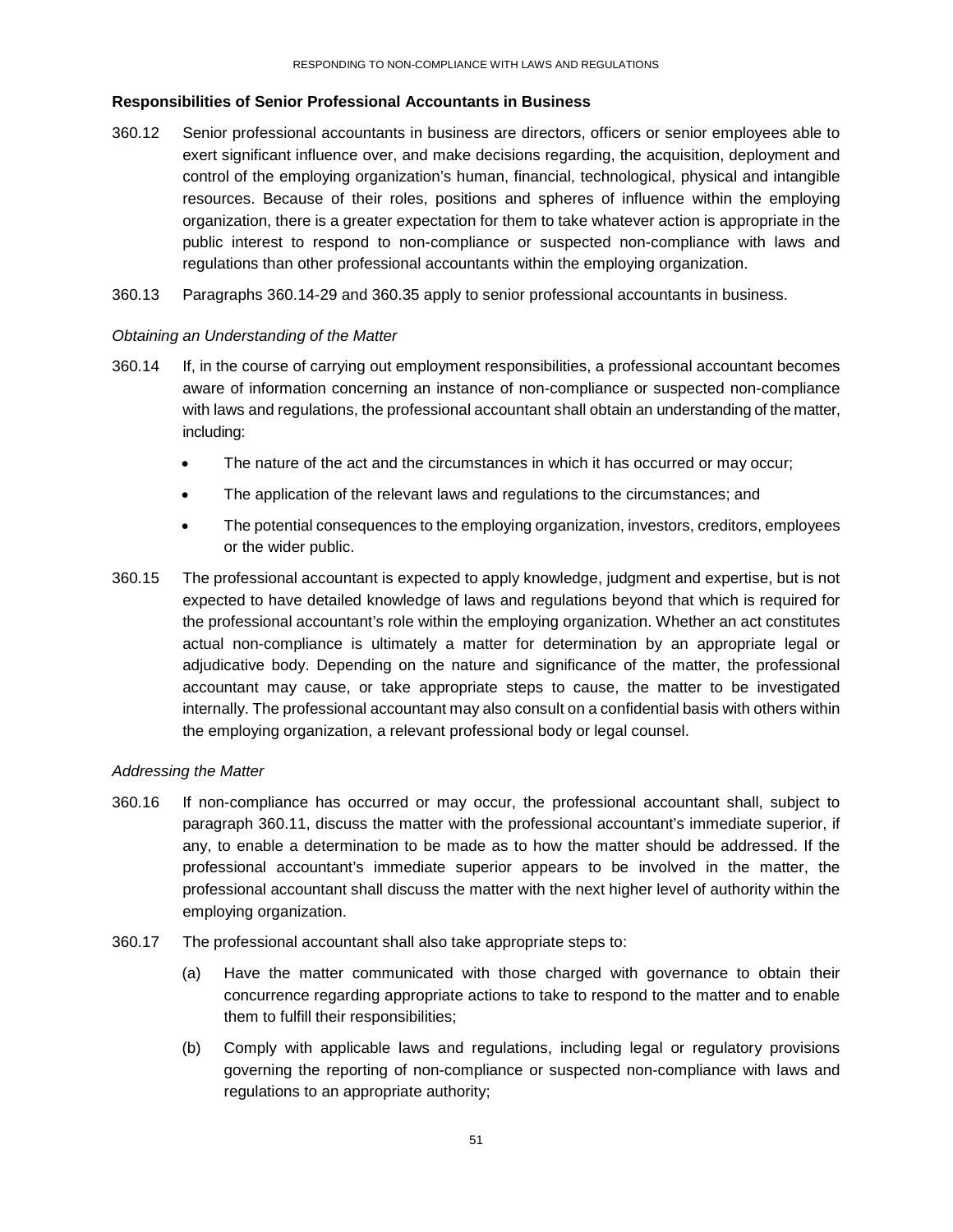### Responsibilities of Senior Professional Accountants in Business

360.12 Senior professional accountants in business are directors, officers or senior employees able to exert significant influence over, and make decisions regarding, the acquisition, deployment and control of the employing organization's human, financial, technological, physical and intangible resources. Because of their roles, positions and spheres of influence within the employing organization, there is a greater expectation for them to take whatever action is appropriate in the public interest to respond to non-compliance or suspected non-compliance with laws and regulations than other professional accountants within the employing organization.

360.13 Paragraphs 360.14-29 and 360.35 apply to senior professional accountants in business.

*Obtaining an Understanding of the Matter*

360.14 If, in the course of carrying out employment responsibilities, a professional accountant becomes aware of information concerning an instance of non-compliance or suspected non-compliance with laws and regulations, the professional accountant shall obtain an understanding of the matter, including:

- The nature of the act and the circumstances in which it has occurred or may occur;
- The application of the relevant laws and regulations to the circumstances; and
- The potential consequences to the employing organization, investors, creditors, employees or the wider public.

360.15 The professional accountant is expected to apply knowledge, judgment and expertise, but is not expected to have detailed knowledge of laws and regulations beyond that which is required for the professional accountant's role within the employing organization. Whether an act constitutes actual non-compliance is ultimately a matter for determination by an appropriate legal or adjudicative body. Depending on the nature and significance of the matter, the professional accountant may cause, or take appropriate steps to cause, the matter to be investigated internally. The professional accountant may also consult on a confidential basis with others within the employing organization, a relevant professional body or legal counsel.

*Addressing the Matter*

360.16 If non-compliance has occurred or may occur, the professional accountant shall, subject to paragraph 360.11, discuss the matter with the professional accountant's immediate superior, if any, to enable a determination to be made as to how the matter should be addressed. If the professional accountant's immediate superior appears to be involved in the matter, the professional accountant shall discuss the matter with the next higher level of authority within the employing organization.

360.17 The professional accountant shall also take appropriate steps to:

(a) Have the matter communicated with those charged with governance to obtain their concurrence regarding appropriate actions to take to respond to the matter and to enable them to fulfill their responsibilities;

(b) Comply with applicable laws and regulations, including legal or regulatory provisions governing the reporting of non-compliance or suspected non-compliance with laws and regulations to an appropriate authority;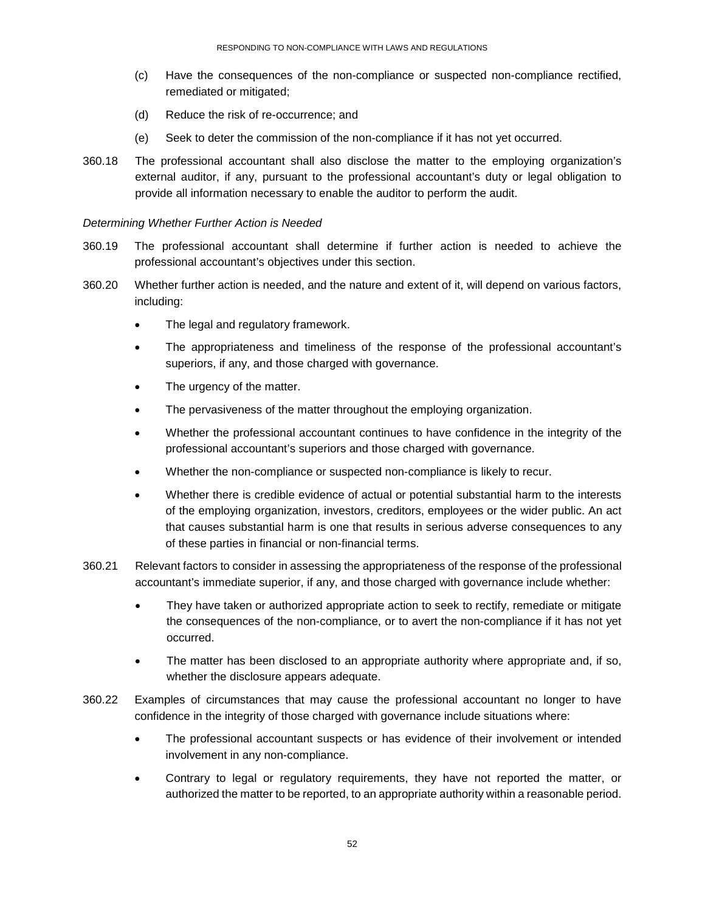(c) Have the consequences of the non-compliance or suspected non-compliance rectified, remediated or mitigated;

(d) Reduce the risk of re-occurrence; and

(e) Seek to deter the commission of the non-compliance if it has not yet occurred.

360.18 The professional accountant shall also disclose the matter to the employing organization's external auditor, if any, pursuant to the professional accountant's duty or legal obligation to provide all information necessary to enable the auditor to perform the audit.

*Determining Whether Further Action is Needed*

360.19 The professional accountant shall determine if further action is needed to achieve the professional accountant's objectives under this section.

360.20 Whether further action is needed, and the nature and extent of it, will depend on various factors, including:

- The legal and regulatory framework.
- The appropriateness and timeliness of the response of the professional accountant's superiors, if any, and those charged with governance.
- The urgency of the matter.
- The pervasiveness of the matter throughout the employing organization.
- Whether the professional accountant continues to have confidence in the integrity of the professional accountant's superiors and those charged with governance.
- Whether the non-compliance or suspected non-compliance is likely to recur.
- Whether there is credible evidence of actual or potential substantial harm to the interests of the employing organization, investors, creditors, employees or the wider public. An act that causes substantial harm is one that results in serious adverse consequences to any of these parties in financial or non-financial terms.

360.21 Relevant factors to consider in assessing the appropriateness of the response of the professional accountant's immediate superior, if any, and those charged with governance include whether:

- They have taken or authorized appropriate action to seek to rectify, remediate or mitigate the consequences of the non-compliance, or to avert the non-compliance if it has not yet occurred.
- The matter has been disclosed to an appropriate authority where appropriate and, if so, whether the disclosure appears adequate.

360.22 Examples of circumstances that may cause the professional accountant no longer to have confidence in the integrity of those charged with governance include situations where:

- The professional accountant suspects or has evidence of their involvement or intended involvement in any non-compliance.
- Contrary to legal or regulatory requirements, they have not reported the matter, or authorized the matter to be reported, to an appropriate authority within a reasonable period.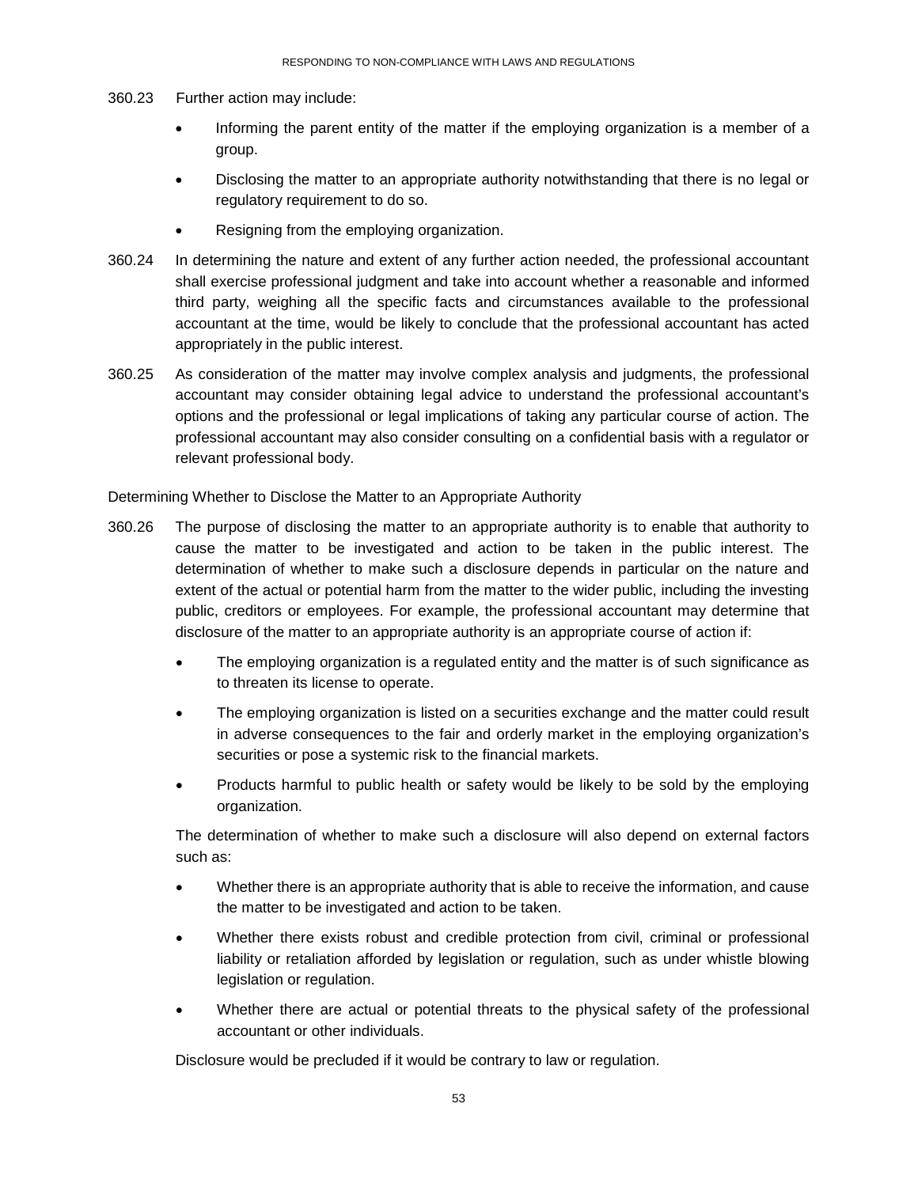360.23 Further action may include:

- Informing the parent entity of the matter if the employing organization is a member of a group.
- Disclosing the matter to an appropriate authority notwithstanding that there is no legal or regulatory requirement to do so.
- Resigning from the employing organization.

360.24 In determining the nature and extent of any further action needed, the professional accountant shall exercise professional judgment and take into account whether a reasonable and informed third party, weighing all the specific facts and circumstances available to the professional accountant at the time, would be likely to conclude that the professional accountant has acted appropriately in the public interest.

360.25 As consideration of the matter may involve complex analysis and judgments, the professional accountant may consider obtaining legal advice to understand the professional accountant's options and the professional or legal implications of taking any particular course of action. The professional accountant may also consider consulting on a confidential basis with a regulator or relevant professional body.

Determining Whether to Disclose the Matter to an Appropriate Authority

360.26 The purpose of disclosing the matter to an appropriate authority is to enable that authority to cause the matter to be investigated and action to be taken in the public interest. The determination of whether to make such a disclosure depends in particular on the nature and extent of the actual or potential harm from the matter to the wider public, including the investing public, creditors or employees. For example, the professional accountant may determine that disclosure of the matter to an appropriate authority is an appropriate course of action if:

- The employing organization is a regulated entity and the matter is of such significance as to threaten its license to operate.
- The employing organization is listed on a securities exchange and the matter could result in adverse consequences to the fair and orderly market in the employing organization's securities or pose a systemic risk to the financial markets.
- Products harmful to public health or safety would be likely to be sold by the employing organization.

The determination of whether to make such a disclosure will also depend on external factors such as:

- Whether there is an appropriate authority that is able to receive the information, and cause the matter to be investigated and action to be taken.
- Whether there exists robust and credible protection from civil, criminal or professional liability or retaliation afforded by legislation or regulation, such as under whistle blowing legislation or regulation.
- Whether there are actual or potential threats to the physical safety of the professional accountant or other individuals.

Disclosure would be precluded if it would be contrary to law or regulation.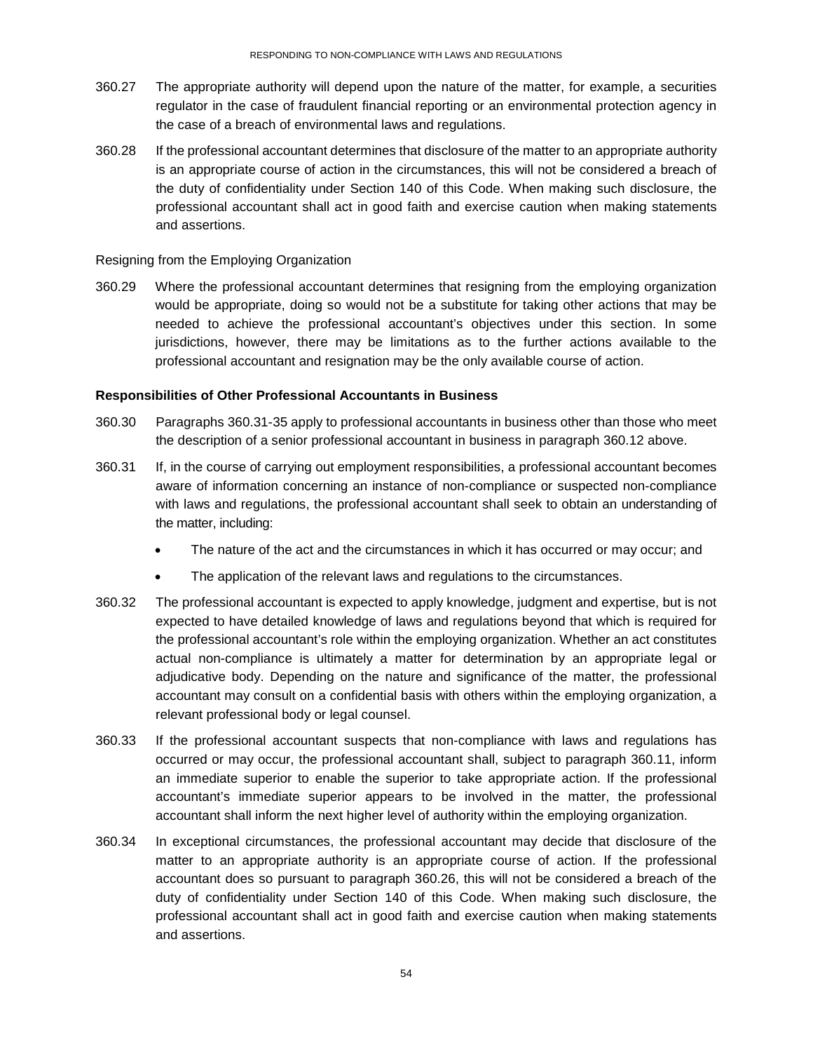360.27 The appropriate authority will depend upon the nature of the matter, for example, a securities regulator in the case of fraudulent financial reporting or an environmental protection agency in the case of a breach of environmental laws and regulations.

360.28 If the professional accountant determines that disclosure of the matter to an appropriate authority is an appropriate course of action in the circumstances, this will not be considered a breach of the duty of confidentiality under Section 140 of this Code. When making such disclosure, the professional accountant shall act in good faith and exercise caution when making statements and assertions.

Resigning from the Employing Organization

360.29 Where the professional accountant determines that resigning from the employing organization would be appropriate, doing so would not be a substitute for taking other actions that may be needed to achieve the professional accountant's objectives under this section. In some jurisdictions, however, there may be limitations as to the further actions available to the professional accountant and resignation may be the only available course of action.

**Responsibilities of Other Professional Accountants in Business**

360.30 Paragraphs 360.31-35 apply to professional accountants in business other than those who meet the description of a senior professional accountant in business in paragraph 360.12 above.

360.31 If, in the course of carrying out employment responsibilities, a professional accountant becomes aware of information concerning an instance of non-compliance or suspected non-compliance with laws and regulations, the professional accountant shall seek to obtain an understanding of the matter, including:

- The nature of the act and the circumstances in which it has occurred or may occur; and
- The application of the relevant laws and regulations to the circumstances.

360.32 The professional accountant is expected to apply knowledge, judgment and expertise, but is not expected to have detailed knowledge of laws and regulations beyond that which is required for the professional accountant's role within the employing organization. Whether an act constitutes actual non-compliance is ultimately a matter for determination by an appropriate legal or adjudicative body. Depending on the nature and significance of the matter, the professional accountant may consult on a confidential basis with others within the employing organization, a relevant professional body or legal counsel.

360.33 If the professional accountant suspects that non-compliance with laws and regulations has occurred or may occur, the professional accountant shall, subject to paragraph 360.11, inform an immediate superior to enable the superior to take appropriate action. If the professional accountant's immediate superior appears to be involved in the matter, the professional accountant shall inform the next higher level of authority within the employing organization.

360.34 In exceptional circumstances, the professional accountant may decide that disclosure of the matter to an appropriate authority is an appropriate course of action. If the professional accountant does so pursuant to paragraph 360.26, this will not be considered a breach of the duty of confidentiality under Section 140 of this Code. When making such disclosure, the professional accountant shall act in good faith and exercise caution when making statements and assertions.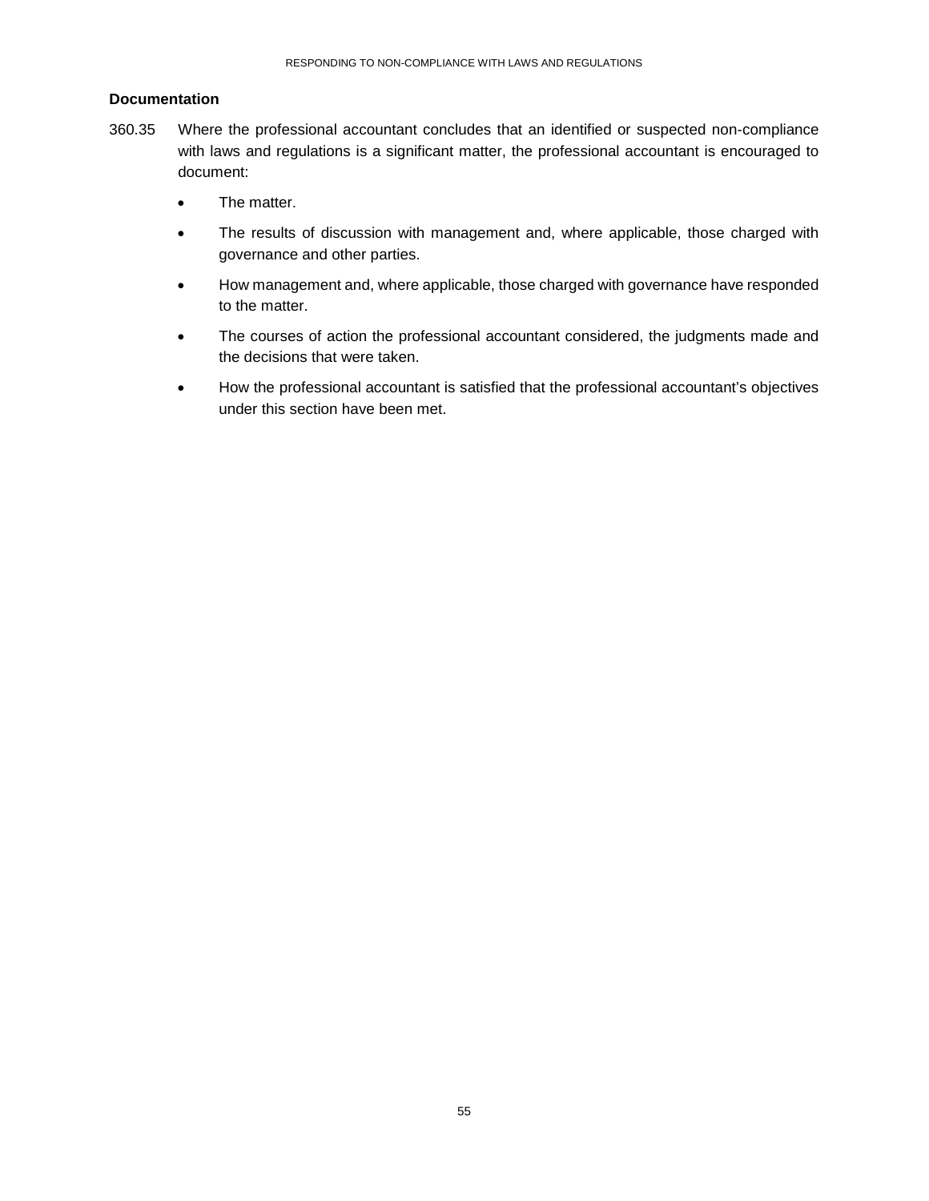### Documentation

360.35 Where the professional accountant concludes that an identified or suspected non-compliance with laws and regulations is a significant matter, the professional accountant is encouraged to document:

- The matter.
- The results of discussion with management and, where applicable, those charged with governance and other parties.
- How management and, where applicable, those charged with governance have responded to the matter.
- The courses of action the professional accountant considered, the judgments made and the decisions that were taken.
- How the professional accountant is satisfied that the professional accountant's objectives under this section have been met.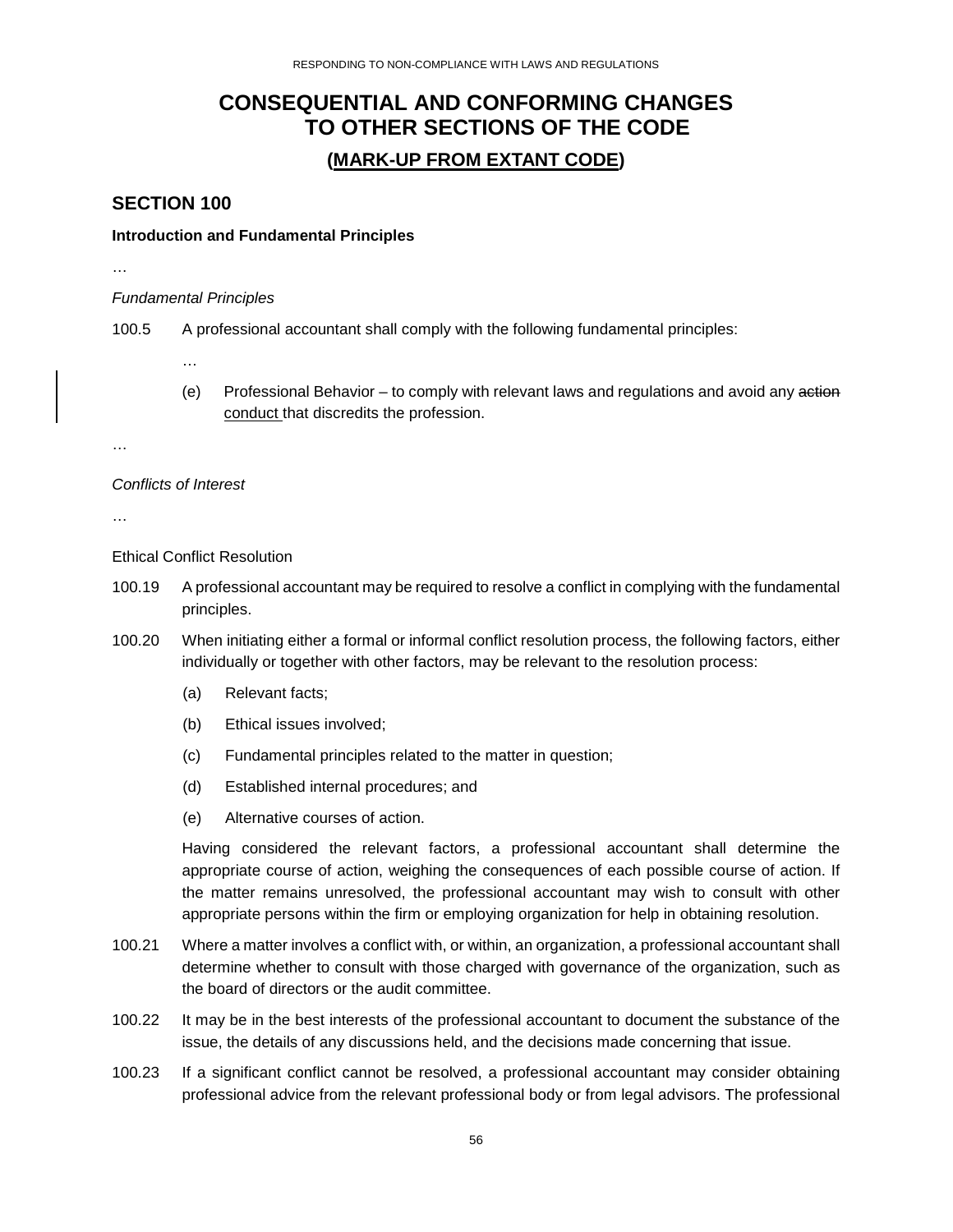# CONSEQUENTIAL AND CONFORMING CHANGES TO OTHER SECTIONS OF THE CODE

## (MARK-UP FROM EXTANT CODE)

## SECTION 100

**Introduction and Fundamental Principles**

…

*Fundamental Principles*

100.5 A professional accountant shall comply with the following fundamental principles:

…

(e) Professional Behavior – to comply with relevant laws and regulations and avoid any ~~action~~ <u>conduct</u> that discredits the profession.

…

*Conflicts of Interest*

…

Ethical Conflict Resolution

100.19 A professional accountant may be required to resolve a conflict in complying with the fundamental principles.

100.20 When initiating either a formal or informal conflict resolution process, the following factors, either individually or together with other factors, may be relevant to the resolution process:

(a) Relevant facts;

(b) Ethical issues involved;

(c) Fundamental principles related to the matter in question;

(d) Established internal procedures; and

(e) Alternative courses of action.

Having considered the relevant factors, a professional accountant shall determine the appropriate course of action, weighing the consequences of each possible course of action. If the matter remains unresolved, the professional accountant may wish to consult with other appropriate persons within the firm or employing organization for help in obtaining resolution.

100.21 Where a matter involves a conflict with, or within, an organization, a professional accountant shall determine whether to consult with those charged with governance of the organization, such as the board of directors or the audit committee.

100.22 It may be in the best interests of the professional accountant to document the substance of the issue, the details of any discussions held, and the decisions made concerning that issue.

100.23 If a significant conflict cannot be resolved, a professional accountant may consider obtaining professional advice from the relevant professional body or from legal advisors. The professional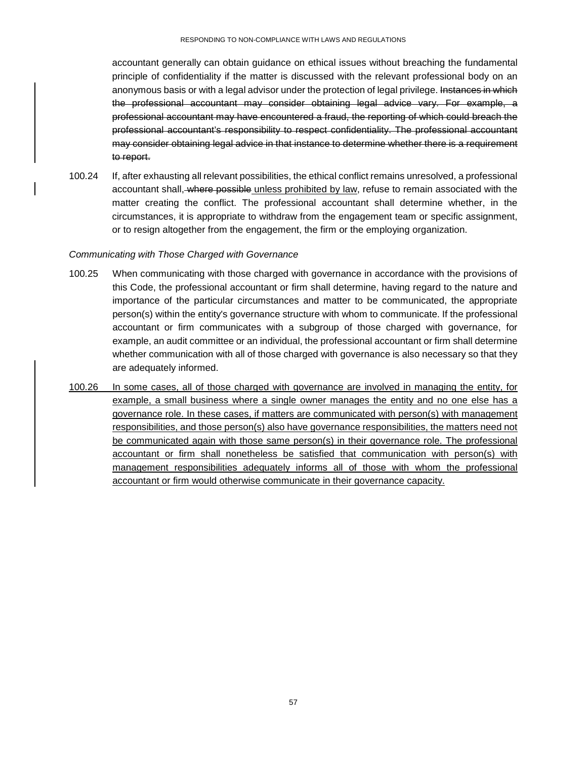accountant generally can obtain guidance on ethical issues without breaching the fundamental principle of confidentiality if the matter is discussed with the relevant professional body on an anonymous basis or with a legal advisor under the protection of legal privilege. ~~Instances in which the professional accountant may consider obtaining legal advice vary. For example, a professional accountant may have encountered a fraud, the reporting of which could breach the professional accountant's responsibility to respect confidentiality. The professional accountant may consider obtaining legal advice in that instance to determine whether there is a requirement to report.~~

100.24 If, after exhausting all relevant possibilities, the ethical conflict remains unresolved, a professional accountant shall, ~~where possible~~ <u>unless prohibited by law</u>, refuse to remain associated with the matter creating the conflict. The professional accountant shall determine whether, in the circumstances, it is appropriate to withdraw from the engagement team or specific assignment, or to resign altogether from the engagement, the firm or the employing organization.

*Communicating with Those Charged with Governance*

100.25 When communicating with those charged with governance in accordance with the provisions of this Code, the professional accountant or firm shall determine, having regard to the nature and importance of the particular circumstances and matter to be communicated, the appropriate person(s) within the entity's governance structure with whom to communicate. If the professional accountant or firm communicates with a subgroup of those charged with governance, for example, an audit committee or an individual, the professional accountant or firm shall determine whether communication with all of those charged with governance is also necessary so that they are adequately informed.

<u>100.26 In some cases, all of those charged with governance are involved in managing the entity, for example, a small business where a single owner manages the entity and no one else has a governance role. In these cases, if matters are communicated with person(s) with management responsibilities, and those person(s) also have governance responsibilities, the matters need not be communicated again with those same person(s) in their governance role. The professional accountant or firm shall nonetheless be satisfied that communication with person(s) with management responsibilities adequately informs all of those with whom the professional accountant or firm would otherwise communicate in their governance capacity.</u>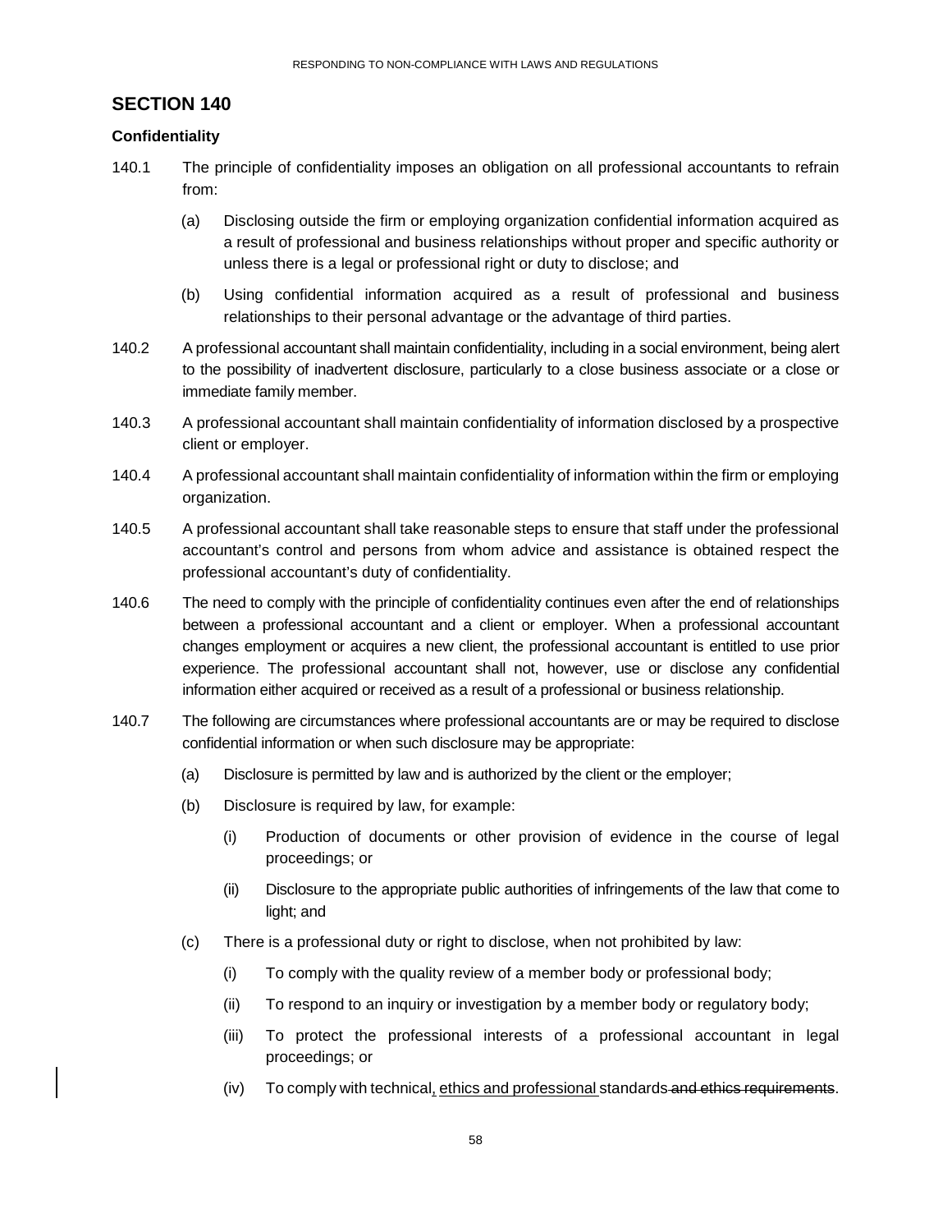## SECTION 140

### Confidentiality

140.1 The principle of confidentiality imposes an obligation on all professional accountants to refrain from:

(a) Disclosing outside the firm or employing organization confidential information acquired as a result of professional and business relationships without proper and specific authority or unless there is a legal or professional right or duty to disclose; and

(b) Using confidential information acquired as a result of professional and business relationships to their personal advantage or the advantage of third parties.

140.2 A professional accountant shall maintain confidentiality, including in a social environment, being alert to the possibility of inadvertent disclosure, particularly to a close business associate or a close or immediate family member.

140.3 A professional accountant shall maintain confidentiality of information disclosed by a prospective client or employer.

140.4 A professional accountant shall maintain confidentiality of information within the firm or employing organization.

140.5 A professional accountant shall take reasonable steps to ensure that staff under the professional accountant's control and persons from whom advice and assistance is obtained respect the professional accountant's duty of confidentiality.

140.6 The need to comply with the principle of confidentiality continues even after the end of relationships between a professional accountant and a client or employer. When a professional accountant changes employment or acquires a new client, the professional accountant is entitled to use prior experience. The professional accountant shall not, however, use or disclose any confidential information either acquired or received as a result of a professional or business relationship.

140.7 The following are circumstances where professional accountants are or may be required to disclose confidential information or when such disclosure may be appropriate:

(a) Disclosure is permitted by law and is authorized by the client or the employer;

(b) Disclosure is required by law, for example:

(i) Production of documents or other provision of evidence in the course of legal proceedings; or

(ii) Disclosure to the appropriate public authorities of infringements of the law that come to light; and

(c) There is a professional duty or right to disclose, when not prohibited by law:

(i) To comply with the quality review of a member body or professional body;

(ii) To respond to an inquiry or investigation by a member body or regulatory body;

(iii) To protect the professional interests of a professional accountant in legal proceedings; or

(iv) To comply with technical, ethics and professional standards ~~and ethics requirements~~.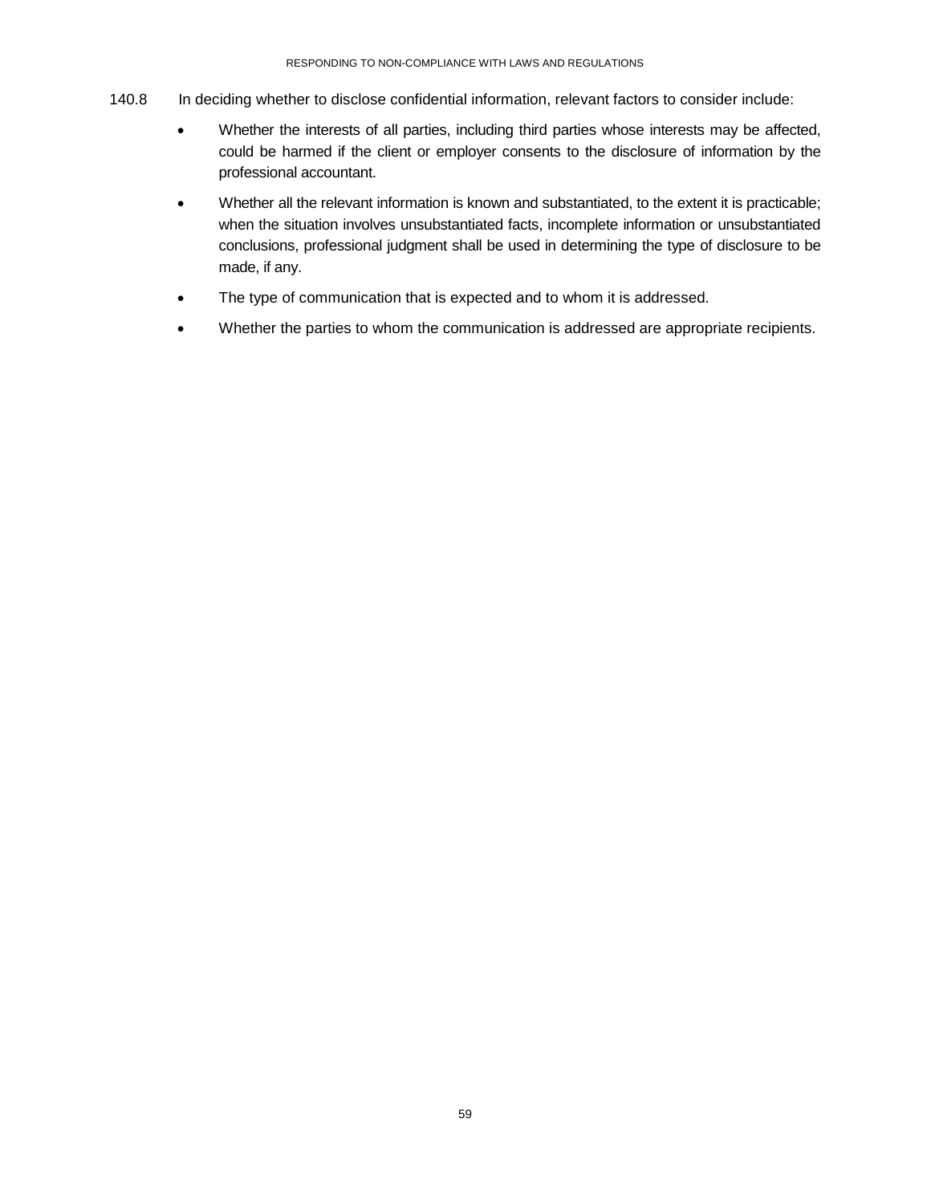140.8 In deciding whether to disclose confidential information, relevant factors to consider include:

- Whether the interests of all parties, including third parties whose interests may be affected, could be harmed if the client or employer consents to the disclosure of information by the professional accountant.
- Whether all the relevant information is known and substantiated, to the extent it is practicable; when the situation involves unsubstantiated facts, incomplete information or unsubstantiated conclusions, professional judgment shall be used in determining the type of disclosure to be made, if any.
- The type of communication that is expected and to whom it is addressed.
- Whether the parties to whom the communication is addressed are appropriate recipients.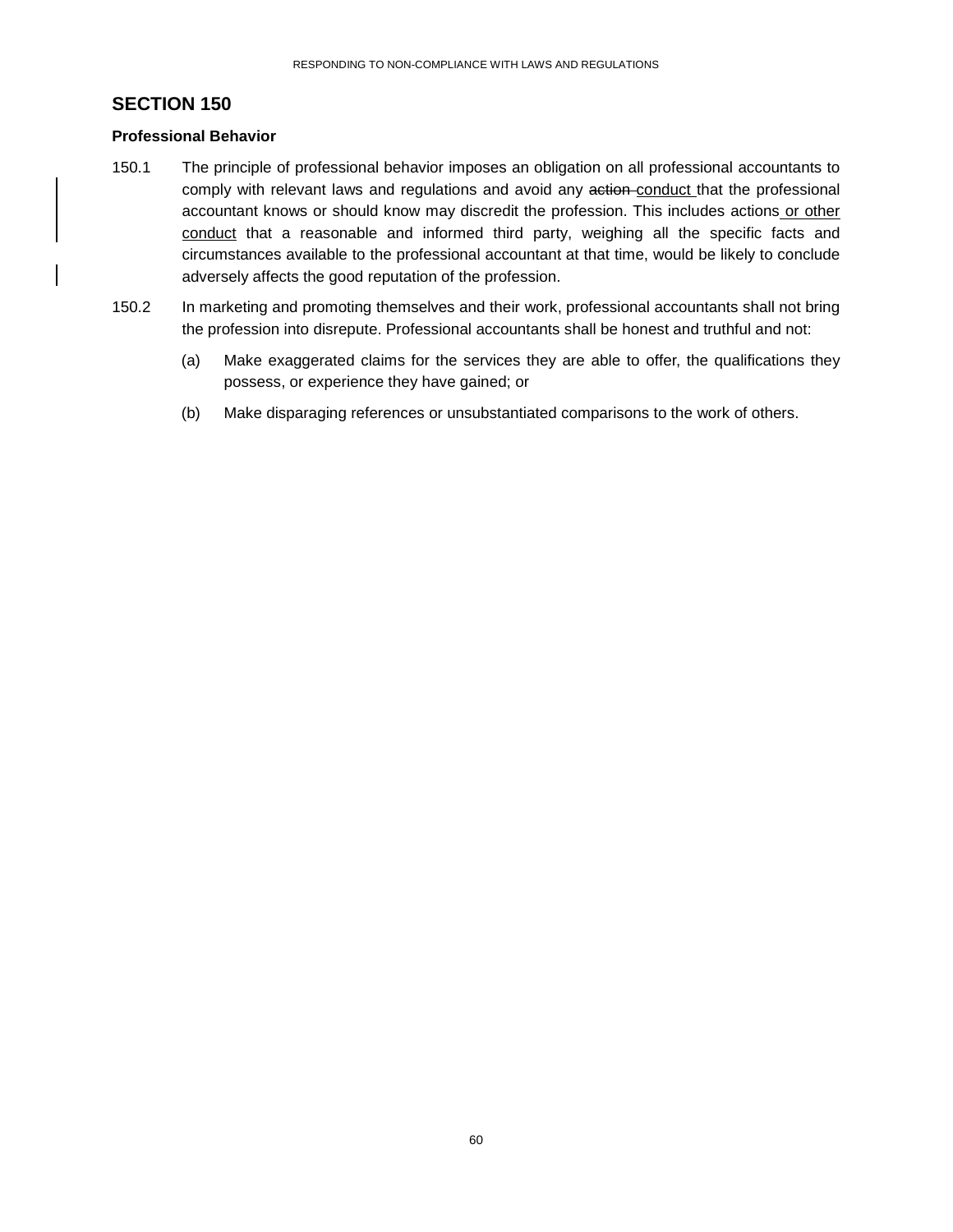## SECTION 150

### Professional Behavior

150.1 The principle of professional behavior imposes an obligation on all professional accountants to comply with relevant laws and regulations and avoid any ~~action~~ conduct that the professional accountant knows or should know may discredit the profession. This includes actions or other conduct that a reasonable and informed third party, weighing all the specific facts and circumstances available to the professional accountant at that time, would be likely to conclude adversely affects the good reputation of the profession.

150.2 In marketing and promoting themselves and their work, professional accountants shall not bring the profession into disrepute. Professional accountants shall be honest and truthful and not:

(a) Make exaggerated claims for the services they are able to offer, the qualifications they possess, or experience they have gained; or

(b) Make disparaging references or unsubstantiated comparisons to the work of others.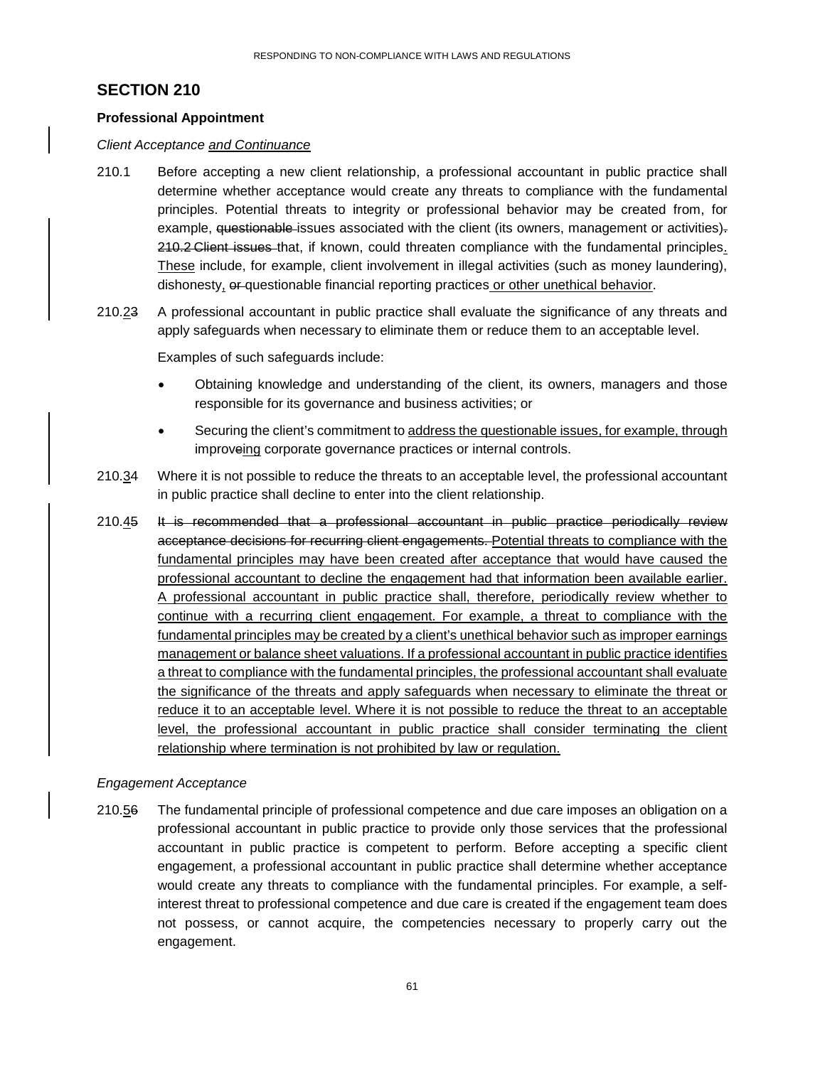## SECTION 210

**Professional Appointment**

*Client Acceptance <u>and Continuance</u>*

210.1 Before accepting a new client relationship, a professional accountant in public practice shall determine whether acceptance would create any threats to compliance with the fundamental principles. Potential threats to integrity or professional behavior may be created from, for example, ~~questionable~~ issues associated with the client (its owners, management or activities)~~.~~ ~~210.2 Client issues~~ that, if known, could threaten compliance with the fundamental principles<u>. These</u> include, for example, client involvement in illegal activities (such as money laundering), dishonesty<u>,</u> ~~or~~ questionable financial reporting practices<u> or other unethical behavior</u>.

210.<u>2</u>~~3~~ A professional accountant in public practice shall evaluate the significance of any threats and apply safeguards when necessary to eliminate them or reduce them to an acceptable level.

Examples of such safeguards include:

- Obtaining knowledge and understanding of the client, its owners, managers and those responsible for its governance and business activities; or
- Securing the client's commitment to <u>address the questionable issues, for example, through</u> improv~~e~~<u>ing</u> corporate governance practices or internal controls.

210.<u>3</u>~~4~~ Where it is not possible to reduce the threats to an acceptable level, the professional accountant in public practice shall decline to enter into the client relationship.

210.<u>4</u>~~5~~ ~~It is recommended that a professional accountant in public practice periodically review acceptance decisions for recurring client engagements.~~ <u>Potential threats to compliance with the fundamental principles may have been created after acceptance that would have caused the professional accountant to decline the engagement had that information been available earlier. A professional accountant in public practice shall, therefore, periodically review whether to continue with a recurring client engagement. For example, a threat to compliance with the fundamental principles may be created by a client's unethical behavior such as improper earnings management or balance sheet valuations. If a professional accountant in public practice identifies a threat to compliance with the fundamental principles, the professional accountant shall evaluate the significance of the threats and apply safeguards when necessary to eliminate the threat or reduce it to an acceptable level. Where it is not possible to reduce the threat to an acceptable level, the professional accountant in public practice shall consider terminating the client relationship where termination is not prohibited by law or regulation.</u>

*Engagement Acceptance*

210.<u>5</u>~~6~~ The fundamental principle of professional competence and due care imposes an obligation on a professional accountant in public practice to provide only those services that the professional accountant in public practice is competent to perform. Before accepting a specific client engagement, a professional accountant in public practice shall determine whether acceptance would create any threats to compliance with the fundamental principles. For example, a self-interest threat to professional competence and due care is created if the engagement team does not possess, or cannot acquire, the competencies necessary to properly carry out the engagement.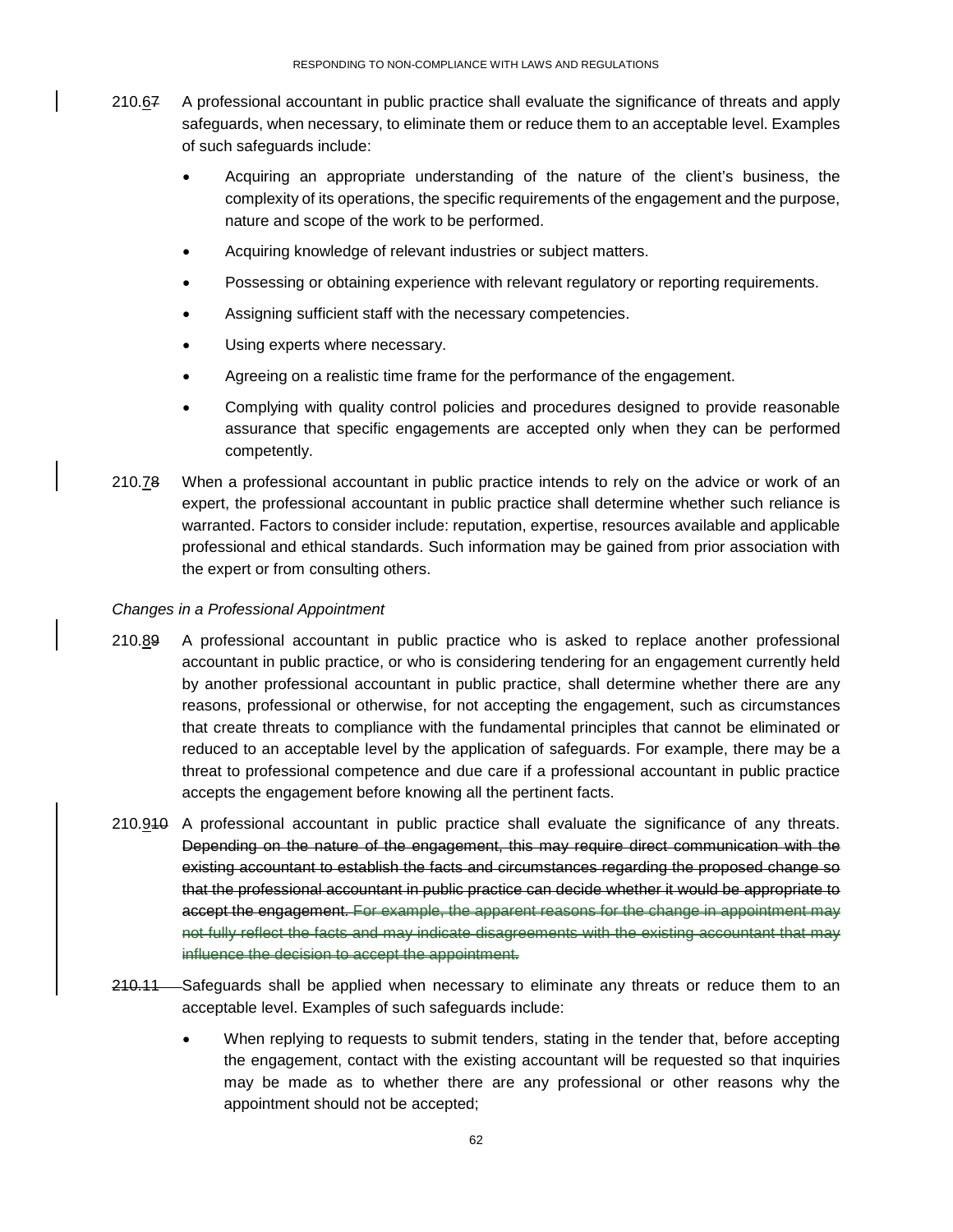210.~~7~~6 A professional accountant in public practice shall evaluate the significance of threats and apply safeguards, when necessary, to eliminate them or reduce them to an acceptable level. Examples of such safeguards include:

- Acquiring an appropriate understanding of the nature of the client's business, the complexity of its operations, the specific requirements of the engagement and the purpose, nature and scope of the work to be performed.
- Acquiring knowledge of relevant industries or subject matters.
- Possessing or obtaining experience with relevant regulatory or reporting requirements.
- Assigning sufficient staff with the necessary competencies.
- Using experts where necessary.
- Agreeing on a realistic time frame for the performance of the engagement.
- Complying with quality control policies and procedures designed to provide reasonable assurance that specific engagements are accepted only when they can be performed competently.

210.~~8~~7 When a professional accountant in public practice intends to rely on the advice or work of an expert, the professional accountant in public practice shall determine whether such reliance is warranted. Factors to consider include: reputation, expertise, resources available and applicable professional and ethical standards. Such information may be gained from prior association with the expert or from consulting others.

*Changes in a Professional Appointment*

210.~~9~~8 A professional accountant in public practice who is asked to replace another professional accountant in public practice, or who is considering tendering for an engagement currently held by another professional accountant in public practice, shall determine whether there are any reasons, professional or otherwise, for not accepting the engagement, such as circumstances that create threats to compliance with the fundamental principles that cannot be eliminated or reduced to an acceptable level by the application of safeguards. For example, there may be a threat to professional competence and due care if a professional accountant in public practice accepts the engagement before knowing all the pertinent facts.

210.~~10~~9 A professional accountant in public practice shall evaluate the significance of any threats. ~~Depending on the nature of the engagement, this may require direct communication with the existing accountant to establish the facts and circumstances regarding the proposed change so that the professional accountant in public practice can decide whether it would be appropriate to accept the engagement.~~ ~~For example, the apparent reasons for the change in appointment may not fully reflect the facts and may indicate disagreements with the existing accountant that may influence the decision to accept the appointment.~~

~~210.11~~ Safeguards shall be applied when necessary to eliminate any threats or reduce them to an acceptable level. Examples of such safeguards include:

- When replying to requests to submit tenders, stating in the tender that, before accepting the engagement, contact with the existing accountant will be requested so that inquiries may be made as to whether there are any professional or other reasons why the appointment should not be accepted;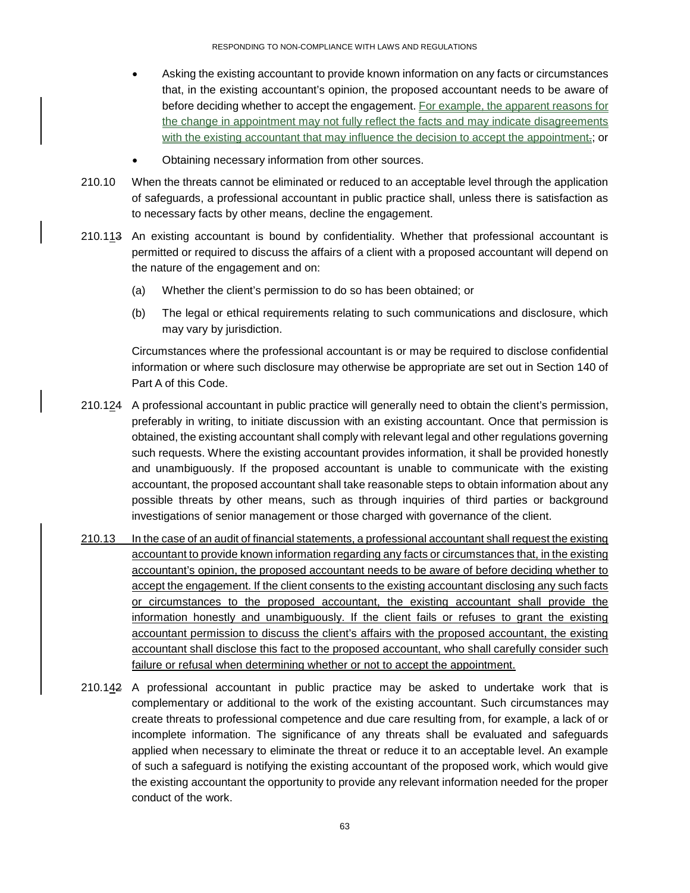- Asking the existing accountant to provide known information on any facts or circumstances that, in the existing accountant's opinion, the proposed accountant needs to be aware of before deciding whether to accept the engagement. For example, the apparent reasons for the change in appointment may not fully reflect the facts and may indicate disagreements with the existing accountant that may influence the decision to accept the appointment.; or
- Obtaining necessary information from other sources.

210.10 When the threats cannot be eliminated or reduced to an acceptable level through the application of safeguards, a professional accountant in public practice shall, unless there is satisfaction as to necessary facts by other means, decline the engagement.

210.113 An existing accountant is bound by confidentiality. Whether that professional accountant is permitted or required to discuss the affairs of a client with a proposed accountant will depend on the nature of the engagement and on:

(a) Whether the client's permission to do so has been obtained; or

(b) The legal or ethical requirements relating to such communications and disclosure, which may vary by jurisdiction.

Circumstances where the professional accountant is or may be required to disclose confidential information or where such disclosure may otherwise be appropriate are set out in Section 140 of Part A of this Code.

210.124 A professional accountant in public practice will generally need to obtain the client's permission, preferably in writing, to initiate discussion with an existing accountant. Once that permission is obtained, the existing accountant shall comply with relevant legal and other regulations governing such requests. Where the existing accountant provides information, it shall be provided honestly and unambiguously. If the proposed accountant is unable to communicate with the existing accountant, the proposed accountant shall take reasonable steps to obtain information about any possible threats by other means, such as through inquiries of third parties or background investigations of senior management or those charged with governance of the client.

210.13 In the case of an audit of financial statements, a professional accountant shall request the existing accountant to provide known information regarding any facts or circumstances that, in the existing accountant's opinion, the proposed accountant needs to be aware of before deciding whether to accept the engagement. If the client consents to the existing accountant disclosing any such facts or circumstances to the proposed accountant, the existing accountant shall provide the information honestly and unambiguously. If the client fails or refuses to grant the existing accountant permission to discuss the client's affairs with the proposed accountant, the existing accountant shall disclose this fact to the proposed accountant, who shall carefully consider such failure or refusal when determining whether or not to accept the appointment.

210.142 A professional accountant in public practice may be asked to undertake work that is complementary or additional to the work of the existing accountant. Such circumstances may create threats to professional competence and due care resulting from, for example, a lack of or incomplete information. The significance of any threats shall be evaluated and safeguards applied when necessary to eliminate the threat or reduce it to an acceptable level. An example of such a safeguard is notifying the existing accountant of the proposed work, which would give the existing accountant the opportunity to provide any relevant information needed for the proper conduct of the work.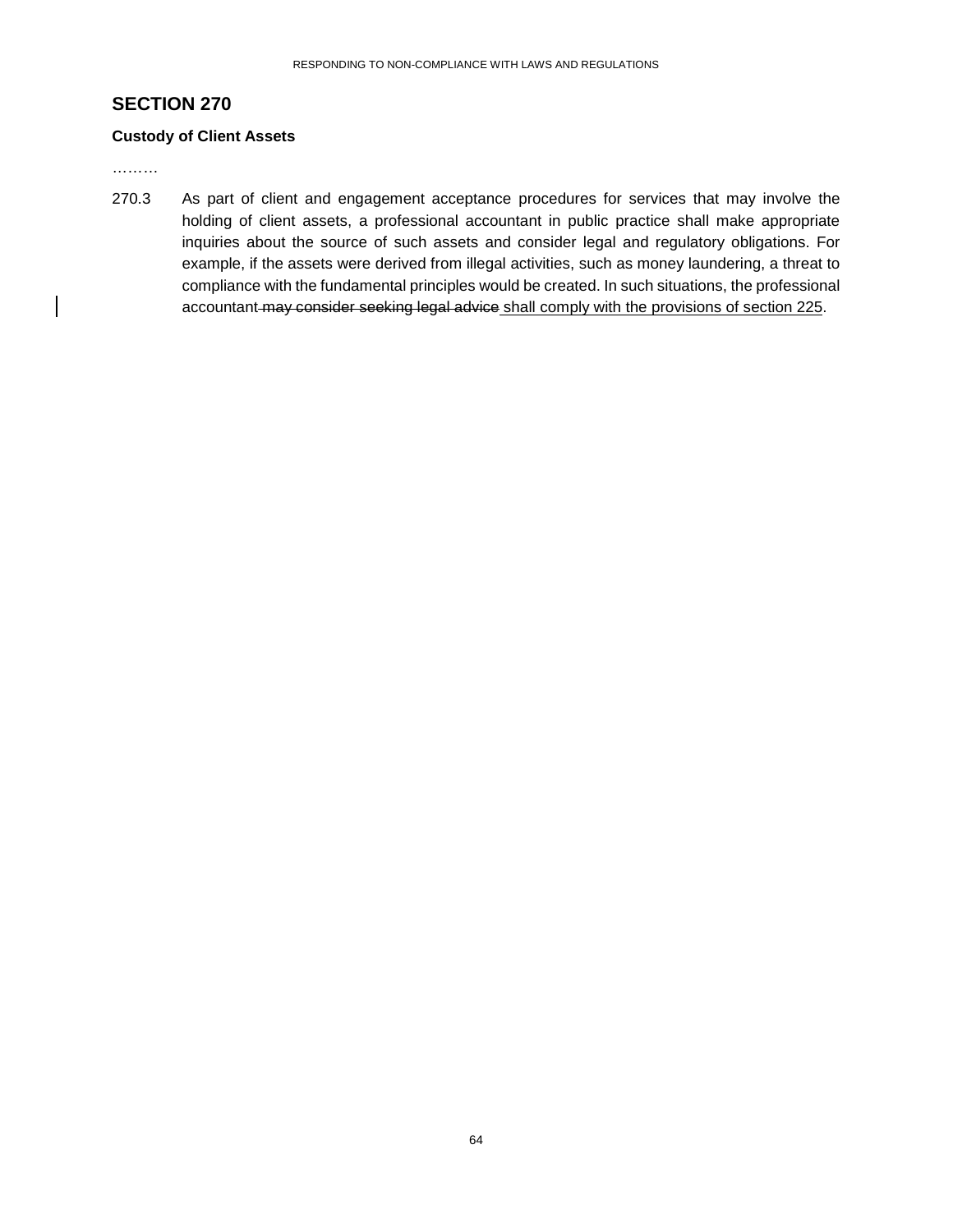## SECTION 270

### Custody of Client Assets

………

270.3 As part of client and engagement acceptance procedures for services that may involve the holding of client assets, a professional accountant in public practice shall make appropriate inquiries about the source of such assets and consider legal and regulatory obligations. For example, if the assets were derived from illegal activities, such as money laundering, a threat to compliance with the fundamental principles would be created. In such situations, the professional accountant ~~may consider seeking legal advice~~ <u>shall comply with the provisions of section 225</u>.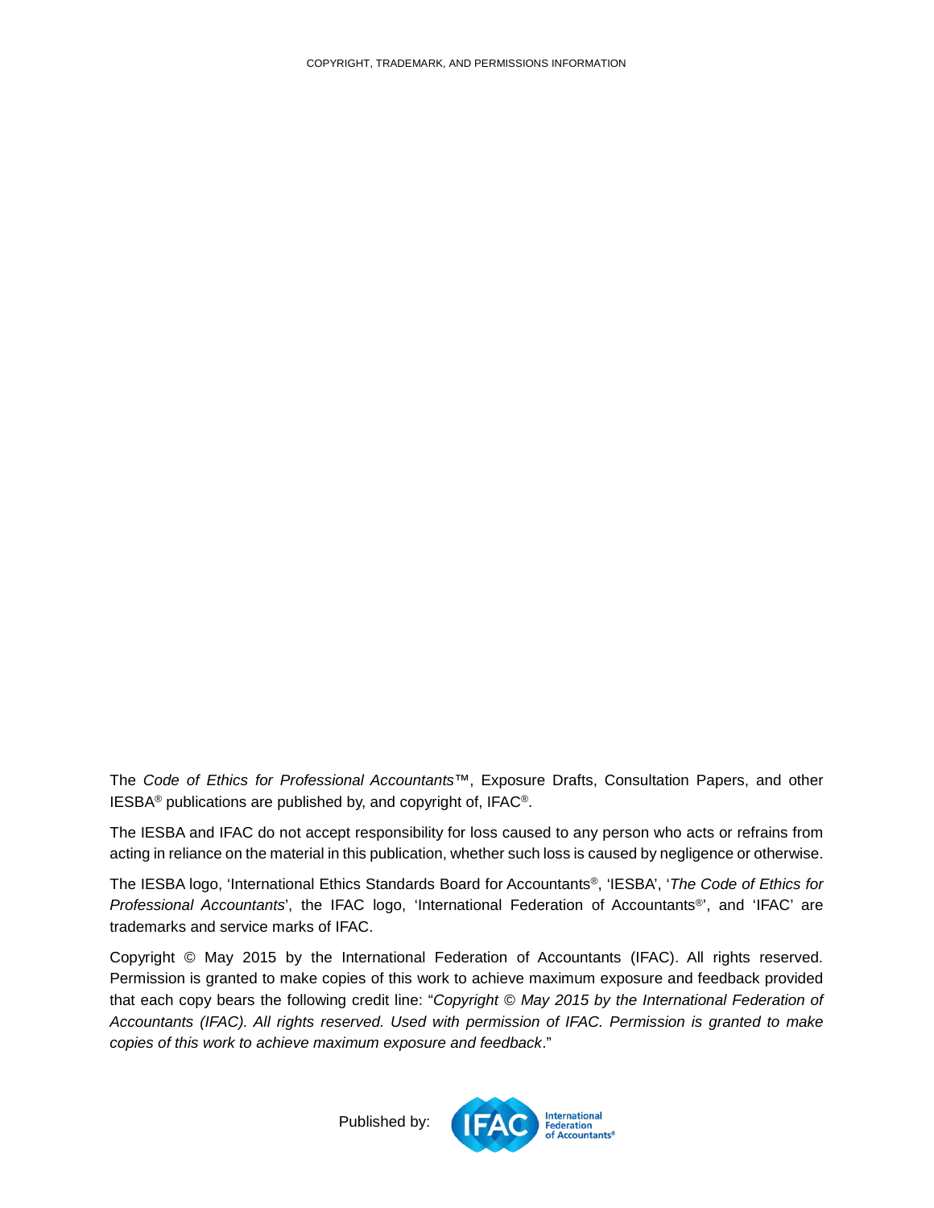COPYRIGHT, TRADEMARK, AND PERMISSIONS INFORMATION

The *Code of Ethics for Professional Accountants*™, Exposure Drafts, Consultation Papers, and other IESBA® publications are published by, and copyright of, IFAC®.

The IESBA and IFAC do not accept responsibility for loss caused to any person who acts or refrains from acting in reliance on the material in this publication, whether such loss is caused by negligence or otherwise.

The IESBA logo, 'International Ethics Standards Board for Accountants®', 'IESBA', '*The Code of Ethics for Professional Accountants*', the IFAC logo, 'International Federation of Accountants®', and 'IFAC' are trademarks and service marks of IFAC.

Copyright © May 2015 by the International Federation of Accountants (IFAC). All rights reserved. Permission is granted to make copies of this work to achieve maximum exposure and feedback provided that each copy bears the following credit line: "*Copyright © May 2015 by the International Federation of Accountants (IFAC). All rights reserved. Used with permission of IFAC. Permission is granted to make copies of this work to achieve maximum exposure and feedback*."

Published by: IFAC International Federation of Accountants®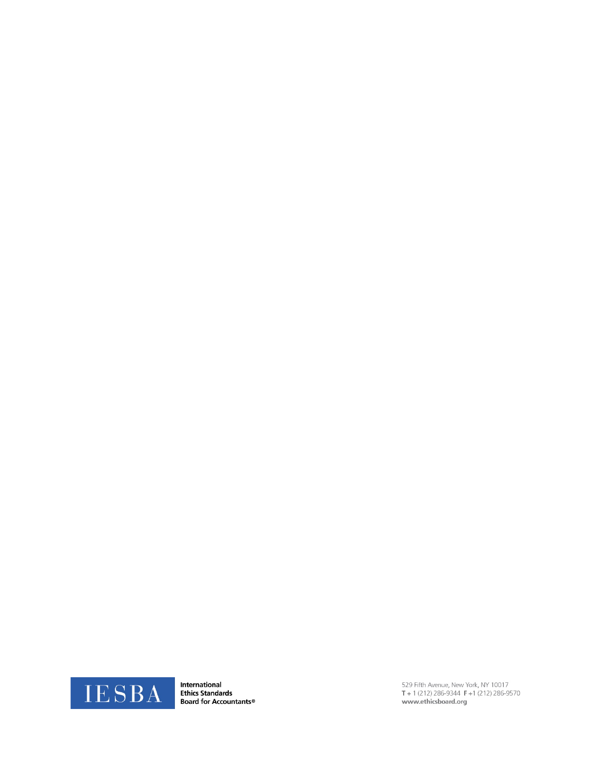IESBA

International
Ethics Standards
Board for Accountants®

529 Fifth Avenue, New York, NY 10017
T + 1 (212) 286-9344 F +1 (212) 286-9570
www.ethicsboard.org